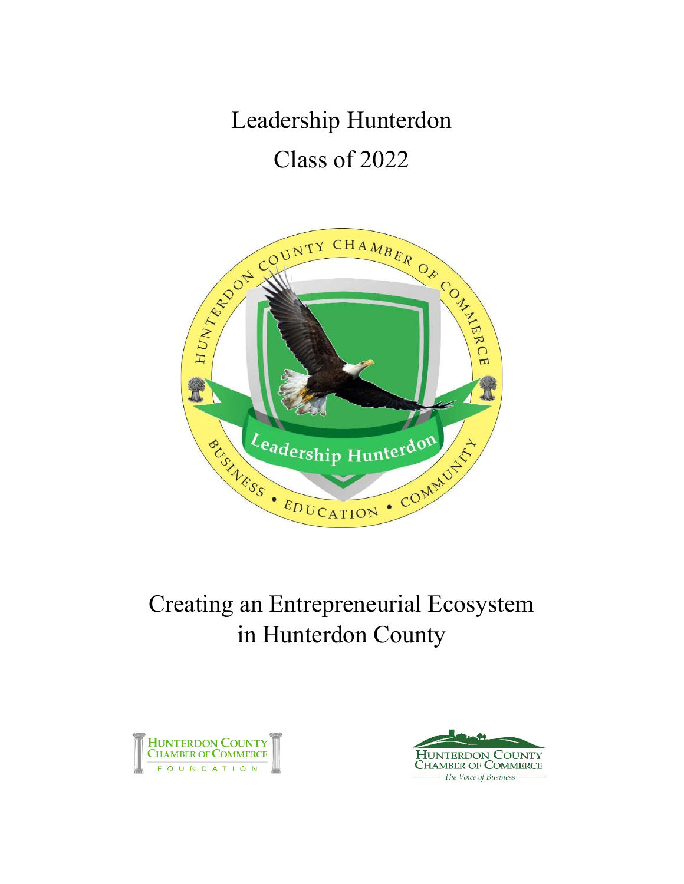# Leadership Hunterdon

# Class of 2022

# Creating an Entrepreneurial Ecosystem in Hunterdon County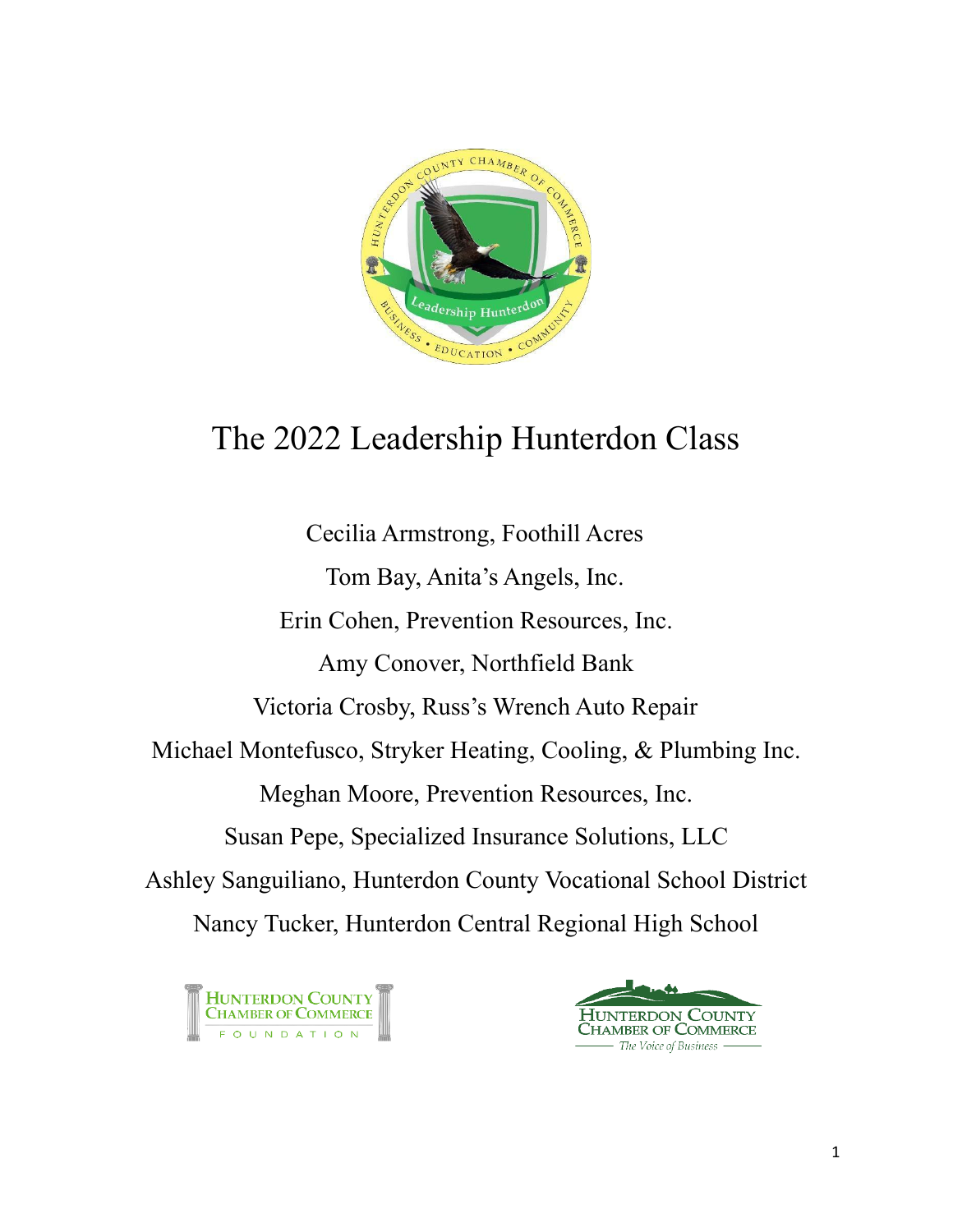# The 2022 Leadership Hunterdon Class

Cecilia Armstrong, Foothill Acres

Tom Bay, Anita's Angels, Inc.

Erin Cohen, Prevention Resources, Inc.

Amy Conover, Northfield Bank

Victoria Crosby, Russ's Wrench Auto Repair

Michael Montefusco, Stryker Heating, Cooling, & Plumbing Inc.

Meghan Moore, Prevention Resources, Inc.

Susan Pepe, Specialized Insurance Solutions, LLC

Ashley Sanguiliano, Hunterdon County Vocational School District

Nancy Tucker, Hunterdon Central Regional High School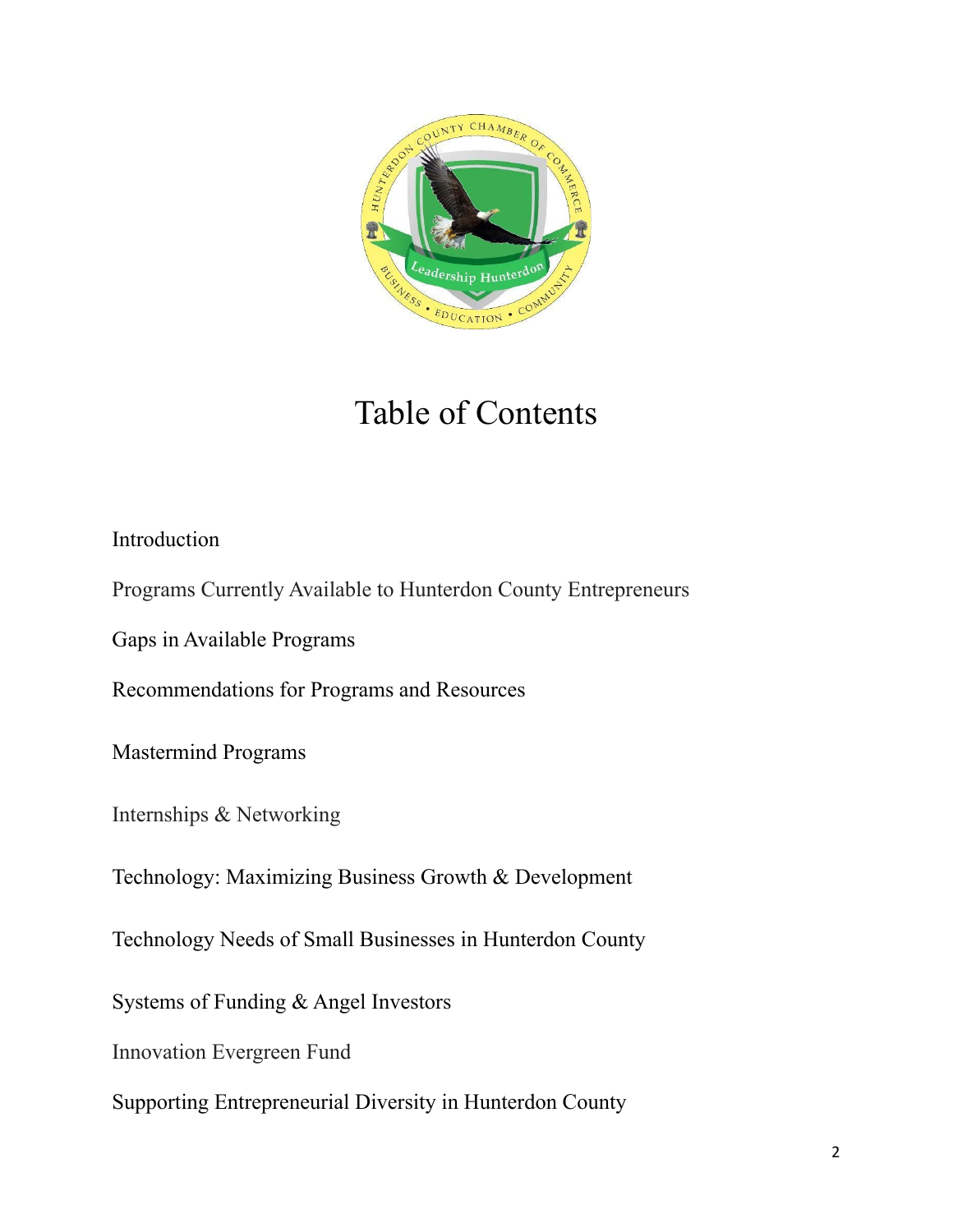# Table of Contents

Introduction

Programs Currently Available to Hunterdon County Entrepreneurs

Gaps in Available Programs

Recommendations for Programs and Resources

Mastermind Programs

Internships & Networking

Technology: Maximizing Business Growth & Development

Technology Needs of Small Businesses in Hunterdon County

Systems of Funding & Angel Investors

Innovation Evergreen Fund

Supporting Entrepreneurial Diversity in Hunterdon County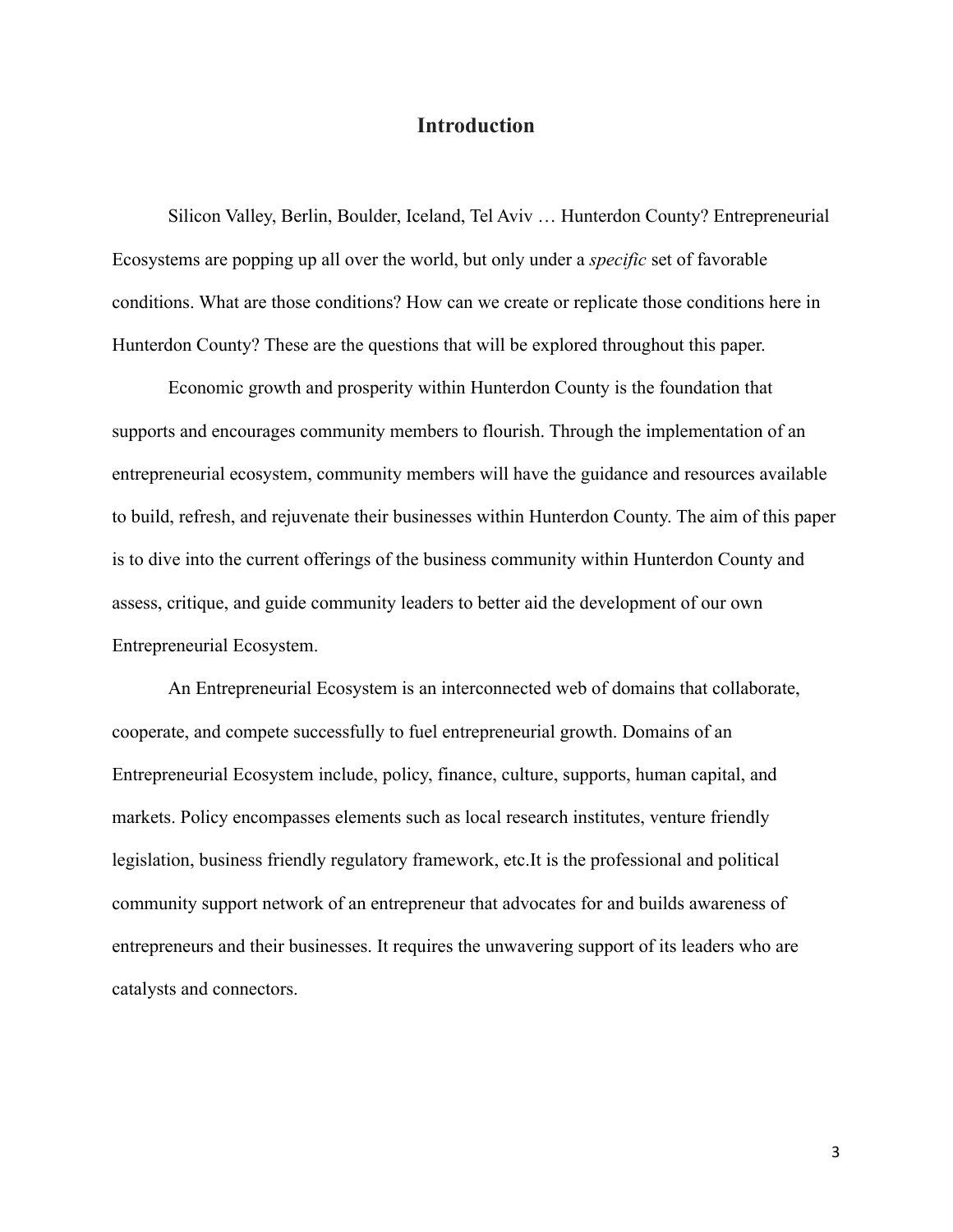# Introduction

Silicon Valley, Berlin, Boulder, Iceland, Tel Aviv … Hunterdon County? Entrepreneurial Ecosystems are popping up all over the world, but only under a *specific* set of favorable conditions. What are those conditions? How can we create or replicate those conditions here in Hunterdon County? These are the questions that will be explored throughout this paper.

Economic growth and prosperity within Hunterdon County is the foundation that supports and encourages community members to flourish. Through the implementation of an entrepreneurial ecosystem, community members will have the guidance and resources available to build, refresh, and rejuvenate their businesses within Hunterdon County. The aim of this paper is to dive into the current offerings of the business community within Hunterdon County and assess, critique, and guide community leaders to better aid the development of our own Entrepreneurial Ecosystem.

An Entrepreneurial Ecosystem is an interconnected web of domains that collaborate, cooperate, and compete successfully to fuel entrepreneurial growth. Domains of an Entrepreneurial Ecosystem include, policy, finance, culture, supports, human capital, and markets. Policy encompasses elements such as local research institutes, venture friendly legislation, business friendly regulatory framework, etc.It is the professional and political community support network of an entrepreneur that advocates for and builds awareness of entrepreneurs and their businesses. It requires the unwavering support of its leaders who are catalysts and connectors.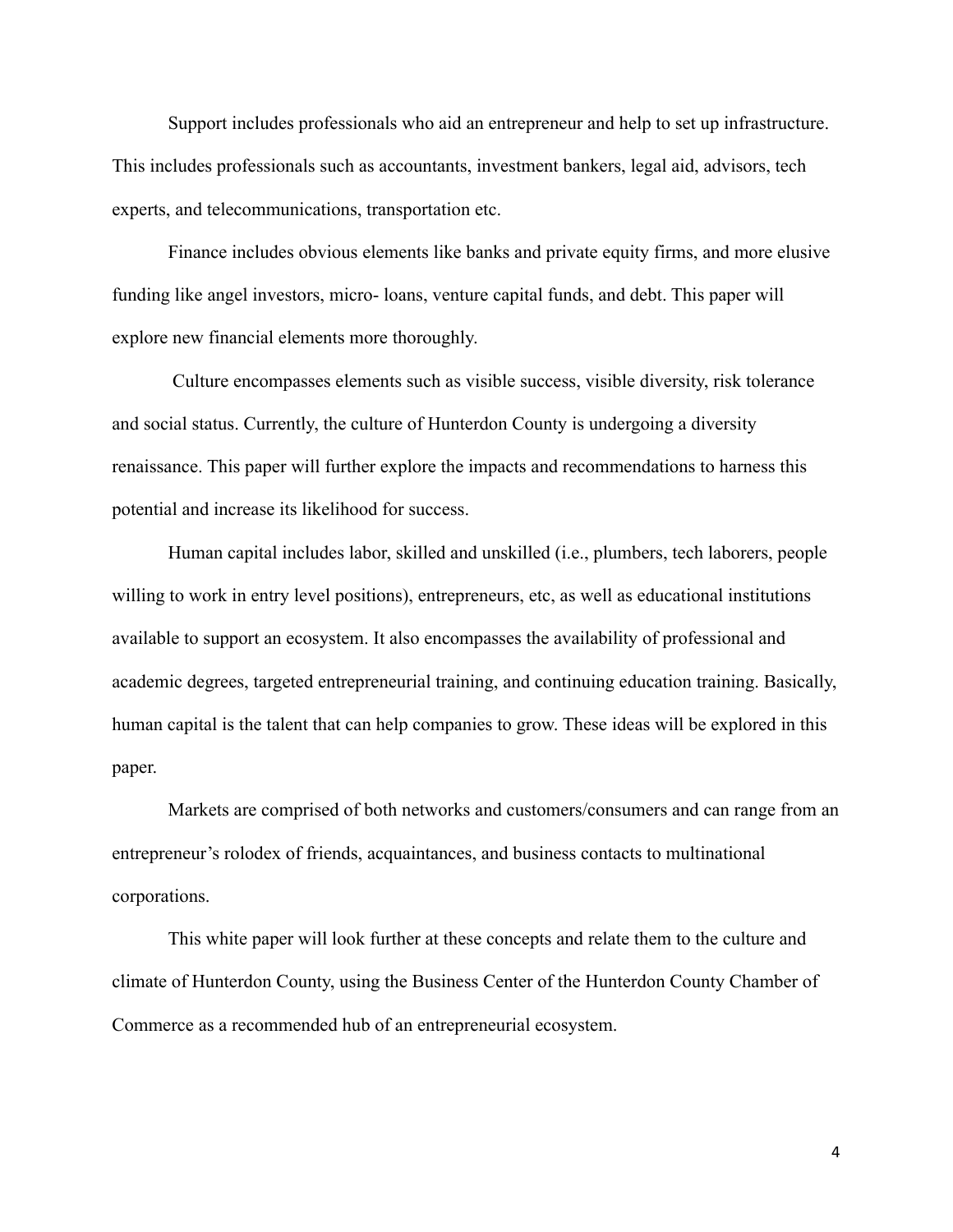Support includes professionals who aid an entrepreneur and help to set up infrastructure. This includes professionals such as accountants, investment bankers, legal aid, advisors, tech experts, and telecommunications, transportation etc.

Finance includes obvious elements like banks and private equity firms, and more elusive funding like angel investors, micro- loans, venture capital funds, and debt. This paper will explore new financial elements more thoroughly.

Culture encompasses elements such as visible success, visible diversity, risk tolerance and social status. Currently, the culture of Hunterdon County is undergoing a diversity renaissance. This paper will further explore the impacts and recommendations to harness this potential and increase its likelihood for success.

Human capital includes labor, skilled and unskilled (i.e., plumbers, tech laborers, people willing to work in entry level positions), entrepreneurs, etc, as well as educational institutions available to support an ecosystem. It also encompasses the availability of professional and academic degrees, targeted entrepreneurial training, and continuing education training. Basically, human capital is the talent that can help companies to grow. These ideas will be explored in this paper.

Markets are comprised of both networks and customers/consumers and can range from an entrepreneur's rolodex of friends, acquaintances, and business contacts to multinational corporations.

This white paper will look further at these concepts and relate them to the culture and climate of Hunterdon County, using the Business Center of the Hunterdon County Chamber of Commerce as a recommended hub of an entrepreneurial ecosystem.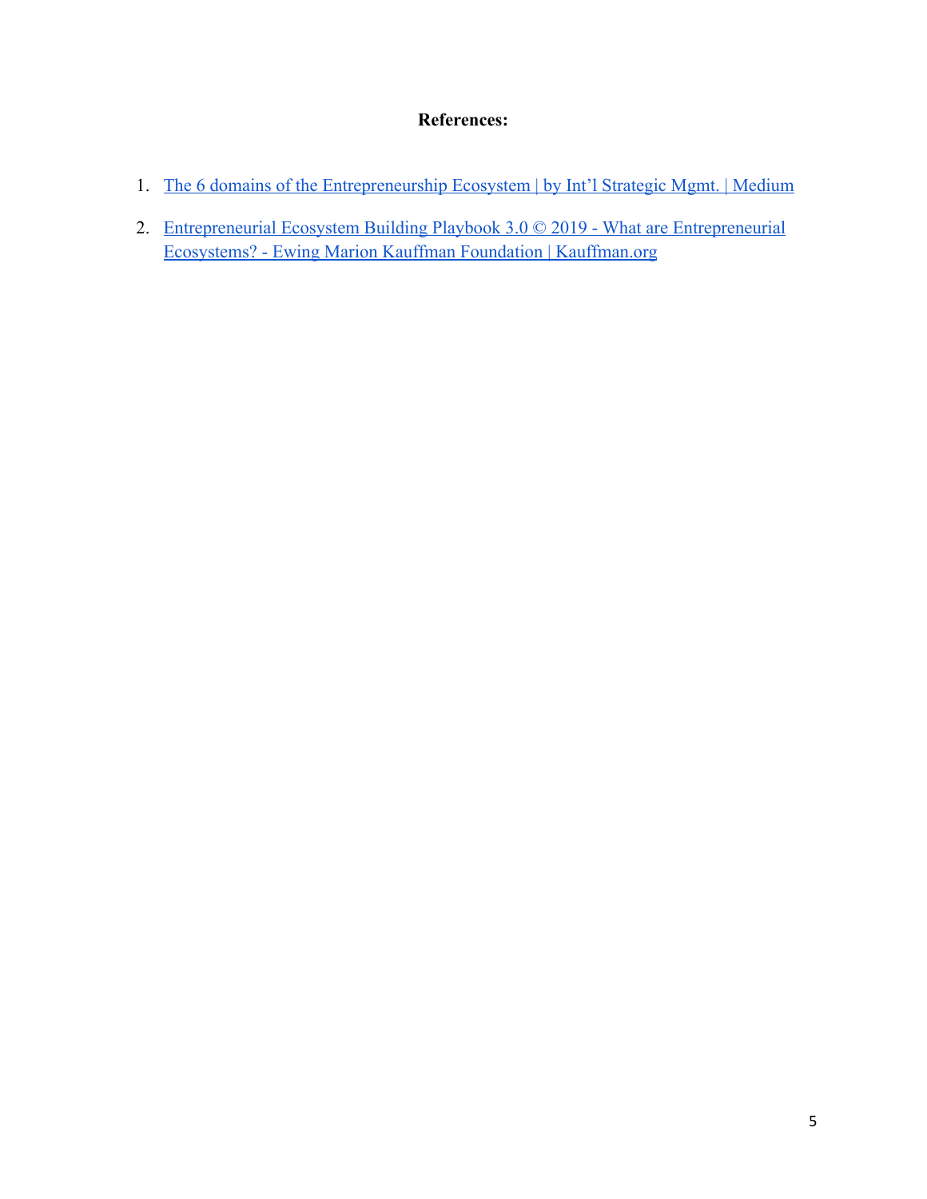**References:**

1. The 6 domains of the Entrepreneurship Ecosystem | by Int'l Strategic Mgmt. | Medium
2. Entrepreneurial Ecosystem Building Playbook 3.0 © 2019 - What are Entrepreneurial Ecosystems? - Ewing Marion Kauffman Foundation | Kauffman.org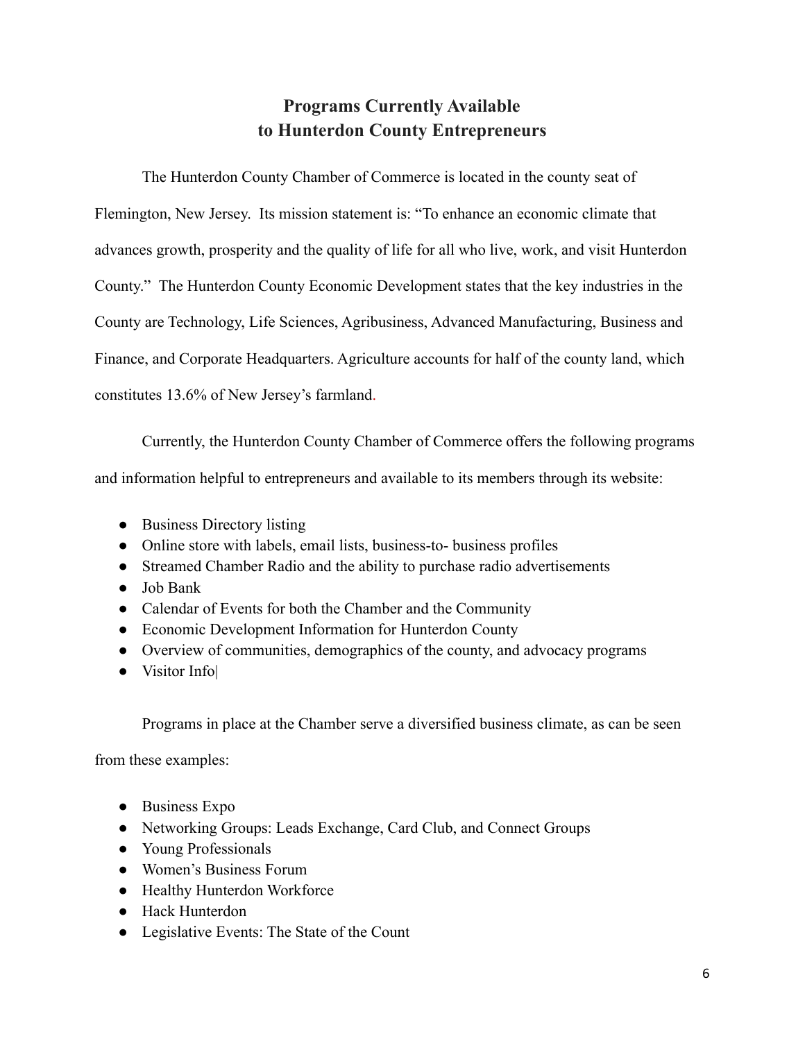# Programs Currently Available to Hunterdon County Entrepreneurs

The Hunterdon County Chamber of Commerce is located in the county seat of Flemington, New Jersey. Its mission statement is: "To enhance an economic climate that advances growth, prosperity and the quality of life for all who live, work, and visit Hunterdon County." The Hunterdon County Economic Development states that the key industries in the County are Technology, Life Sciences, Agribusiness, Advanced Manufacturing, Business and Finance, and Corporate Headquarters. Agriculture accounts for half of the county land, which constitutes 13.6% of New Jersey's farmland.

Currently, the Hunterdon County Chamber of Commerce offers the following programs and information helpful to entrepreneurs and available to its members through its website:

- Business Directory listing
- Online store with labels, email lists, business-to- business profiles
- Streamed Chamber Radio and the ability to purchase radio advertisements
- Job Bank
- Calendar of Events for both the Chamber and the Community
- Economic Development Information for Hunterdon County
- Overview of communities, demographics of the county, and advocacy programs
- Visitor Info|

Programs in place at the Chamber serve a diversified business climate, as can be seen from these examples:

- Business Expo
- Networking Groups: Leads Exchange, Card Club, and Connect Groups
- Young Professionals
- Women's Business Forum
- Healthy Hunterdon Workforce
- Hack Hunterdon
- Legislative Events: The State of the Count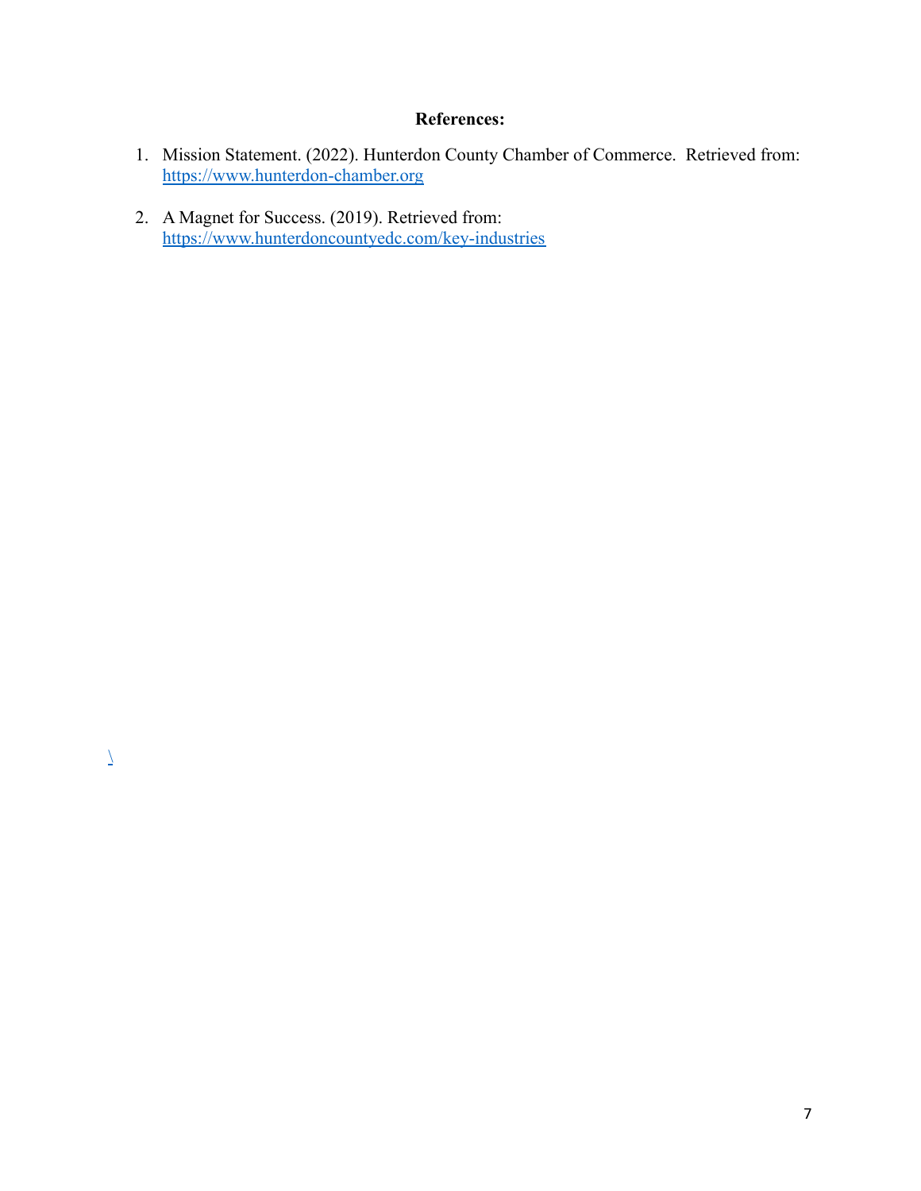**References:**

1. Mission Statement. (2022). Hunterdon County Chamber of Commerce. Retrieved from: https://www.hunterdon-chamber.org

2. A Magnet for Success. (2019). Retrieved from: https://www.hunterdoncountyedc.com/key-industries

\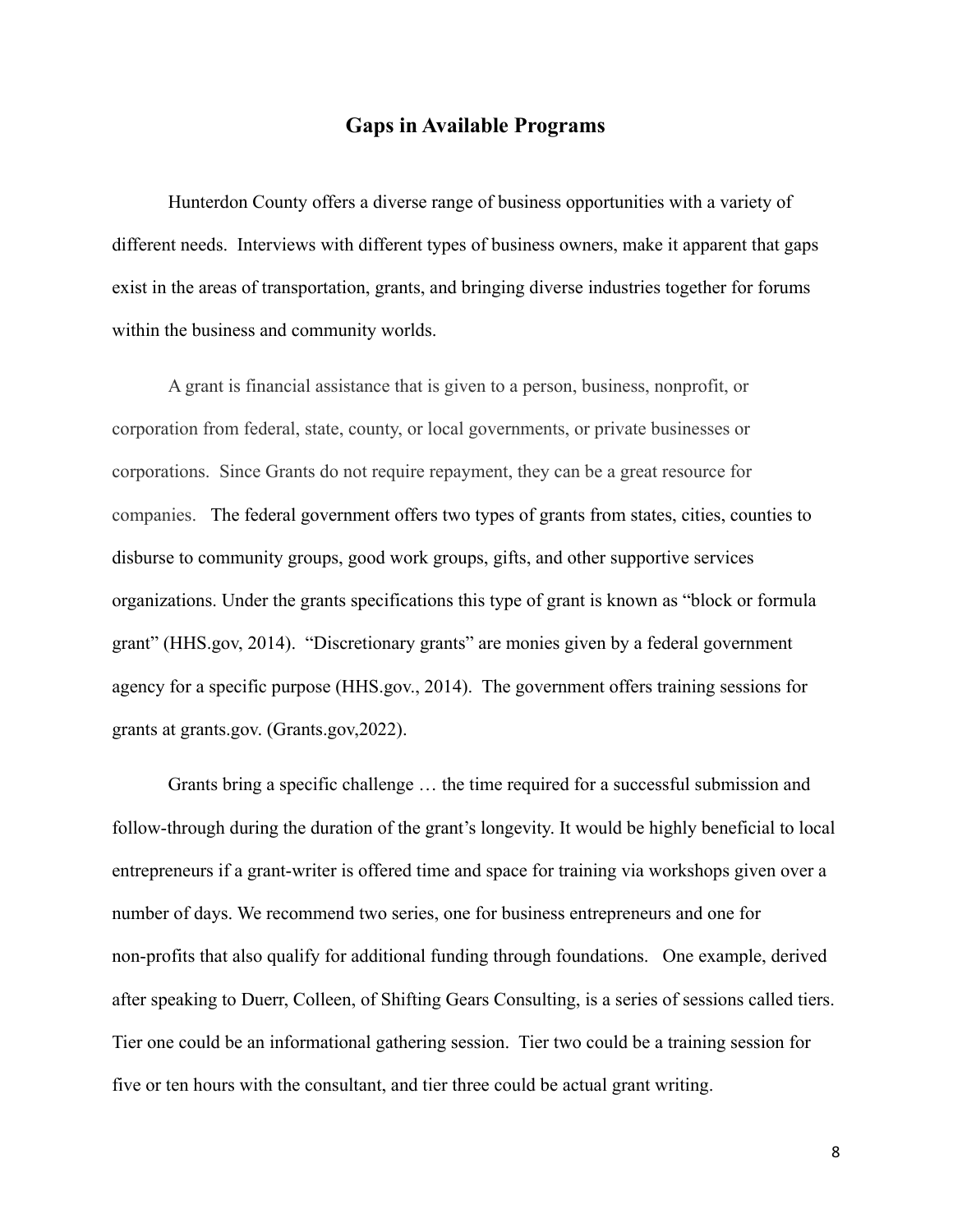## Gaps in Available Programs

Hunterdon County offers a diverse range of business opportunities with a variety of different needs. Interviews with different types of business owners, make it apparent that gaps exist in the areas of transportation, grants, and bringing diverse industries together for forums within the business and community worlds.

A grant is financial assistance that is given to a person, business, nonprofit, or corporation from federal, state, county, or local governments, or private businesses or corporations. Since Grants do not require repayment, they can be a great resource for companies. The federal government offers two types of grants from states, cities, counties to disburse to community groups, good work groups, gifts, and other supportive services organizations. Under the grants specifications this type of grant is known as "block or formula grant" (HHS.gov, 2014). "Discretionary grants" are monies given by a federal government agency for a specific purpose (HHS.gov., 2014). The government offers training sessions for grants at grants.gov. (Grants.gov,2022).

Grants bring a specific challenge … the time required for a successful submission and follow-through during the duration of the grant's longevity. It would be highly beneficial to local entrepreneurs if a grant-writer is offered time and space for training via workshops given over a number of days. We recommend two series, one for business entrepreneurs and one for non-profits that also qualify for additional funding through foundations. One example, derived after speaking to Duerr, Colleen, of Shifting Gears Consulting, is a series of sessions called tiers. Tier one could be an informational gathering session. Tier two could be a training session for five or ten hours with the consultant, and tier three could be actual grant writing.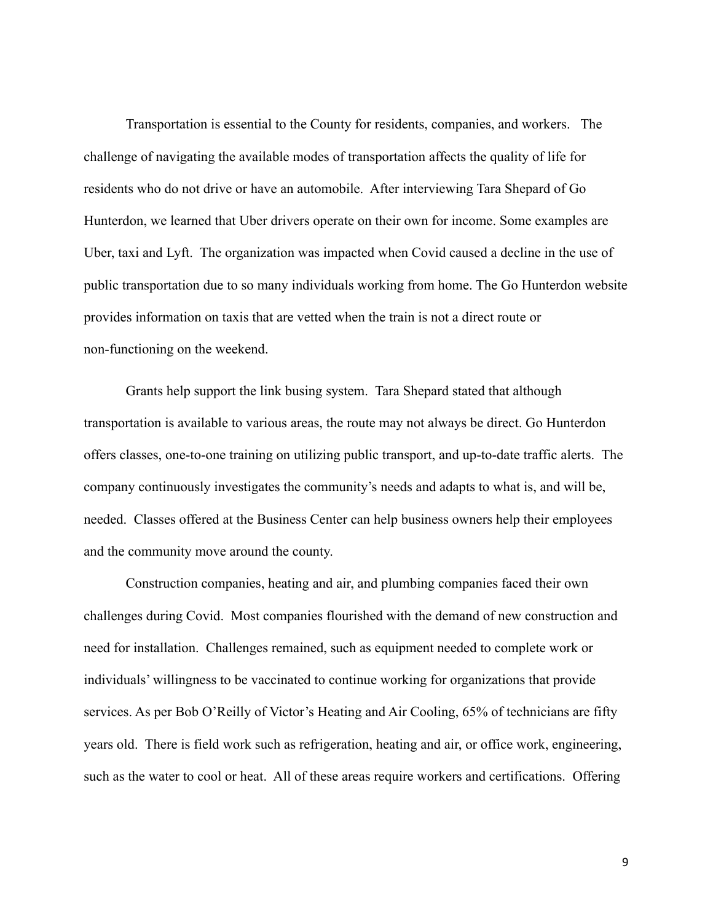Transportation is essential to the County for residents, companies, and workers. The challenge of navigating the available modes of transportation affects the quality of life for residents who do not drive or have an automobile. After interviewing Tara Shepard of Go Hunterdon, we learned that Uber drivers operate on their own for income. Some examples are Uber, taxi and Lyft. The organization was impacted when Covid caused a decline in the use of public transportation due to so many individuals working from home. The Go Hunterdon website provides information on taxis that are vetted when the train is not a direct route or non-functioning on the weekend.

Grants help support the link busing system. Tara Shepard stated that although transportation is available to various areas, the route may not always be direct. Go Hunterdon offers classes, one-to-one training on utilizing public transport, and up-to-date traffic alerts. The company continuously investigates the community's needs and adapts to what is, and will be, needed. Classes offered at the Business Center can help business owners help their employees and the community move around the county.

Construction companies, heating and air, and plumbing companies faced their own challenges during Covid. Most companies flourished with the demand of new construction and need for installation. Challenges remained, such as equipment needed to complete work or individuals' willingness to be vaccinated to continue working for organizations that provide services. As per Bob O'Reilly of Victor's Heating and Air Cooling, 65% of technicians are fifty years old. There is field work such as refrigeration, heating and air, or office work, engineering, such as the water to cool or heat. All of these areas require workers and certifications. Offering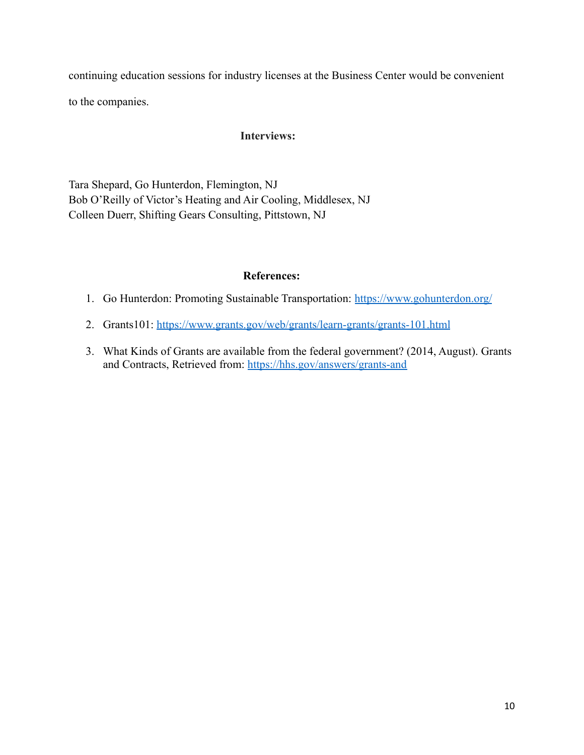continuing education sessions for industry licenses at the Business Center would be convenient to the companies.

## Interviews:

Tara Shepard, Go Hunterdon, Flemington, NJ
Bob O'Reilly of Victor's Heating and Air Cooling, Middlesex, NJ
Colleen Duerr, Shifting Gears Consulting, Pittstown, NJ

## References:

1. Go Hunterdon: Promoting Sustainable Transportation: https://www.gohunterdon.org/
2. Grants101: https://www.grants.gov/web/grants/learn-grants/grants-101.html
3. What Kinds of Grants are available from the federal government? (2014, August). Grants and Contracts, Retrieved from: https://hhs.gov/answers/grants-and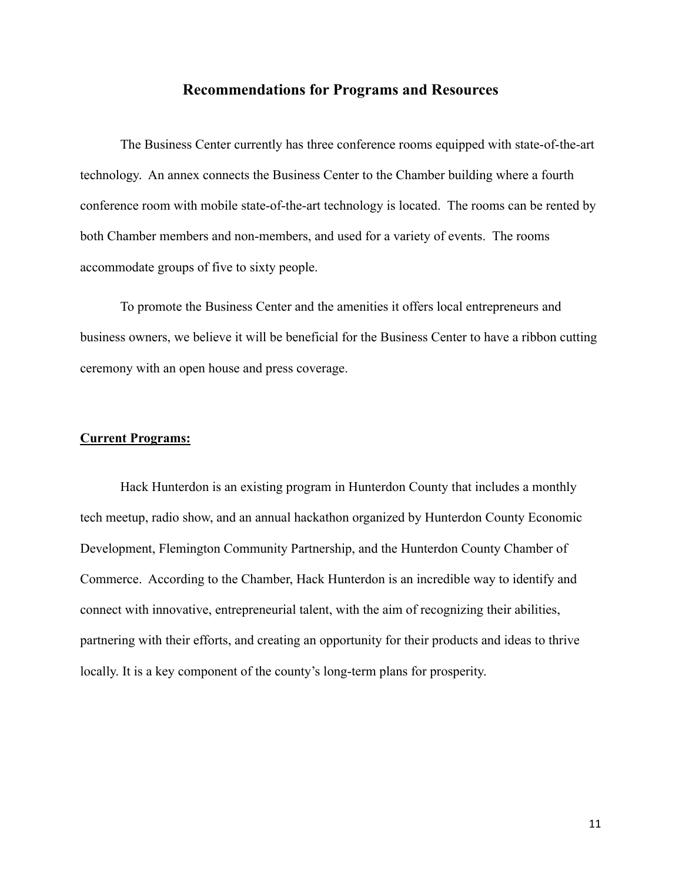## Recommendations for Programs and Resources

The Business Center currently has three conference rooms equipped with state-of-the-art technology. An annex connects the Business Center to the Chamber building where a fourth conference room with mobile state-of-the-art technology is located. The rooms can be rented by both Chamber members and non-members, and used for a variety of events. The rooms accommodate groups of five to sixty people.

To promote the Business Center and the amenities it offers local entrepreneurs and business owners, we believe it will be beneficial for the Business Center to have a ribbon cutting ceremony with an open house and press coverage.

### Current Programs:

Hack Hunterdon is an existing program in Hunterdon County that includes a monthly tech meetup, radio show, and an annual hackathon organized by Hunterdon County Economic Development, Flemington Community Partnership, and the Hunterdon County Chamber of Commerce. According to the Chamber, Hack Hunterdon is an incredible way to identify and connect with innovative, entrepreneurial talent, with the aim of recognizing their abilities, partnering with their efforts, and creating an opportunity for their products and ideas to thrive locally. It is a key component of the county's long-term plans for prosperity.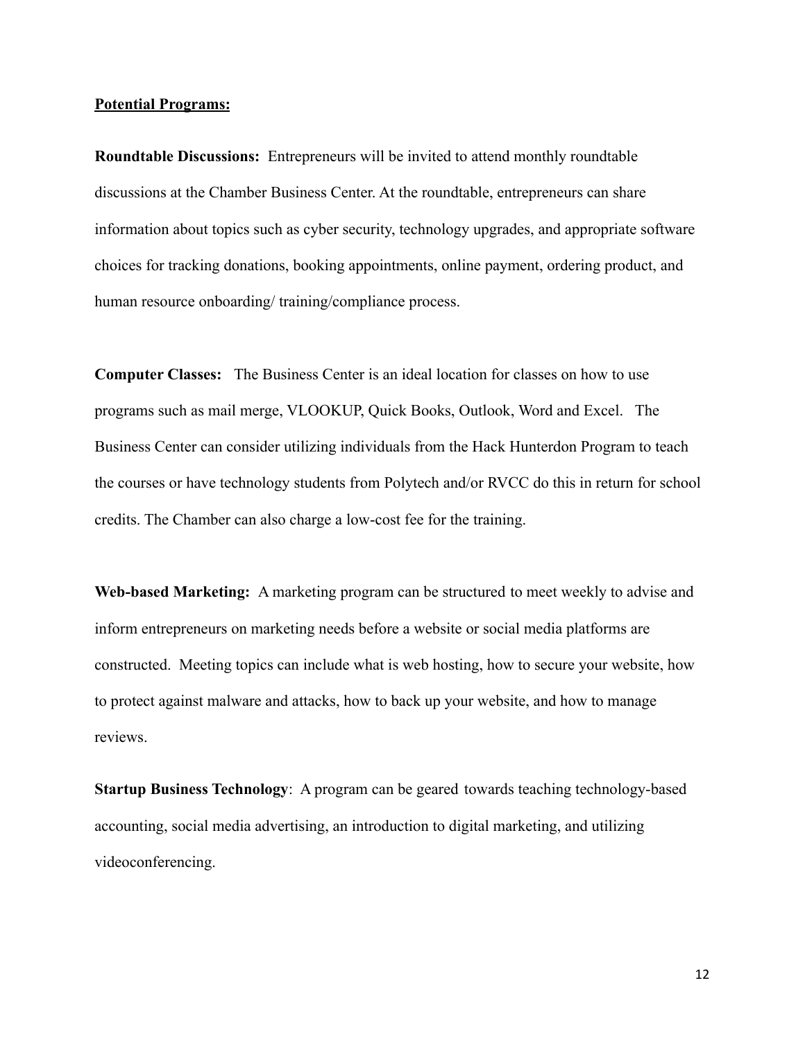**Potential Programs:**

**Roundtable Discussions:** Entrepreneurs will be invited to attend monthly roundtable discussions at the Chamber Business Center. At the roundtable, entrepreneurs can share information about topics such as cyber security, technology upgrades, and appropriate software choices for tracking donations, booking appointments, online payment, ordering product, and human resource onboarding/ training/compliance process.

**Computer Classes:** The Business Center is an ideal location for classes on how to use programs such as mail merge, VLOOKUP, Quick Books, Outlook, Word and Excel. The Business Center can consider utilizing individuals from the Hack Hunterdon Program to teach the courses or have technology students from Polytech and/or RVCC do this in return for school credits. The Chamber can also charge a low-cost fee for the training.

**Web-based Marketing:** A marketing program can be structured to meet weekly to advise and inform entrepreneurs on marketing needs before a website or social media platforms are constructed. Meeting topics can include what is web hosting, how to secure your website, how to protect against malware and attacks, how to back up your website, and how to manage reviews.

**Startup Business Technology**: A program can be geared towards teaching technology-based accounting, social media advertising, an introduction to digital marketing, and utilizing videoconferencing.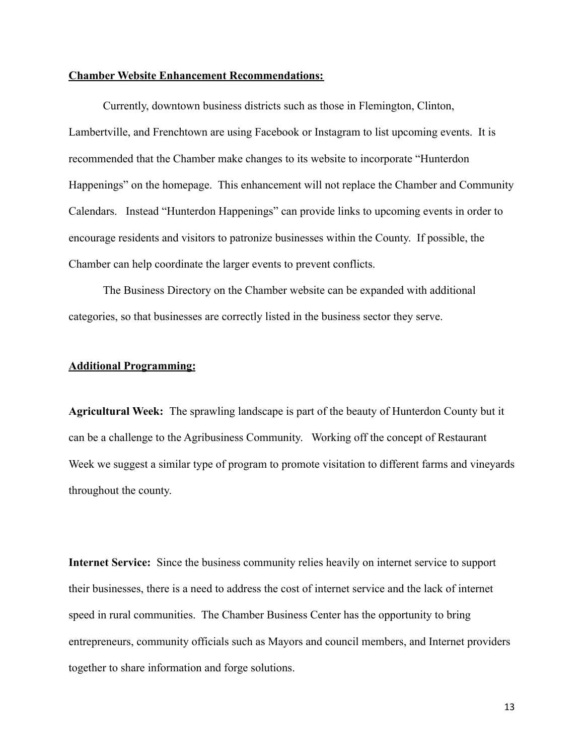**Chamber Website Enhancement Recommendations:**

Currently, downtown business districts such as those in Flemington, Clinton, Lambertville, and Frenchtown are using Facebook or Instagram to list upcoming events. It is recommended that the Chamber make changes to its website to incorporate "Hunterdon Happenings" on the homepage. This enhancement will not replace the Chamber and Community Calendars. Instead "Hunterdon Happenings" can provide links to upcoming events in order to encourage residents and visitors to patronize businesses within the County. If possible, the Chamber can help coordinate the larger events to prevent conflicts.

The Business Directory on the Chamber website can be expanded with additional categories, so that businesses are correctly listed in the business sector they serve.

**Additional Programming:**

**Agricultural Week:** The sprawling landscape is part of the beauty of Hunterdon County but it can be a challenge to the Agribusiness Community. Working off the concept of Restaurant Week we suggest a similar type of program to promote visitation to different farms and vineyards throughout the county.

**Internet Service:** Since the business community relies heavily on internet service to support their businesses, there is a need to address the cost of internet service and the lack of internet speed in rural communities. The Chamber Business Center has the opportunity to bring entrepreneurs, community officials such as Mayors and council members, and Internet providers together to share information and forge solutions.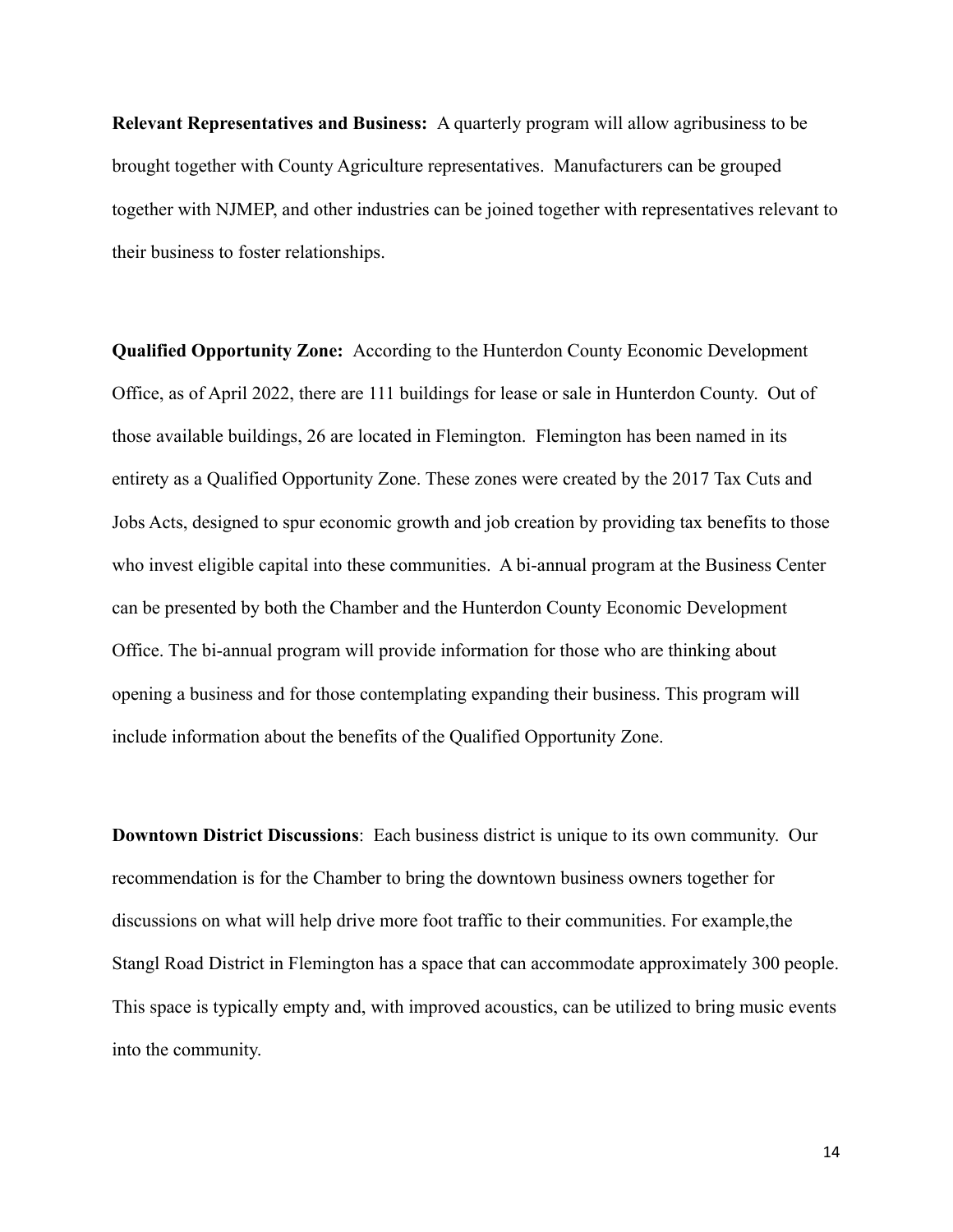**Relevant Representatives and Business:** A quarterly program will allow agribusiness to be brought together with County Agriculture representatives. Manufacturers can be grouped together with NJMEP, and other industries can be joined together with representatives relevant to their business to foster relationships.

**Qualified Opportunity Zone:** According to the Hunterdon County Economic Development Office, as of April 2022, there are 111 buildings for lease or sale in Hunterdon County. Out of those available buildings, 26 are located in Flemington. Flemington has been named in its entirety as a Qualified Opportunity Zone. These zones were created by the 2017 Tax Cuts and Jobs Acts, designed to spur economic growth and job creation by providing tax benefits to those who invest eligible capital into these communities. A bi-annual program at the Business Center can be presented by both the Chamber and the Hunterdon County Economic Development Office. The bi-annual program will provide information for those who are thinking about opening a business and for those contemplating expanding their business. This program will include information about the benefits of the Qualified Opportunity Zone.

**Downtown District Discussions**: Each business district is unique to its own community. Our recommendation is for the Chamber to bring the downtown business owners together for discussions on what will help drive more foot traffic to their communities. For example,the Stangl Road District in Flemington has a space that can accommodate approximately 300 people. This space is typically empty and, with improved acoustics, can be utilized to bring music events into the community.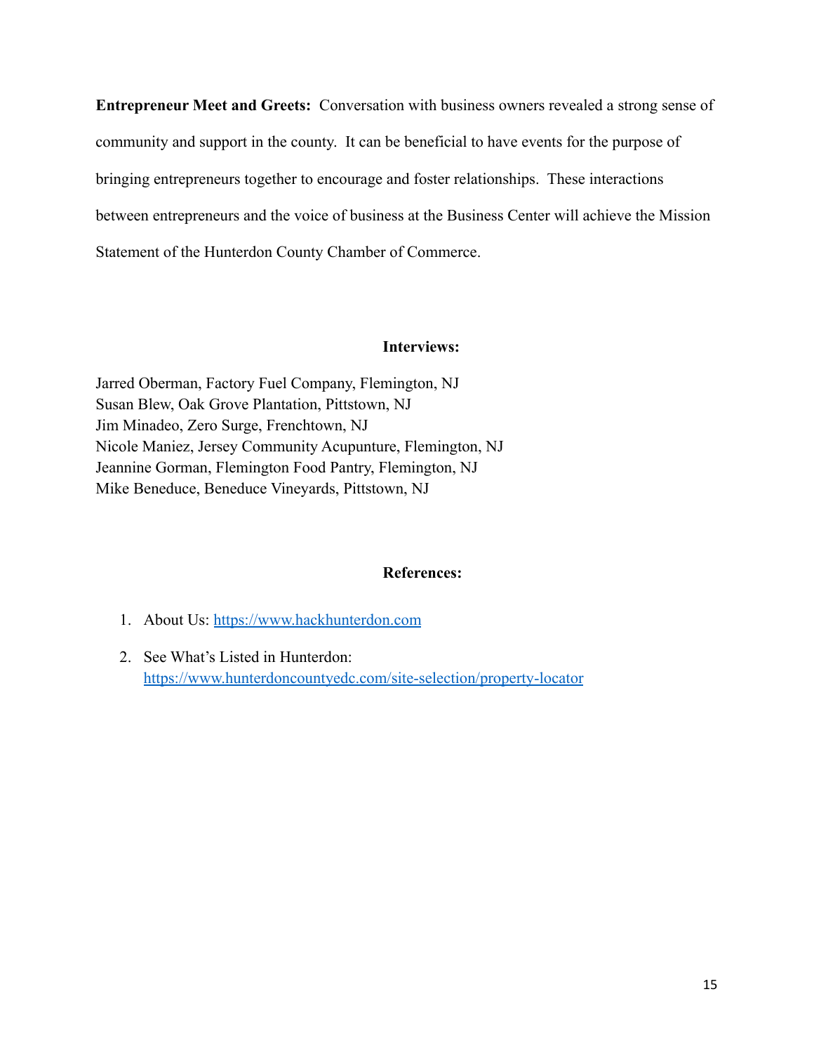**Entrepreneur Meet and Greets:** Conversation with business owners revealed a strong sense of community and support in the county. It can be beneficial to have events for the purpose of bringing entrepreneurs together to encourage and foster relationships. These interactions between entrepreneurs and the voice of business at the Business Center will achieve the Mission Statement of the Hunterdon County Chamber of Commerce.

## Interviews:

Jarred Oberman, Factory Fuel Company, Flemington, NJ
Susan Blew, Oak Grove Plantation, Pittstown, NJ
Jim Minadeo, Zero Surge, Frenchtown, NJ
Nicole Maniez, Jersey Community Acupunture, Flemington, NJ
Jeannine Gorman, Flemington Food Pantry, Flemington, NJ
Mike Beneduce, Beneduce Vineyards, Pittstown, NJ

## References:

1. About Us: https://www.hackhunterdon.com
2. See What's Listed in Hunterdon: https://www.hunterdoncountyedc.com/site-selection/property-locator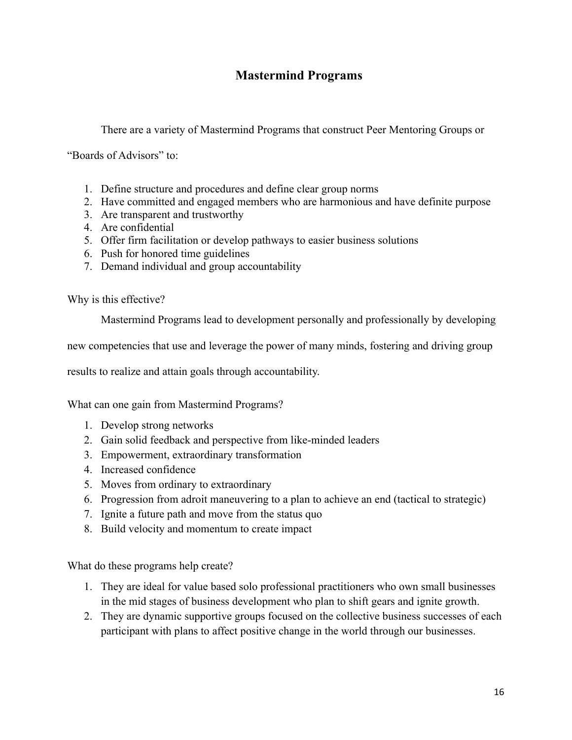# Mastermind Programs

There are a variety of Mastermind Programs that construct Peer Mentoring Groups or "Boards of Advisors" to:

1. Define structure and procedures and define clear group norms
2. Have committed and engaged members who are harmonious and have definite purpose
3. Are transparent and trustworthy
4. Are confidential
5. Offer firm facilitation or develop pathways to easier business solutions
6. Push for honored time guidelines
7. Demand individual and group accountability

Why is this effective?

Mastermind Programs lead to development personally and professionally by developing new competencies that use and leverage the power of many minds, fostering and driving group results to realize and attain goals through accountability.

What can one gain from Mastermind Programs?

1. Develop strong networks
2. Gain solid feedback and perspective from like-minded leaders
3. Empowerment, extraordinary transformation
4. Increased confidence
5. Moves from ordinary to extraordinary
6. Progression from adroit maneuvering to a plan to achieve an end (tactical to strategic)
7. Ignite a future path and move from the status quo
8. Build velocity and momentum to create impact

What do these programs help create?

1. They are ideal for value based solo professional practitioners who own small businesses in the mid stages of business development who plan to shift gears and ignite growth.
2. They are dynamic supportive groups focused on the collective business successes of each participant with plans to affect positive change in the world through our businesses.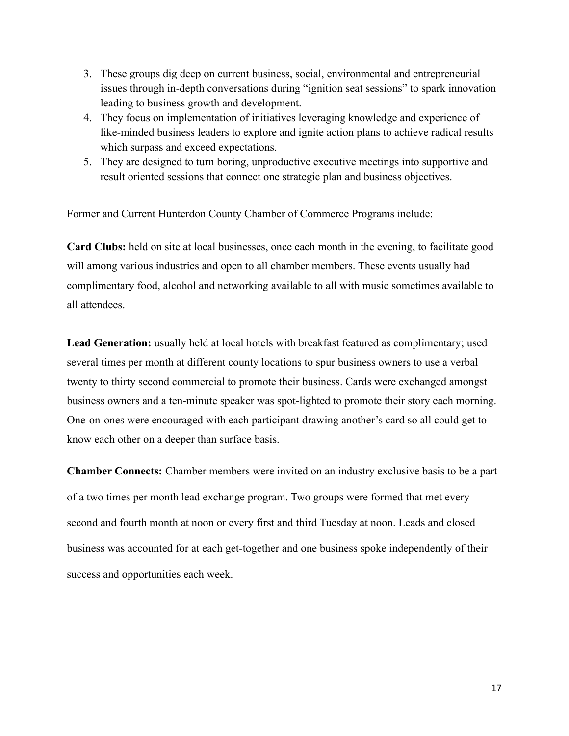3. These groups dig deep on current business, social, environmental and entrepreneurial issues through in-depth conversations during "ignition seat sessions" to spark innovation leading to business growth and development.
4. They focus on implementation of initiatives leveraging knowledge and experience of like-minded business leaders to explore and ignite action plans to achieve radical results which surpass and exceed expectations.
5. They are designed to turn boring, unproductive executive meetings into supportive and result oriented sessions that connect one strategic plan and business objectives.

Former and Current Hunterdon County Chamber of Commerce Programs include:

**Card Clubs:** held on site at local businesses, once each month in the evening, to facilitate good will among various industries and open to all chamber members. These events usually had complimentary food, alcohol and networking available to all with music sometimes available to all attendees.

**Lead Generation:** usually held at local hotels with breakfast featured as complimentary; used several times per month at different county locations to spur business owners to use a verbal twenty to thirty second commercial to promote their business. Cards were exchanged amongst business owners and a ten-minute speaker was spot-lighted to promote their story each morning. One-on-ones were encouraged with each participant drawing another's card so all could get to know each other on a deeper than surface basis.

**Chamber Connects:** Chamber members were invited on an industry exclusive basis to be a part of a two times per month lead exchange program. Two groups were formed that met every second and fourth month at noon or every first and third Tuesday at noon. Leads and closed business was accounted for at each get-together and one business spoke independently of their success and opportunities each week.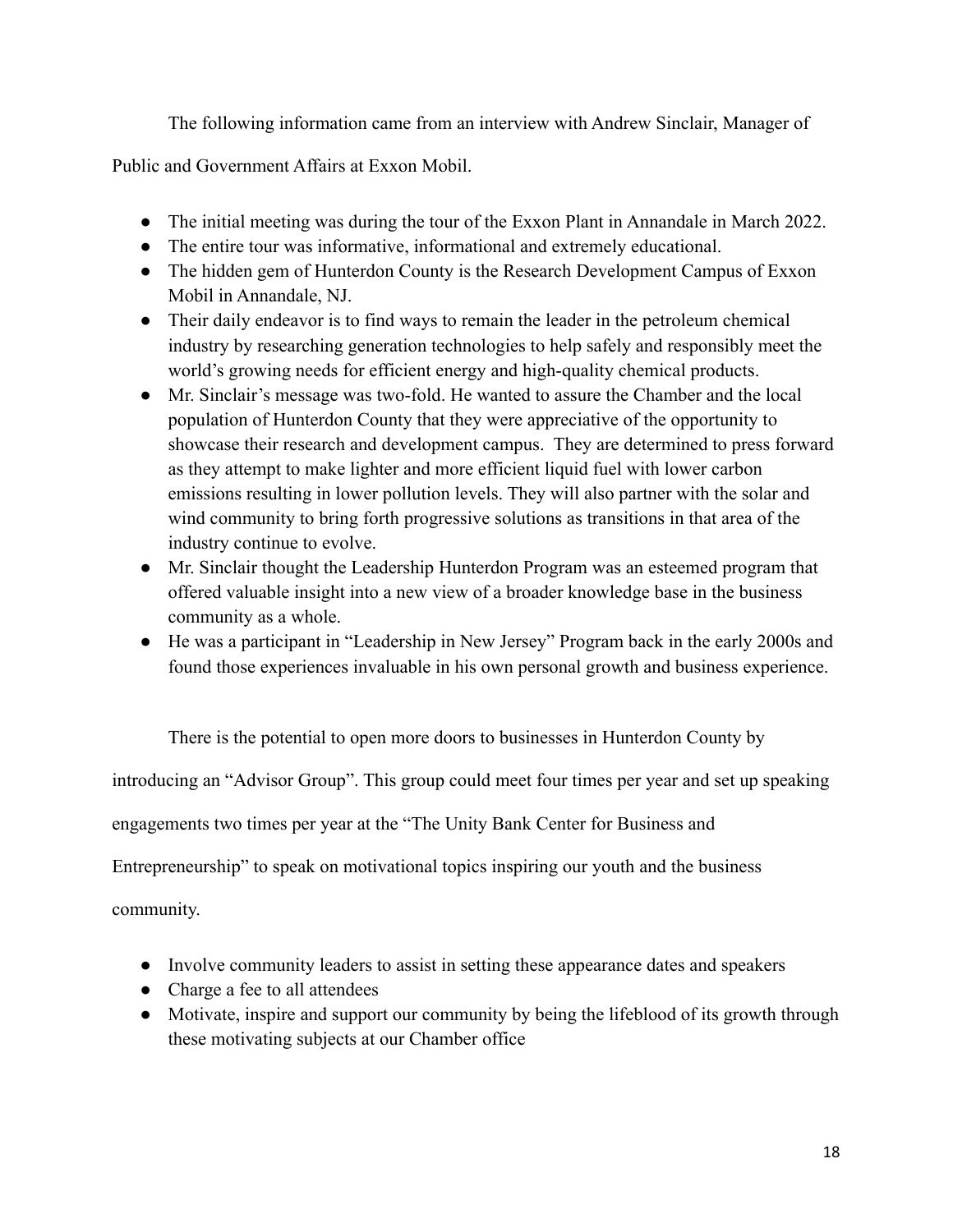The following information came from an interview with Andrew Sinclair, Manager of Public and Government Affairs at Exxon Mobil.

- The initial meeting was during the tour of the Exxon Plant in Annandale in March 2022.
- The entire tour was informative, informational and extremely educational.
- The hidden gem of Hunterdon County is the Research Development Campus of Exxon Mobil in Annandale, NJ.
- Their daily endeavor is to find ways to remain the leader in the petroleum chemical industry by researching generation technologies to help safely and responsibly meet the world's growing needs for efficient energy and high-quality chemical products.
- Mr. Sinclair's message was two-fold. He wanted to assure the Chamber and the local population of Hunterdon County that they were appreciative of the opportunity to showcase their research and development campus. They are determined to press forward as they attempt to make lighter and more efficient liquid fuel with lower carbon emissions resulting in lower pollution levels. They will also partner with the solar and wind community to bring forth progressive solutions as transitions in that area of the industry continue to evolve.
- Mr. Sinclair thought the Leadership Hunterdon Program was an esteemed program that offered valuable insight into a new view of a broader knowledge base in the business community as a whole.
- He was a participant in "Leadership in New Jersey" Program back in the early 2000s and found those experiences invaluable in his own personal growth and business experience.

There is the potential to open more doors to businesses in Hunterdon County by introducing an "Advisor Group". This group could meet four times per year and set up speaking engagements two times per year at the "The Unity Bank Center for Business and Entrepreneurship" to speak on motivational topics inspiring our youth and the business community.

- Involve community leaders to assist in setting these appearance dates and speakers
- Charge a fee to all attendees
- Motivate, inspire and support our community by being the lifeblood of its growth through these motivating subjects at our Chamber office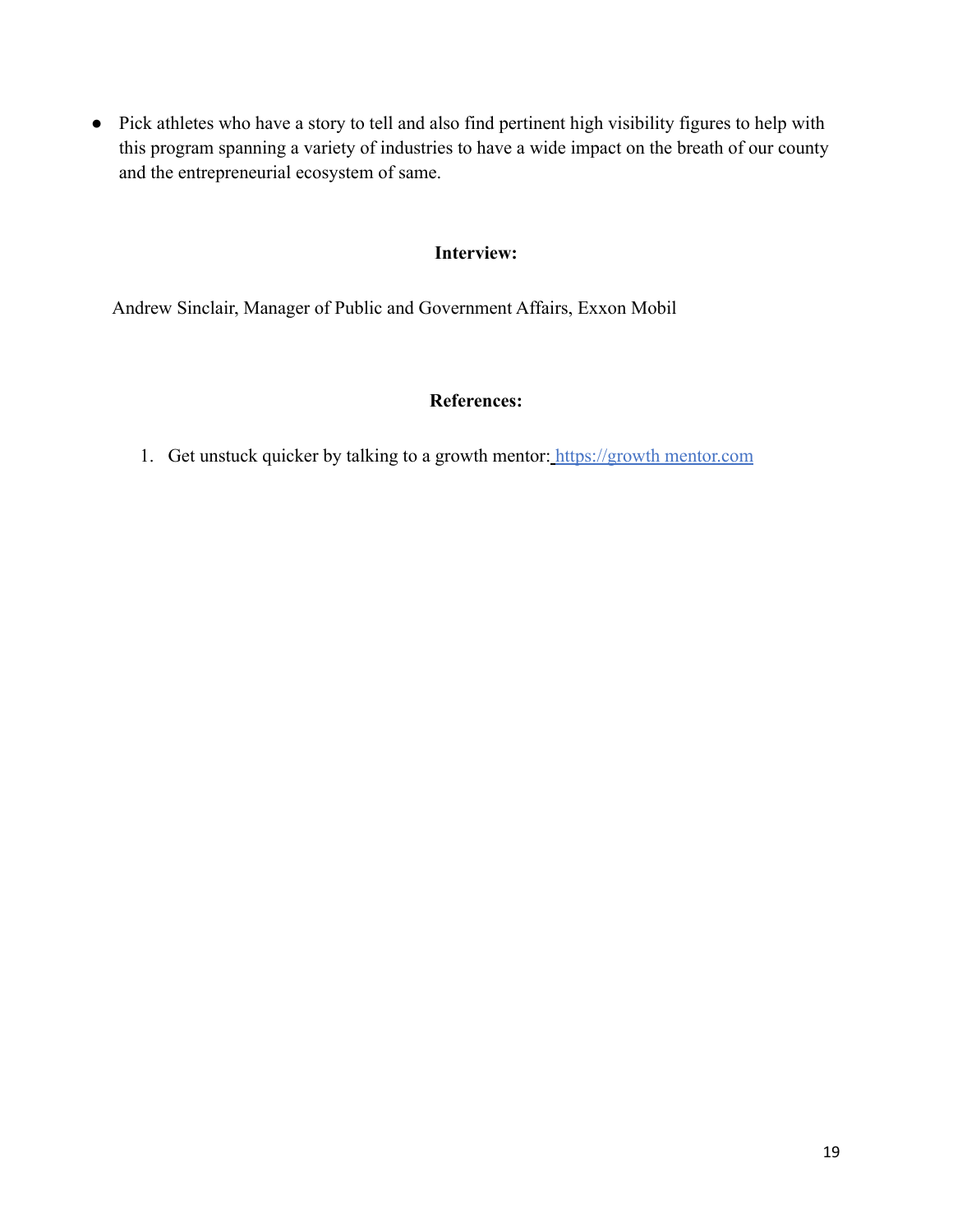- Pick athletes who have a story to tell and also find pertinent high visibility figures to help with this program spanning a variety of industries to have a wide impact on the breath of our county and the entrepreneurial ecosystem of same.

### Interview:

Andrew Sinclair, Manager of Public and Government Affairs, Exxon Mobil

### References:

1. Get unstuck quicker by talking to a growth mentor: https://growth mentor.com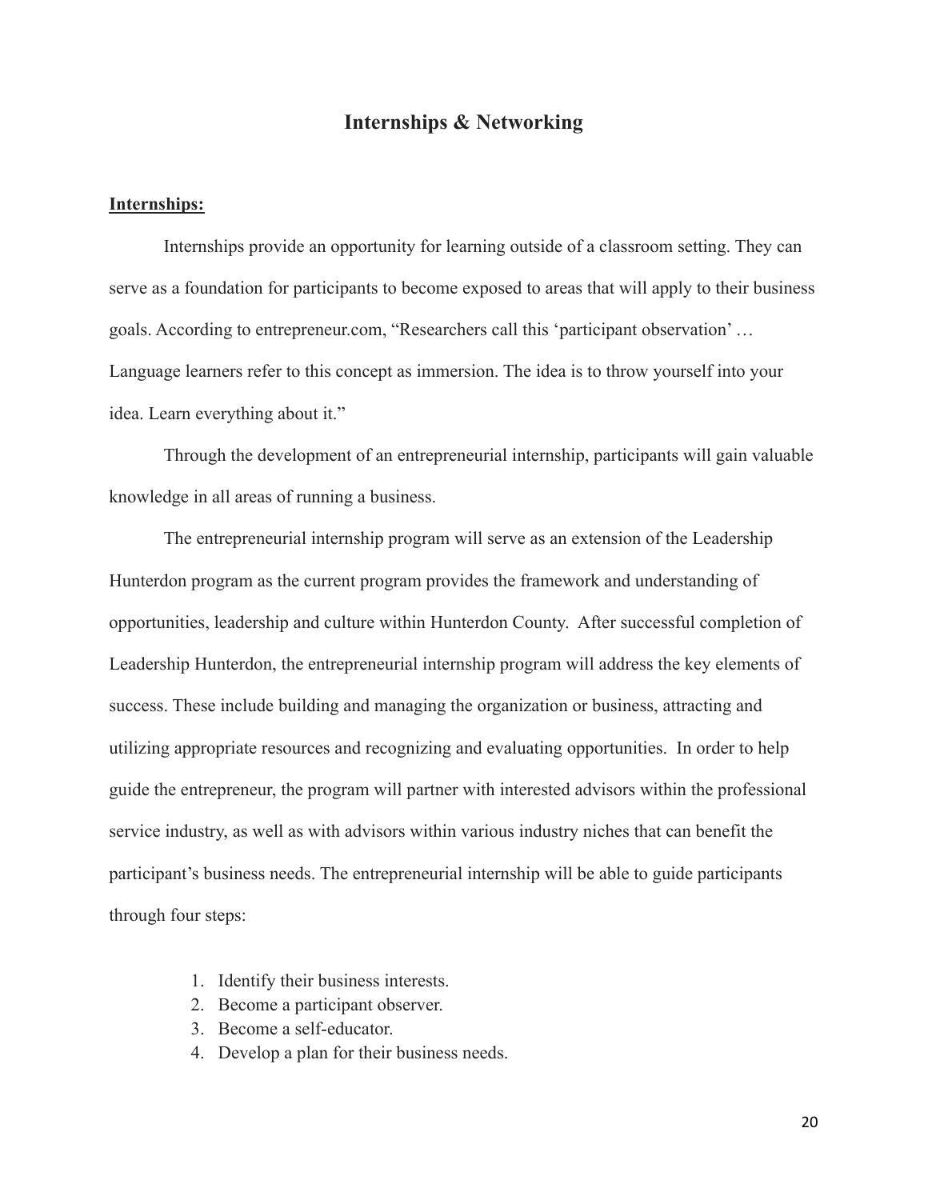# Internships & Networking

**Internships:**

Internships provide an opportunity for learning outside of a classroom setting. They can serve as a foundation for participants to become exposed to areas that will apply to their business goals. According to entrepreneur.com, "Researchers call this 'participant observation' … Language learners refer to this concept as immersion. The idea is to throw yourself into your idea. Learn everything about it."

Through the development of an entrepreneurial internship, participants will gain valuable knowledge in all areas of running a business.

The entrepreneurial internship program will serve as an extension of the Leadership Hunterdon program as the current program provides the framework and understanding of opportunities, leadership and culture within Hunterdon County. After successful completion of Leadership Hunterdon, the entrepreneurial internship program will address the key elements of success. These include building and managing the organization or business, attracting and utilizing appropriate resources and recognizing and evaluating opportunities. In order to help guide the entrepreneur, the program will partner with interested advisors within the professional service industry, as well as with advisors within various industry niches that can benefit the participant's business needs. The entrepreneurial internship will be able to guide participants through four steps:

1. Identify their business interests.
2. Become a participant observer.
3. Become a self-educator.
4. Develop a plan for their business needs.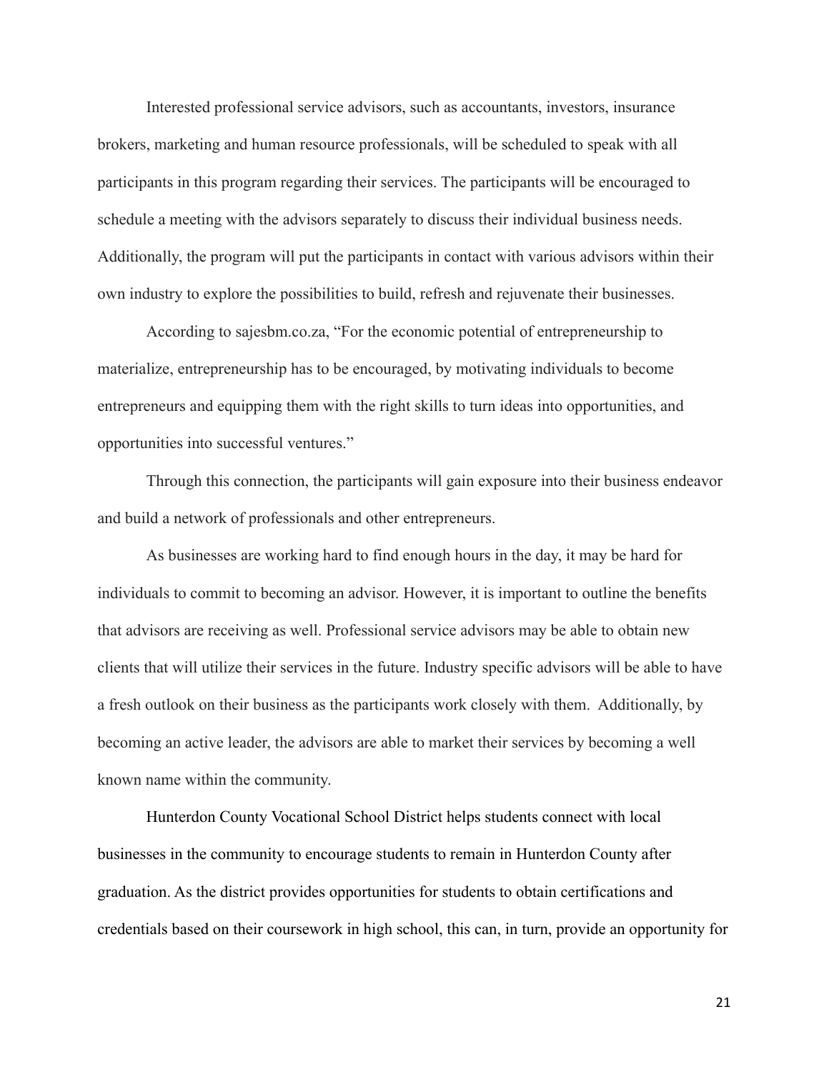Interested professional service advisors, such as accountants, investors, insurance brokers, marketing and human resource professionals, will be scheduled to speak with all participants in this program regarding their services. The participants will be encouraged to schedule a meeting with the advisors separately to discuss their individual business needs. Additionally, the program will put the participants in contact with various advisors within their own industry to explore the possibilities to build, refresh and rejuvenate their businesses.

According to sajesbm.co.za, "For the economic potential of entrepreneurship to materialize, entrepreneurship has to be encouraged, by motivating individuals to become entrepreneurs and equipping them with the right skills to turn ideas into opportunities, and opportunities into successful ventures."

Through this connection, the participants will gain exposure into their business endeavor and build a network of professionals and other entrepreneurs.

As businesses are working hard to find enough hours in the day, it may be hard for individuals to commit to becoming an advisor. However, it is important to outline the benefits that advisors are receiving as well. Professional service advisors may be able to obtain new clients that will utilize their services in the future. Industry specific advisors will be able to have a fresh outlook on their business as the participants work closely with them. Additionally, by becoming an active leader, the advisors are able to market their services by becoming a well known name within the community.

Hunterdon County Vocational School District helps students connect with local businesses in the community to encourage students to remain in Hunterdon County after graduation. As the district provides opportunities for students to obtain certifications and credentials based on their coursework in high school, this can, in turn, provide an opportunity for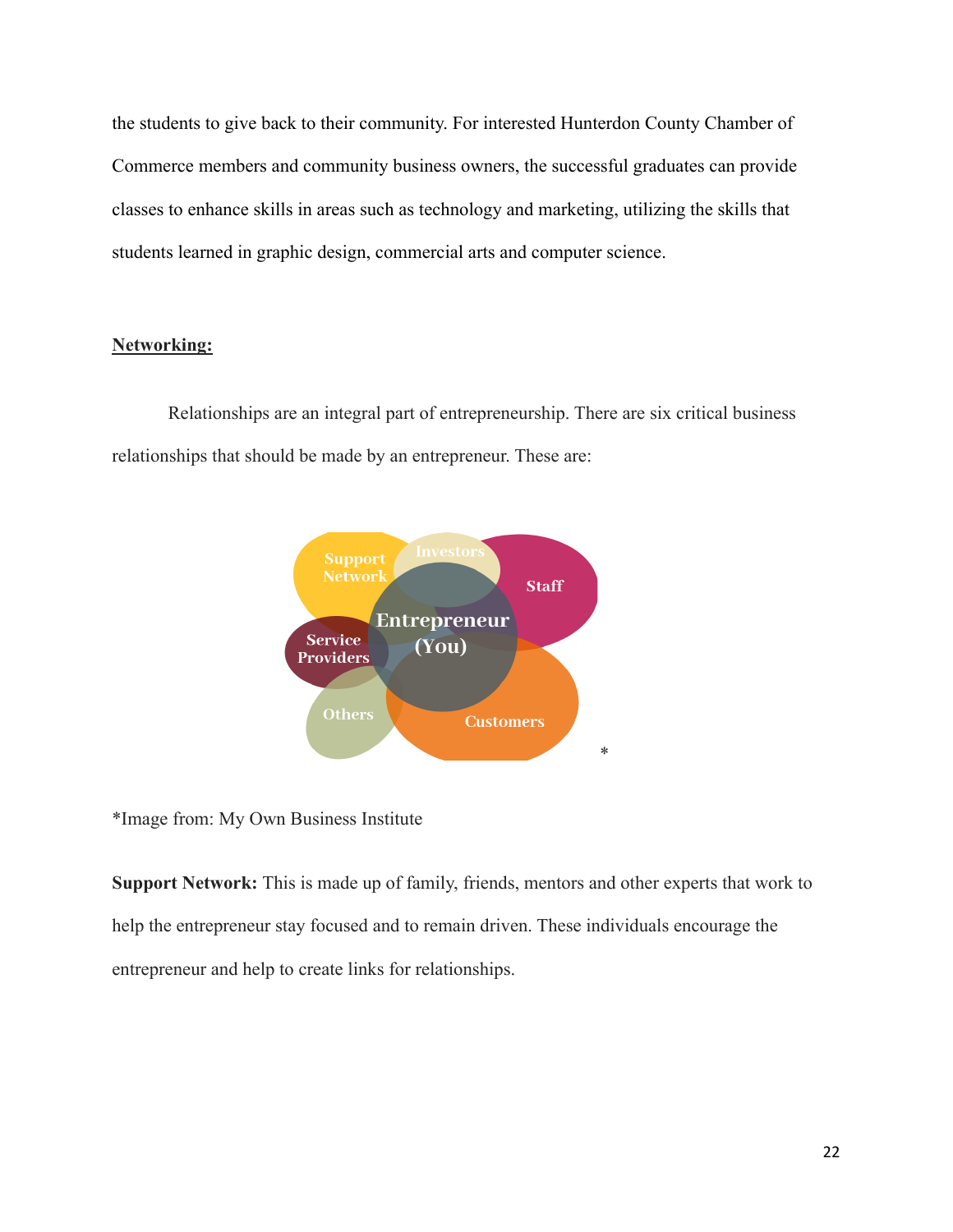the students to give back to their community. For interested Hunterdon County Chamber of Commerce members and community business owners, the successful graduates can provide classes to enhance skills in areas such as technology and marketing, utilizing the skills that students learned in graphic design, commercial arts and computer science.

## Networking:

Relationships are an integral part of entrepreneurship. There are six critical business relationships that should be made by an entrepreneur. These are:

Support Network

Investors

Staff

Entrepreneur (You)

Service Providers

Others

Customers

*

*Image from: My Own Business Institute

**Support Network:** This is made up of family, friends, mentors and other experts that work to help the entrepreneur stay focused and to remain driven. These individuals encourage the entrepreneur and help to create links for relationships.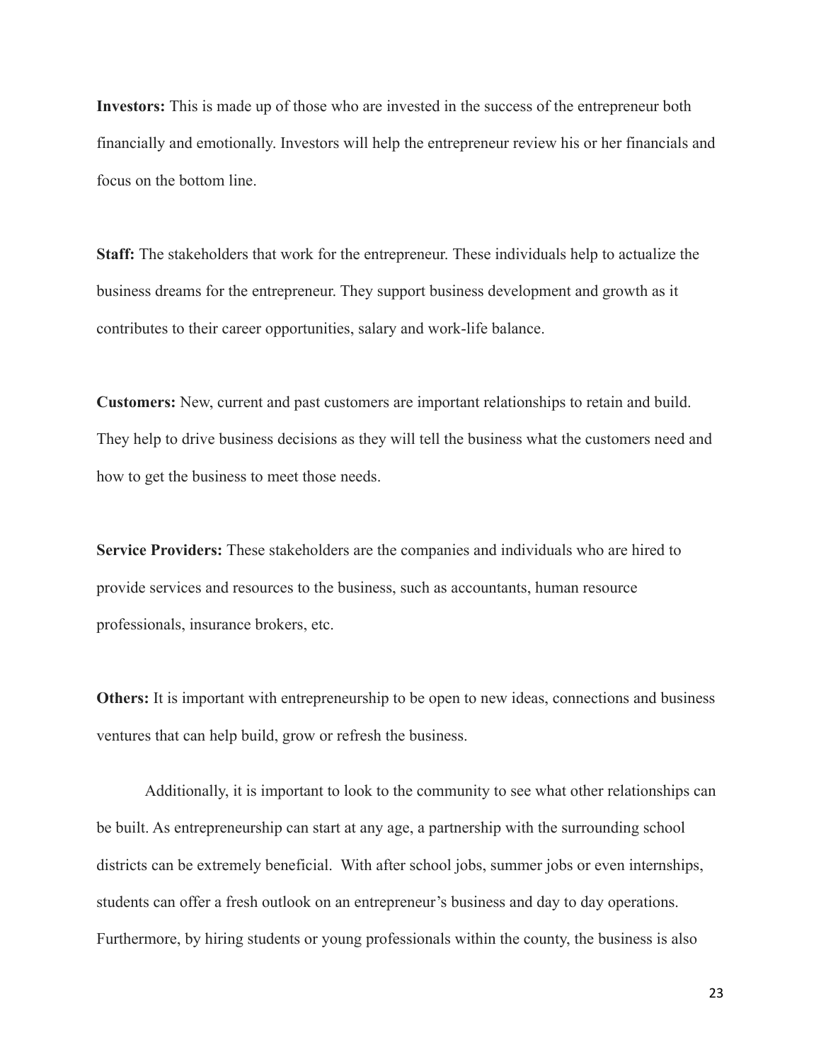**Investors:** This is made up of those who are invested in the success of the entrepreneur both financially and emotionally. Investors will help the entrepreneur review his or her financials and focus on the bottom line.

**Staff:** The stakeholders that work for the entrepreneur. These individuals help to actualize the business dreams for the entrepreneur. They support business development and growth as it contributes to their career opportunities, salary and work-life balance.

**Customers:** New, current and past customers are important relationships to retain and build. They help to drive business decisions as they will tell the business what the customers need and how to get the business to meet those needs.

**Service Providers:** These stakeholders are the companies and individuals who are hired to provide services and resources to the business, such as accountants, human resource professionals, insurance brokers, etc.

**Others:** It is important with entrepreneurship to be open to new ideas, connections and business ventures that can help build, grow or refresh the business.

Additionally, it is important to look to the community to see what other relationships can be built. As entrepreneurship can start at any age, a partnership with the surrounding school districts can be extremely beneficial. With after school jobs, summer jobs or even internships, students can offer a fresh outlook on an entrepreneur's business and day to day operations. Furthermore, by hiring students or young professionals within the county, the business is also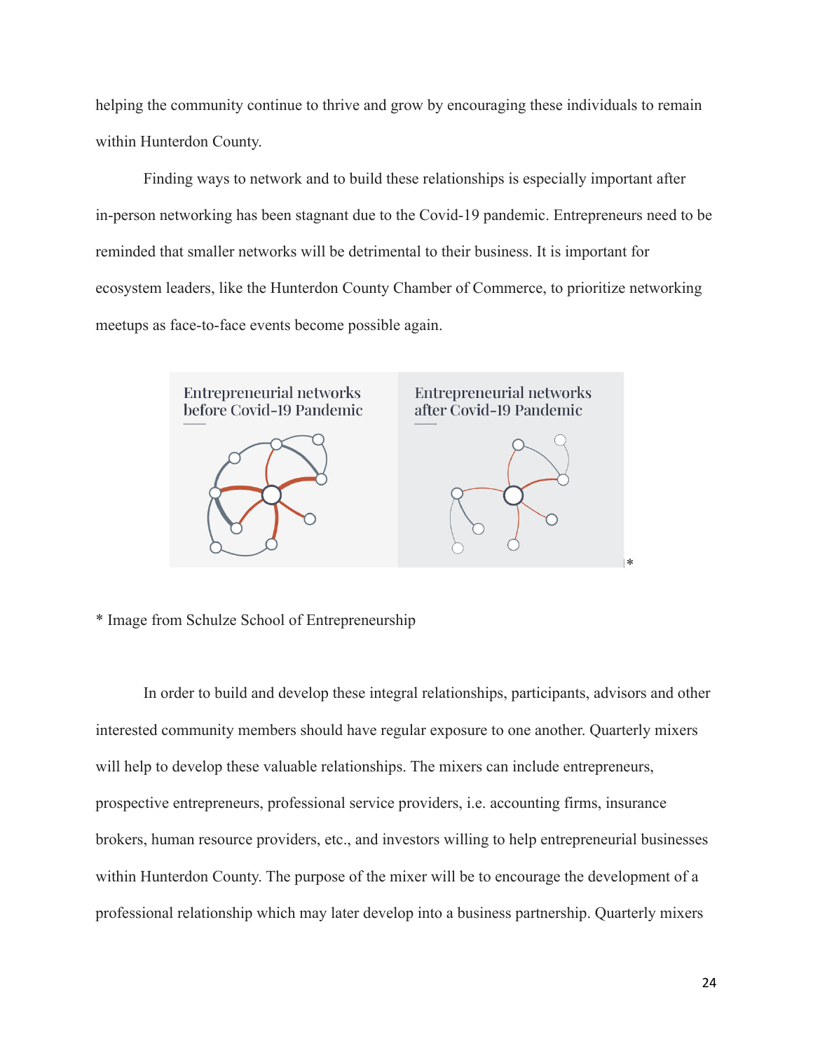helping the community continue to thrive and grow by encouraging these individuals to remain within Hunterdon County.

Finding ways to network and to build these relationships is especially important after in-person networking has been stagnant due to the Covid-19 pandemic. Entrepreneurs need to be reminded that smaller networks will be detrimental to their business. It is important for ecosystem leaders, like the Hunterdon County Chamber of Commerce, to prioritize networking meetups as face-to-face events become possible again.

Entrepreneurial networks before Covid-19 Pandemic

Entrepreneurial networks after Covid-19 Pandemic

*

* Image from Schulze School of Entrepreneurship

In order to build and develop these integral relationships, participants, advisors and other interested community members should have regular exposure to one another. Quarterly mixers will help to develop these valuable relationships. The mixers can include entrepreneurs, prospective entrepreneurs, professional service providers, i.e. accounting firms, insurance brokers, human resource providers, etc., and investors willing to help entrepreneurial businesses within Hunterdon County. The purpose of the mixer will be to encourage the development of a professional relationship which may later develop into a business partnership. Quarterly mixers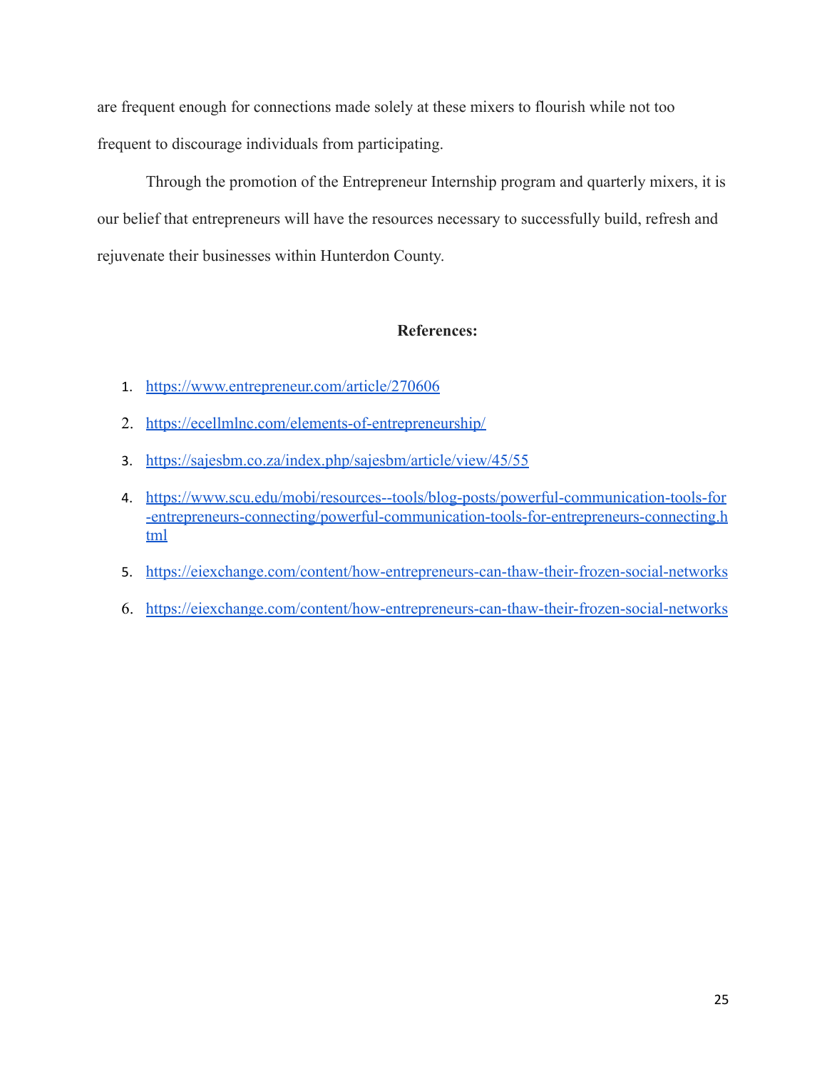are frequent enough for connections made solely at these mixers to flourish while not too frequent to discourage individuals from participating.

Through the promotion of the Entrepreneur Internship program and quarterly mixers, it is our belief that entrepreneurs will have the resources necessary to successfully build, refresh and rejuvenate their businesses within Hunterdon County.

**References:**

1. https://www.entrepreneur.com/article/270606
2. https://ecellmlnc.com/elements-of-entrepreneurship/
3. https://sajesbm.co.za/index.php/sajesbm/article/view/45/55
4. https://www.scu.edu/mobi/resources--tools/blog-posts/powerful-communication-tools-for-entrepreneurs-connecting/powerful-communication-tools-for-entrepreneurs-connecting.html
5. https://eiexchange.com/content/how-entrepreneurs-can-thaw-their-frozen-social-networks
6. https://eiexchange.com/content/how-entrepreneurs-can-thaw-their-frozen-social-networks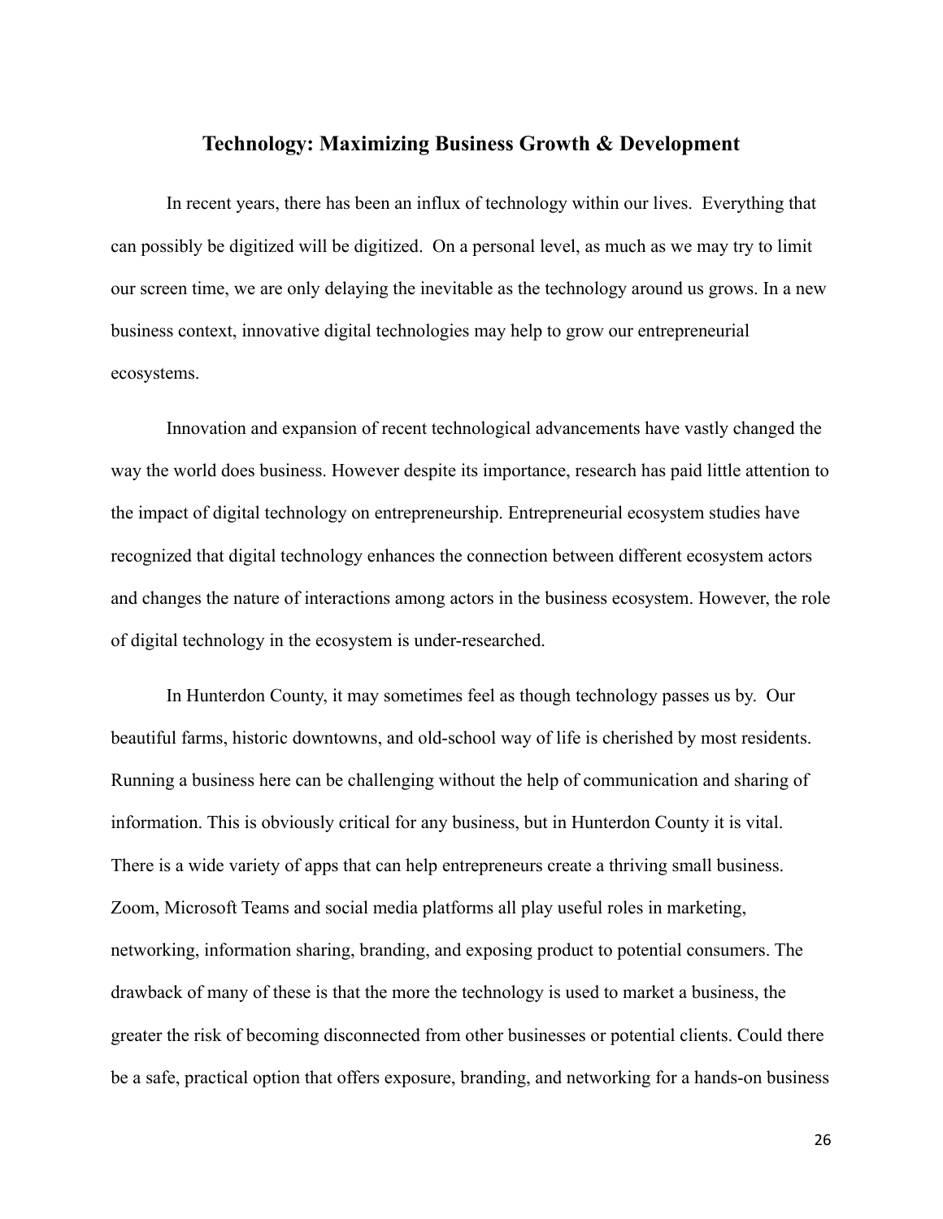## Technology: Maximizing Business Growth & Development

In recent years, there has been an influx of technology within our lives. Everything that can possibly be digitized will be digitized. On a personal level, as much as we may try to limit our screen time, we are only delaying the inevitable as the technology around us grows. In a new business context, innovative digital technologies may help to grow our entrepreneurial ecosystems.

Innovation and expansion of recent technological advancements have vastly changed the way the world does business. However despite its importance, research has paid little attention to the impact of digital technology on entrepreneurship. Entrepreneurial ecosystem studies have recognized that digital technology enhances the connection between different ecosystem actors and changes the nature of interactions among actors in the business ecosystem. However, the role of digital technology in the ecosystem is under-researched.

In Hunterdon County, it may sometimes feel as though technology passes us by. Our beautiful farms, historic downtowns, and old-school way of life is cherished by most residents. Running a business here can be challenging without the help of communication and sharing of information. This is obviously critical for any business, but in Hunterdon County it is vital. There is a wide variety of apps that can help entrepreneurs create a thriving small business. Zoom, Microsoft Teams and social media platforms all play useful roles in marketing, networking, information sharing, branding, and exposing product to potential consumers. The drawback of many of these is that the more the technology is used to market a business, the greater the risk of becoming disconnected from other businesses or potential clients. Could there be a safe, practical option that offers exposure, branding, and networking for a hands-on business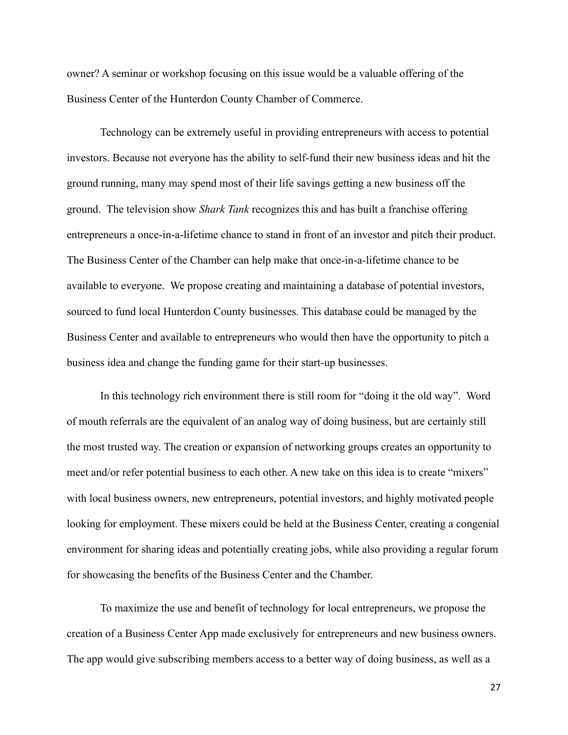owner? A seminar or workshop focusing on this issue would be a valuable offering of the Business Center of the Hunterdon County Chamber of Commerce.

Technology can be extremely useful in providing entrepreneurs with access to potential investors. Because not everyone has the ability to self-fund their new business ideas and hit the ground running, many may spend most of their life savings getting a new business off the ground. The television show *Shark Tank* recognizes this and has built a franchise offering entrepreneurs a once-in-a-lifetime chance to stand in front of an investor and pitch their product. The Business Center of the Chamber can help make that once-in-a-lifetime chance to be available to everyone. We propose creating and maintaining a database of potential investors, sourced to fund local Hunterdon County businesses. This database could be managed by the Business Center and available to entrepreneurs who would then have the opportunity to pitch a business idea and change the funding game for their start-up businesses.

In this technology rich environment there is still room for "doing it the old way". Word of mouth referrals are the equivalent of an analog way of doing business, but are certainly still the most trusted way. The creation or expansion of networking groups creates an opportunity to meet and/or refer potential business to each other. A new take on this idea is to create "mixers" with local business owners, new entrepreneurs, potential investors, and highly motivated people looking for employment. These mixers could be held at the Business Center, creating a congenial environment for sharing ideas and potentially creating jobs, while also providing a regular forum for showcasing the benefits of the Business Center and the Chamber.

To maximize the use and benefit of technology for local entrepreneurs, we propose the creation of a Business Center App made exclusively for entrepreneurs and new business owners. The app would give subscribing members access to a better way of doing business, as well as a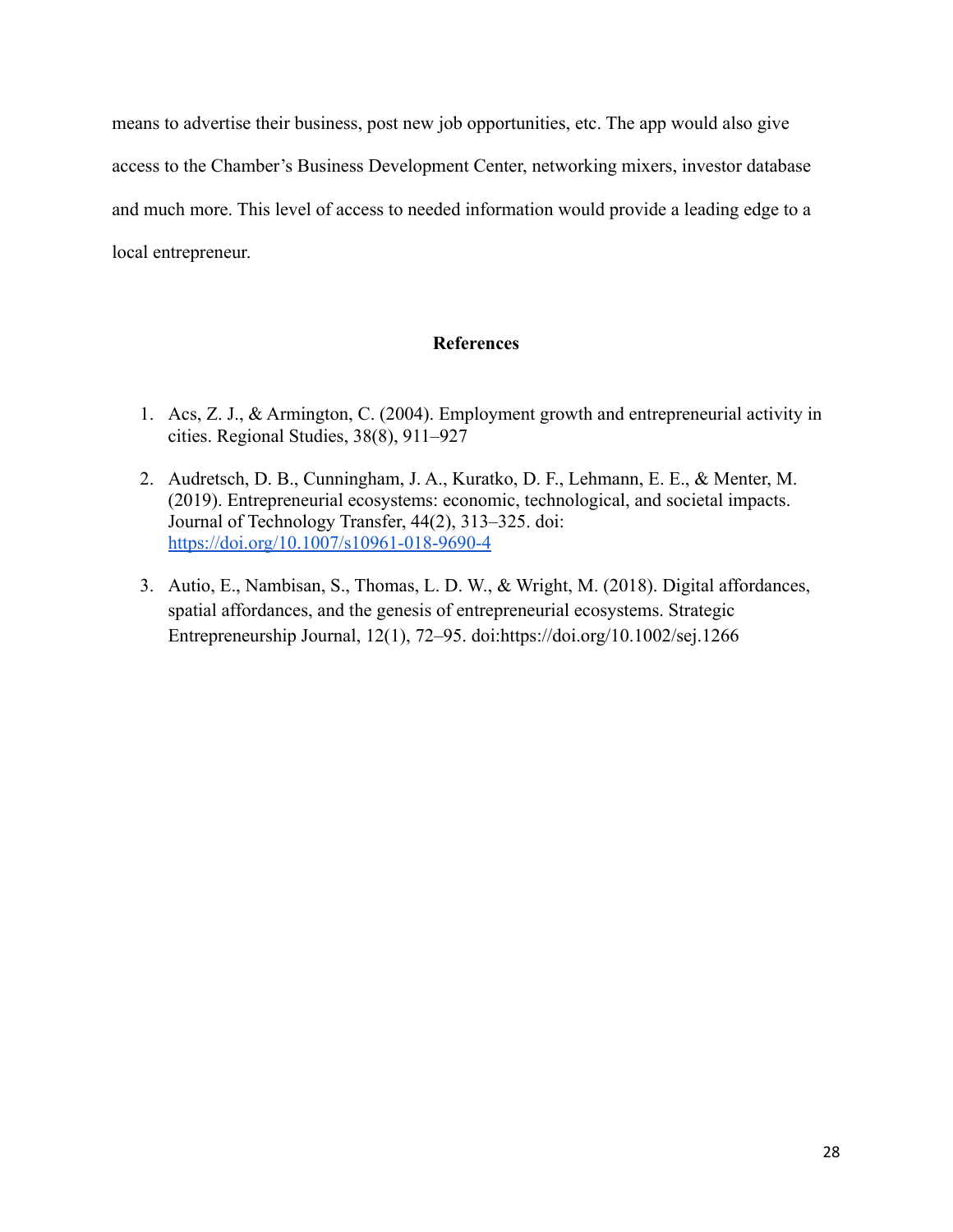means to advertise their business, post new job opportunities, etc. The app would also give access to the Chamber's Business Development Center, networking mixers, investor database and much more. This level of access to needed information would provide a leading edge to a local entrepreneur.

## References

1. Acs, Z. J., & Armington, C. (2004). Employment growth and entrepreneurial activity in cities. Regional Studies, 38(8), 911–927
2. Audretsch, D. B., Cunningham, J. A., Kuratko, D. F., Lehmann, E. E., & Menter, M. (2019). Entrepreneurial ecosystems: economic, technological, and societal impacts. Journal of Technology Transfer, 44(2), 313–325. doi: https://doi.org/10.1007/s10961-018-9690-4
3. Autio, E., Nambisan, S., Thomas, L. D. W., & Wright, M. (2018). Digital affordances, spatial affordances, and the genesis of entrepreneurial ecosystems. Strategic Entrepreneurship Journal, 12(1), 72–95. doi:https://doi.org/10.1002/sej.1266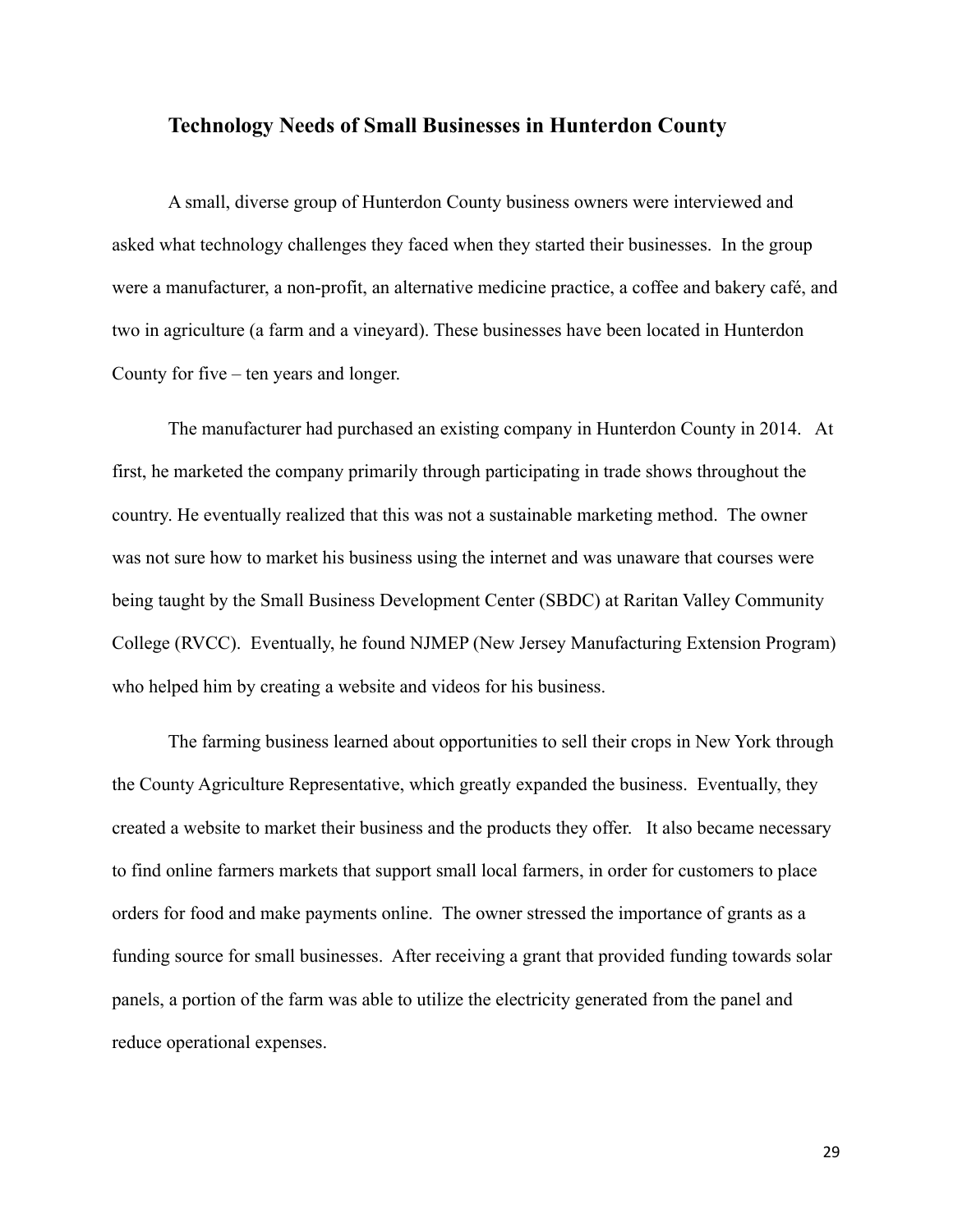## Technology Needs of Small Businesses in Hunterdon County

A small, diverse group of Hunterdon County business owners were interviewed and asked what technology challenges they faced when they started their businesses. In the group were a manufacturer, a non-profit, an alternative medicine practice, a coffee and bakery café, and two in agriculture (a farm and a vineyard). These businesses have been located in Hunterdon County for five – ten years and longer.

The manufacturer had purchased an existing company in Hunterdon County in 2014. At first, he marketed the company primarily through participating in trade shows throughout the country. He eventually realized that this was not a sustainable marketing method. The owner was not sure how to market his business using the internet and was unaware that courses were being taught by the Small Business Development Center (SBDC) at Raritan Valley Community College (RVCC). Eventually, he found NJMEP (New Jersey Manufacturing Extension Program) who helped him by creating a website and videos for his business.

The farming business learned about opportunities to sell their crops in New York through the County Agriculture Representative, which greatly expanded the business. Eventually, they created a website to market their business and the products they offer. It also became necessary to find online farmers markets that support small local farmers, in order for customers to place orders for food and make payments online. The owner stressed the importance of grants as a funding source for small businesses. After receiving a grant that provided funding towards solar panels, a portion of the farm was able to utilize the electricity generated from the panel and reduce operational expenses.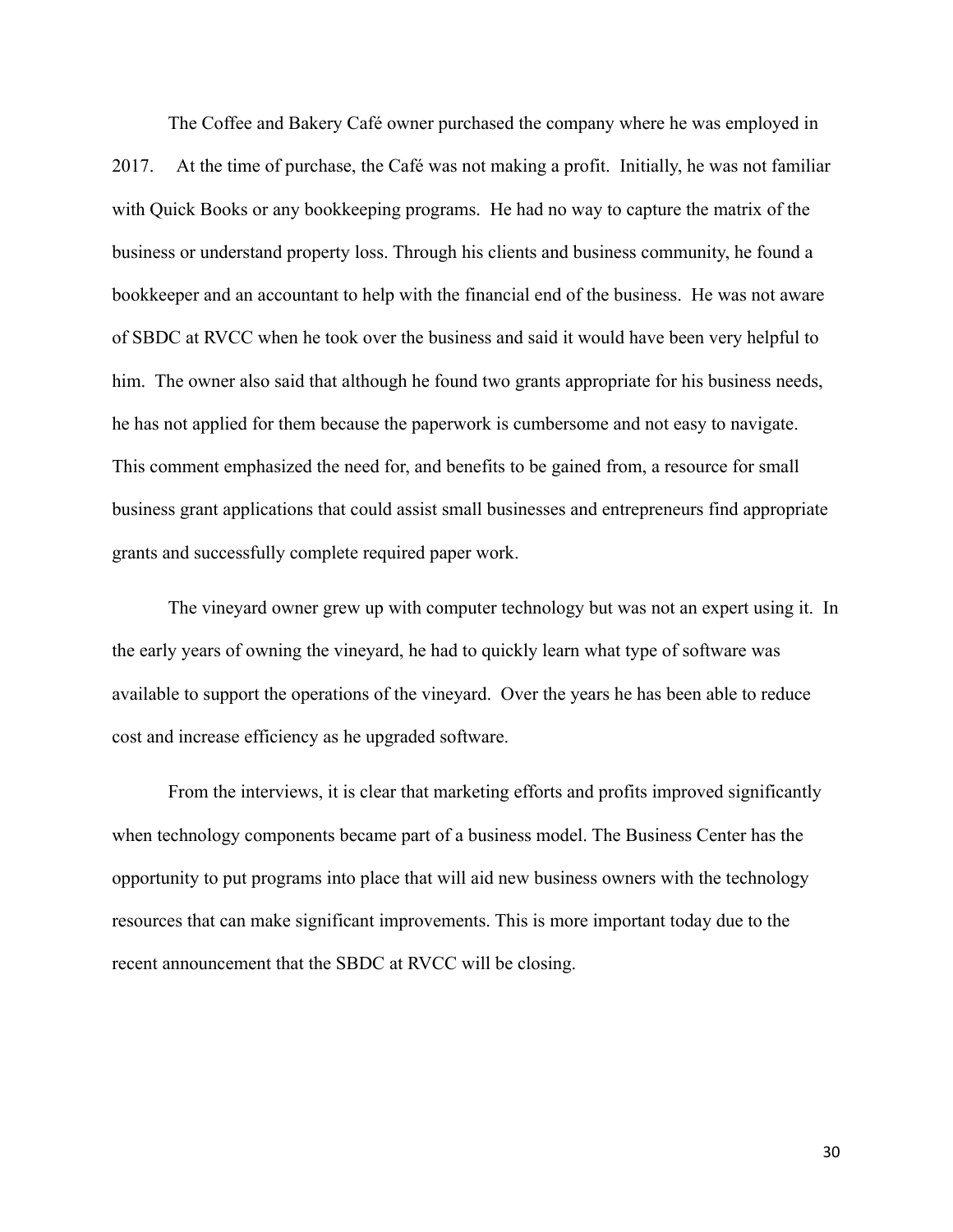The Coffee and Bakery Café owner purchased the company where he was employed in 2017. At the time of purchase, the Café was not making a profit. Initially, he was not familiar with Quick Books or any bookkeeping programs. He had no way to capture the matrix of the business or understand property loss. Through his clients and business community, he found a bookkeeper and an accountant to help with the financial end of the business. He was not aware of SBDC at RVCC when he took over the business and said it would have been very helpful to him. The owner also said that although he found two grants appropriate for his business needs, he has not applied for them because the paperwork is cumbersome and not easy to navigate. This comment emphasized the need for, and benefits to be gained from, a resource for small business grant applications that could assist small businesses and entrepreneurs find appropriate grants and successfully complete required paper work.

The vineyard owner grew up with computer technology but was not an expert using it. In the early years of owning the vineyard, he had to quickly learn what type of software was available to support the operations of the vineyard. Over the years he has been able to reduce cost and increase efficiency as he upgraded software.

From the interviews, it is clear that marketing efforts and profits improved significantly when technology components became part of a business model. The Business Center has the opportunity to put programs into place that will aid new business owners with the technology resources that can make significant improvements. This is more important today due to the recent announcement that the SBDC at RVCC will be closing.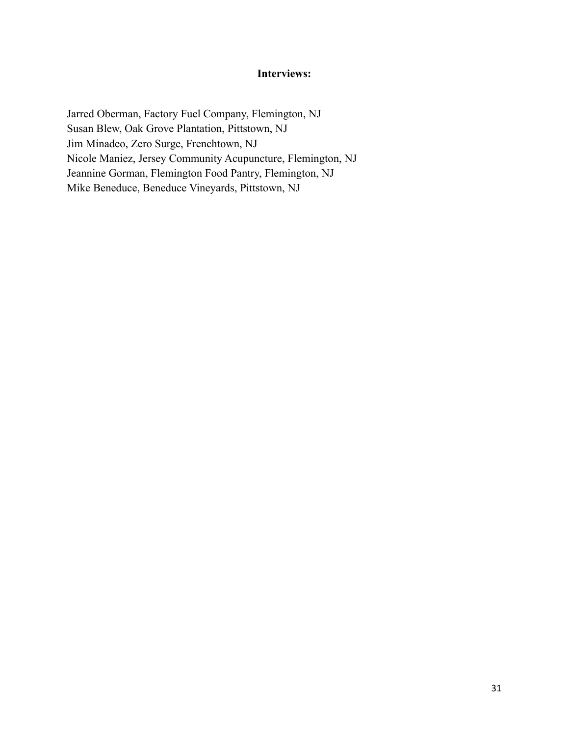**Interviews:**

Jarred Oberman, Factory Fuel Company, Flemington, NJ
Susan Blew, Oak Grove Plantation, Pittstown, NJ
Jim Minadeo, Zero Surge, Frenchtown, NJ
Nicole Maniez, Jersey Community Acupuncture, Flemington, NJ
Jeannine Gorman, Flemington Food Pantry, Flemington, NJ
Mike Beneduce, Beneduce Vineyards, Pittstown, NJ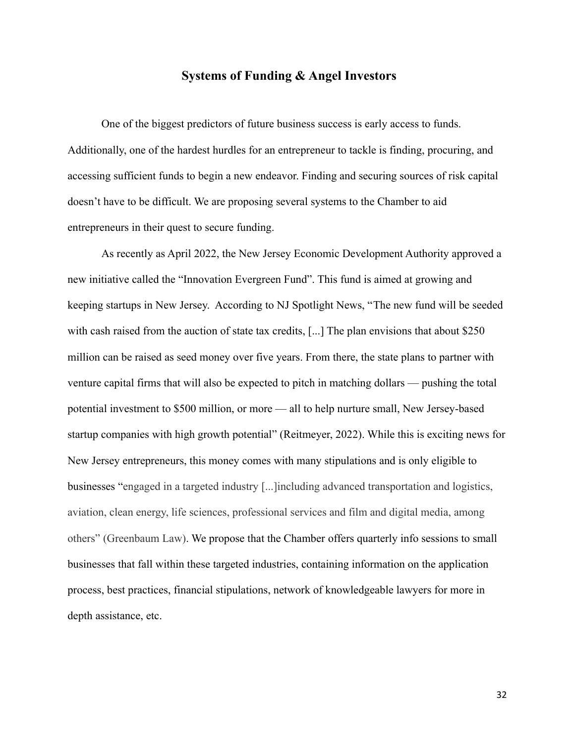## Systems of Funding & Angel Investors

One of the biggest predictors of future business success is early access to funds. Additionally, one of the hardest hurdles for an entrepreneur to tackle is finding, procuring, and accessing sufficient funds to begin a new endeavor. Finding and securing sources of risk capital doesn't have to be difficult. We are proposing several systems to the Chamber to aid entrepreneurs in their quest to secure funding.

As recently as April 2022, the New Jersey Economic Development Authority approved a new initiative called the "Innovation Evergreen Fund". This fund is aimed at growing and keeping startups in New Jersey. According to NJ Spotlight News, "The new fund will be seeded with cash raised from the auction of state tax credits, [...] The plan envisions that about $250 million can be raised as seed money over five years. From there, the state plans to partner with venture capital firms that will also be expected to pitch in matching dollars — pushing the total potential investment to $500 million, or more — all to help nurture small, New Jersey-based startup companies with high growth potential" (Reitmeyer, 2022). While this is exciting news for New Jersey entrepreneurs, this money comes with many stipulations and is only eligible to businesses "engaged in a targeted industry [...]including advanced transportation and logistics, aviation, clean energy, life sciences, professional services and film and digital media, among others" (Greenbaum Law). We propose that the Chamber offers quarterly info sessions to small businesses that fall within these targeted industries, containing information on the application process, best practices, financial stipulations, network of knowledgeable lawyers for more in depth assistance, etc.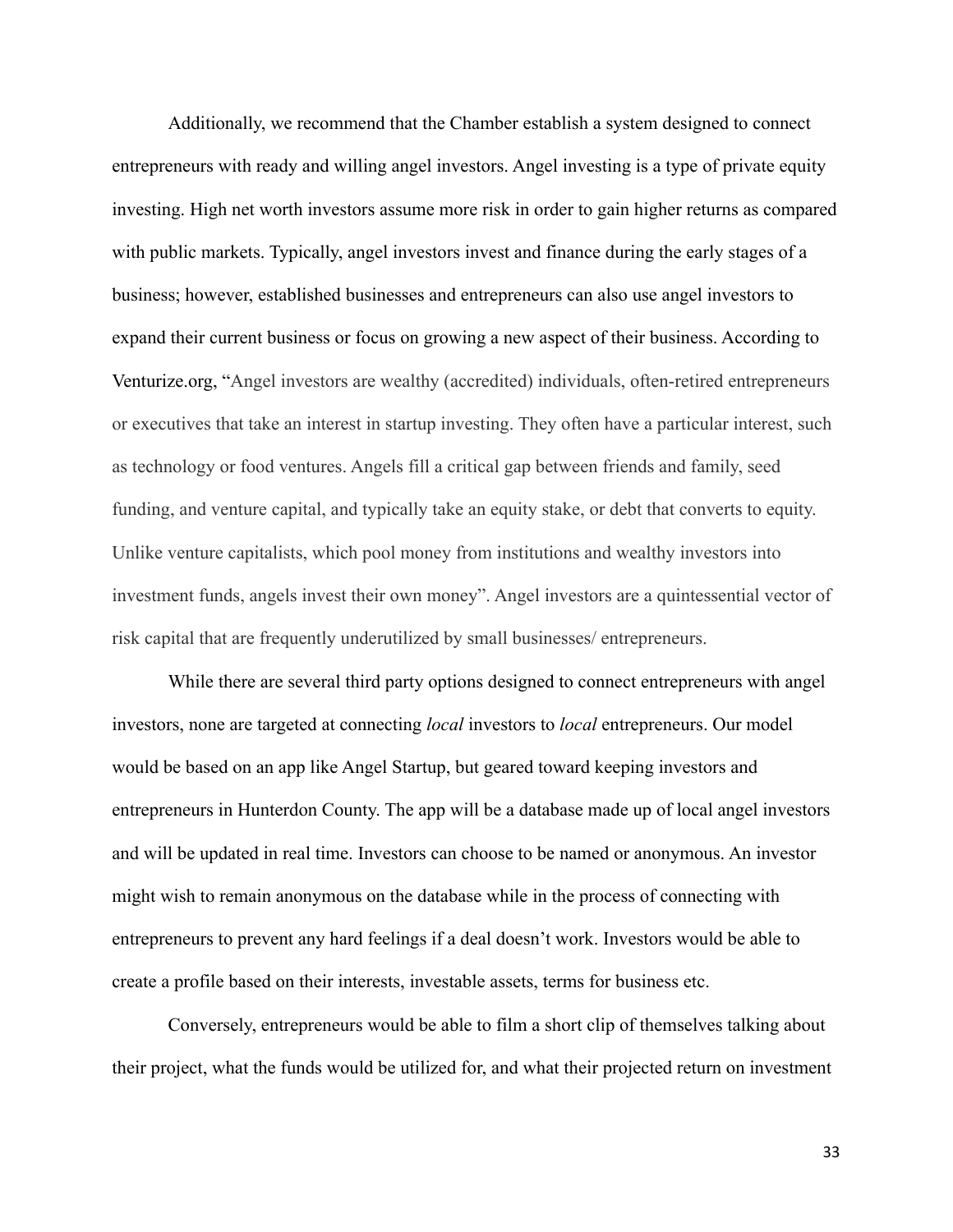Additionally, we recommend that the Chamber establish a system designed to connect entrepreneurs with ready and willing angel investors. Angel investing is a type of private equity investing. High net worth investors assume more risk in order to gain higher returns as compared with public markets. Typically, angel investors invest and finance during the early stages of a business; however, established businesses and entrepreneurs can also use angel investors to expand their current business or focus on growing a new aspect of their business. According to Venturize.org, "Angel investors are wealthy (accredited) individuals, often-retired entrepreneurs or executives that take an interest in startup investing. They often have a particular interest, such as technology or food ventures. Angels fill a critical gap between friends and family, seed funding, and venture capital, and typically take an equity stake, or debt that converts to equity. Unlike venture capitalists, which pool money from institutions and wealthy investors into investment funds, angels invest their own money". Angel investors are a quintessential vector of risk capital that are frequently underutilized by small businesses/ entrepreneurs.

While there are several third party options designed to connect entrepreneurs with angel investors, none are targeted at connecting *local* investors to *local* entrepreneurs. Our model would be based on an app like Angel Startup, but geared toward keeping investors and entrepreneurs in Hunterdon County. The app will be a database made up of local angel investors and will be updated in real time. Investors can choose to be named or anonymous. An investor might wish to remain anonymous on the database while in the process of connecting with entrepreneurs to prevent any hard feelings if a deal doesn't work. Investors would be able to create a profile based on their interests, investable assets, terms for business etc.

Conversely, entrepreneurs would be able to film a short clip of themselves talking about their project, what the funds would be utilized for, and what their projected return on investment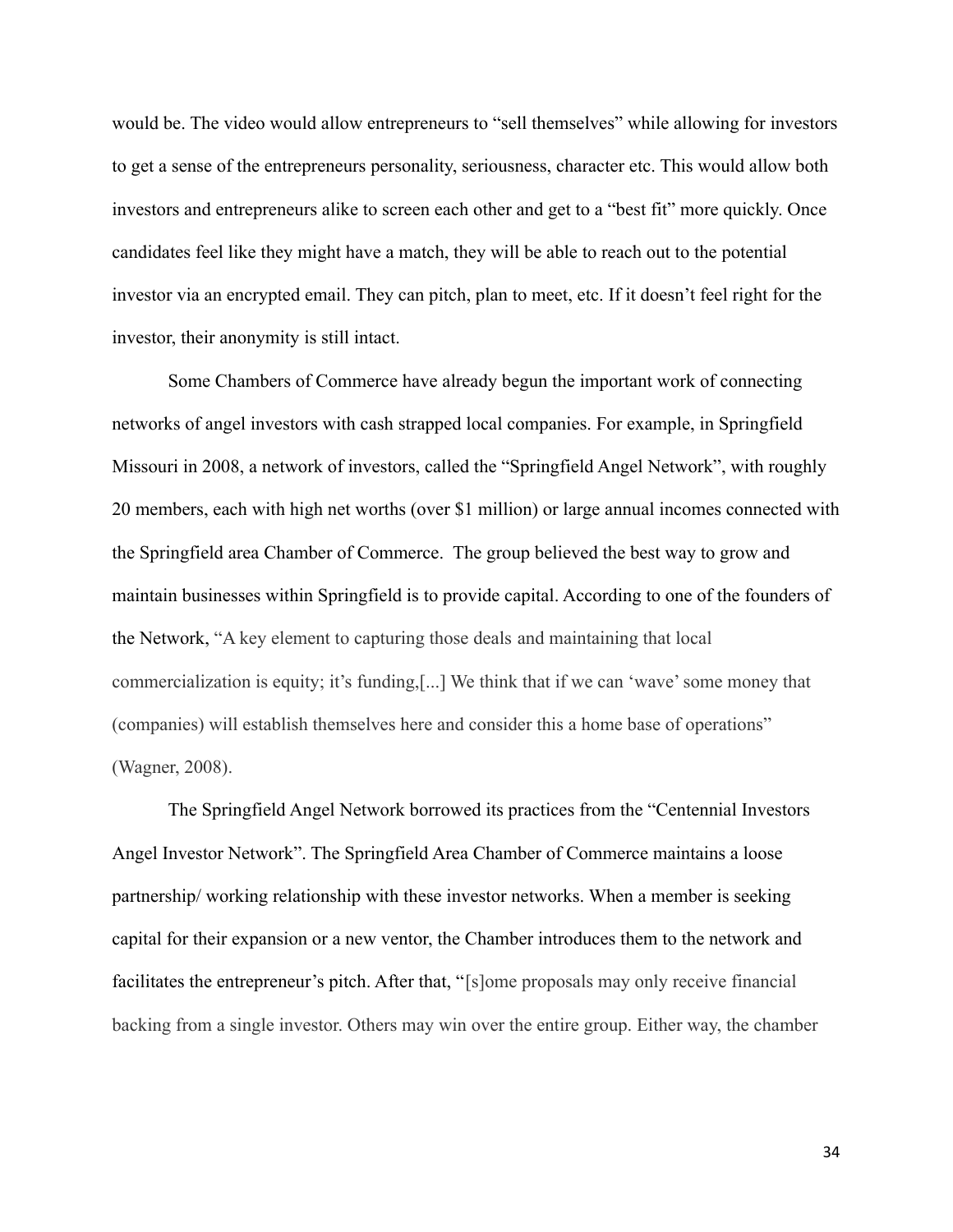would be. The video would allow entrepreneurs to "sell themselves" while allowing for investors to get a sense of the entrepreneurs personality, seriousness, character etc. This would allow both investors and entrepreneurs alike to screen each other and get to a "best fit" more quickly. Once candidates feel like they might have a match, they will be able to reach out to the potential investor via an encrypted email. They can pitch, plan to meet, etc. If it doesn't feel right for the investor, their anonymity is still intact.

Some Chambers of Commerce have already begun the important work of connecting networks of angel investors with cash strapped local companies. For example, in Springfield Missouri in 2008, a network of investors, called the "Springfield Angel Network", with roughly 20 members, each with high net worths (over $1 million) or large annual incomes connected with the Springfield area Chamber of Commerce. The group believed the best way to grow and maintain businesses within Springfield is to provide capital. According to one of the founders of the Network, "A key element to capturing those deals and maintaining that local commercialization is equity; it's funding,[...] We think that if we can 'wave' some money that (companies) will establish themselves here and consider this a home base of operations" (Wagner, 2008).

The Springfield Angel Network borrowed its practices from the "Centennial Investors Angel Investor Network". The Springfield Area Chamber of Commerce maintains a loose partnership/ working relationship with these investor networks. When a member is seeking capital for their expansion or a new ventor, the Chamber introduces them to the network and facilitates the entrepreneur's pitch. After that, "[s]ome proposals may only receive financial backing from a single investor. Others may win over the entire group. Either way, the chamber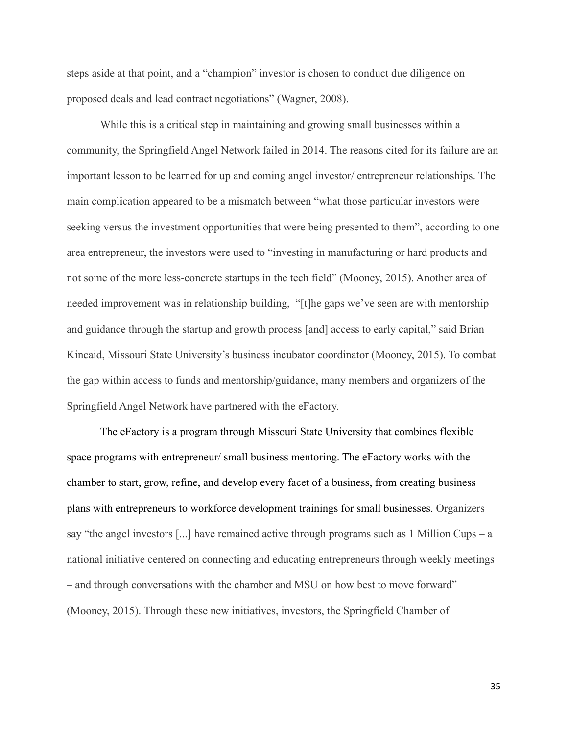steps aside at that point, and a "champion" investor is chosen to conduct due diligence on proposed deals and lead contract negotiations" (Wagner, 2008).

While this is a critical step in maintaining and growing small businesses within a community, the Springfield Angel Network failed in 2014. The reasons cited for its failure are an important lesson to be learned for up and coming angel investor/ entrepreneur relationships. The main complication appeared to be a mismatch between "what those particular investors were seeking versus the investment opportunities that were being presented to them", according to one area entrepreneur, the investors were used to "investing in manufacturing or hard products and not some of the more less-concrete startups in the tech field" (Mooney, 2015). Another area of needed improvement was in relationship building, "[t]he gaps we've seen are with mentorship and guidance through the startup and growth process [and] access to early capital," said Brian Kincaid, Missouri State University's business incubator coordinator (Mooney, 2015). To combat the gap within access to funds and mentorship/guidance, many members and organizers of the Springfield Angel Network have partnered with the eFactory.

The eFactory is a program through Missouri State University that combines flexible space programs with entrepreneur/ small business mentoring. The eFactory works with the chamber to start, grow, refine, and develop every facet of a business, from creating business plans with entrepreneurs to workforce development trainings for small businesses. Organizers say "the angel investors [...] have remained active through programs such as 1 Million Cups – a national initiative centered on connecting and educating entrepreneurs through weekly meetings – and through conversations with the chamber and MSU on how best to move forward" (Mooney, 2015). Through these new initiatives, investors, the Springfield Chamber of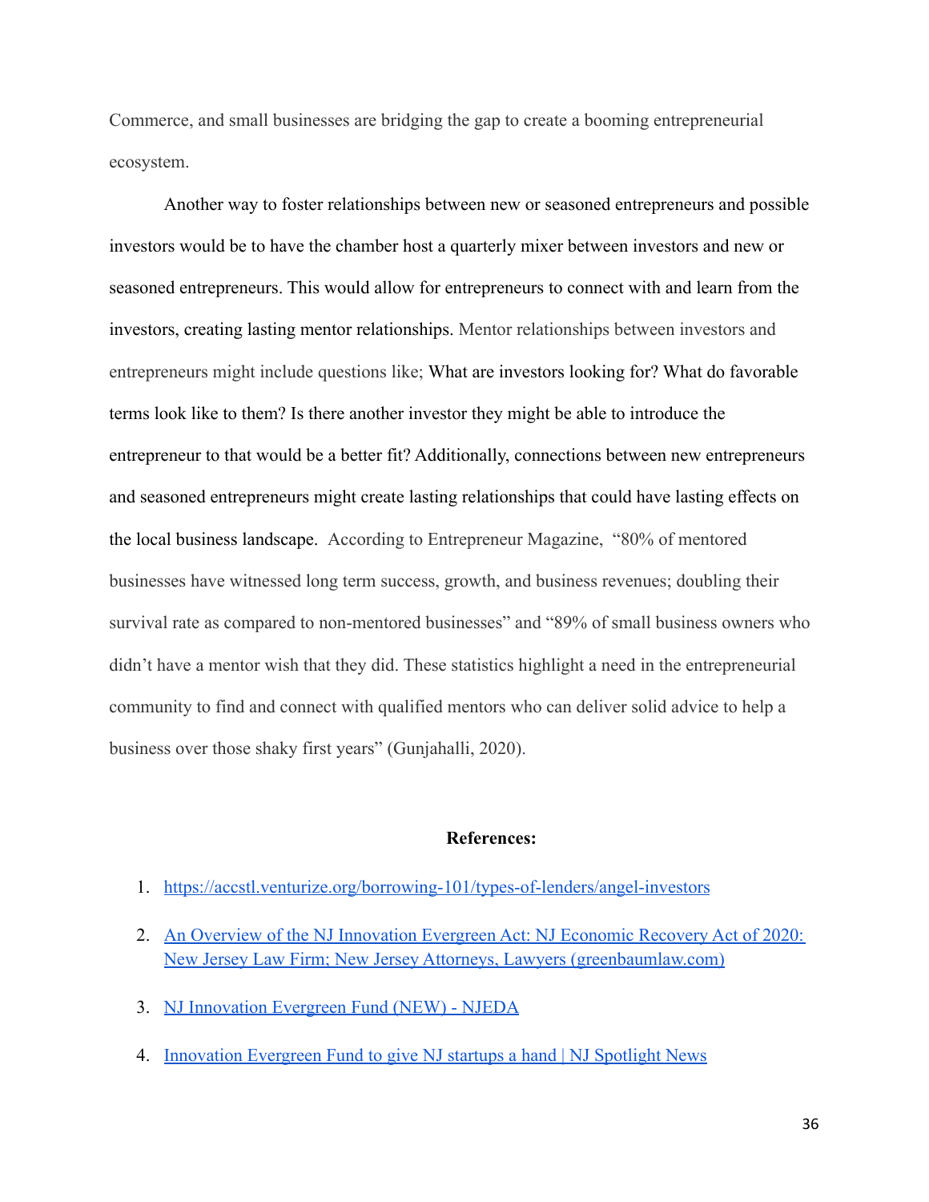Commerce, and small businesses are bridging the gap to create a booming entrepreneurial ecosystem.

Another way to foster relationships between new or seasoned entrepreneurs and possible investors would be to have the chamber host a quarterly mixer between investors and new or seasoned entrepreneurs. This would allow for entrepreneurs to connect with and learn from the investors, creating lasting mentor relationships. Mentor relationships between investors and entrepreneurs might include questions like; What are investors looking for? What do favorable terms look like to them? Is there another investor they might be able to introduce the entrepreneur to that would be a better fit? Additionally, connections between new entrepreneurs and seasoned entrepreneurs might create lasting relationships that could have lasting effects on the local business landscape. According to Entrepreneur Magazine, "80% of mentored businesses have witnessed long term success, growth, and business revenues; doubling their survival rate as compared to non-mentored businesses" and "89% of small business owners who didn't have a mentor wish that they did. These statistics highlight a need in the entrepreneurial community to find and connect with qualified mentors who can deliver solid advice to help a business over those shaky first years" (Gunjahalli, 2020).

**References:**

1. https://accstl.venturize.org/borrowing-101/types-of-lenders/angel-investors
2. An Overview of the NJ Innovation Evergreen Act: NJ Economic Recovery Act of 2020: New Jersey Law Firm; New Jersey Attorneys, Lawyers (greenbaumlaw.com)
3. NJ Innovation Evergreen Fund (NEW) - NJEDA
4. Innovation Evergreen Fund to give NJ startups a hand | NJ Spotlight News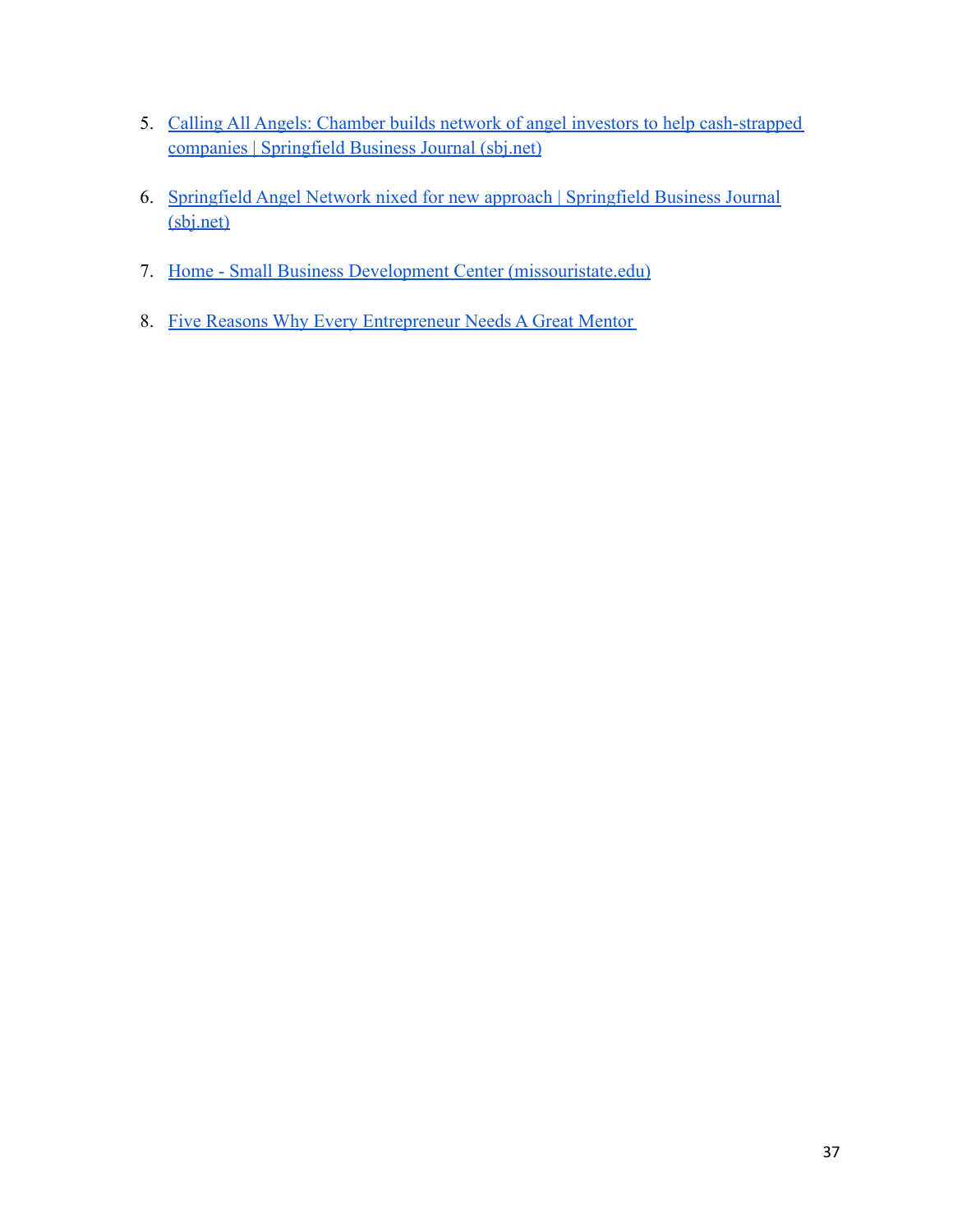5. Calling All Angels: Chamber builds network of angel investors to help cash-strapped companies | Springfield Business Journal (sbj.net)

6. Springfield Angel Network nixed for new approach | Springfield Business Journal (sbj.net)

7. Home - Small Business Development Center (missouristate.edu)

8. Five Reasons Why Every Entrepreneur Needs A Great Mentor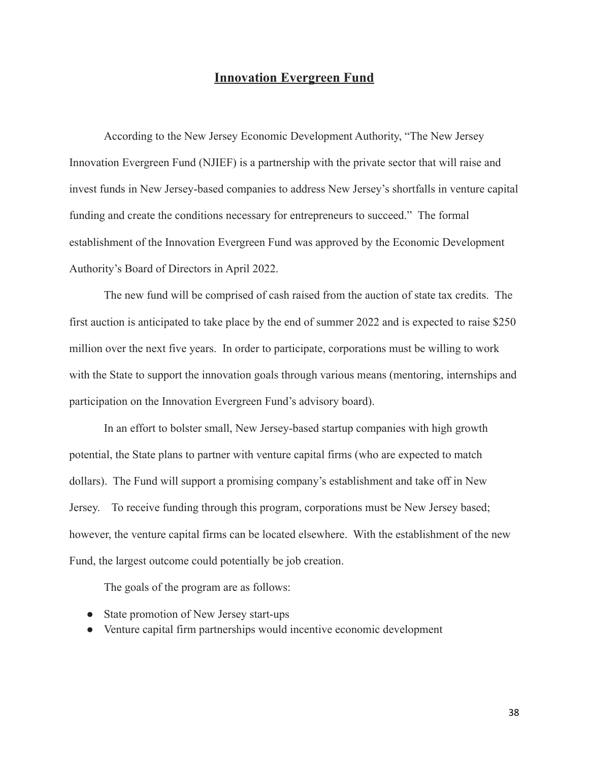## Innovation Evergreen Fund

According to the New Jersey Economic Development Authority, "The New Jersey Innovation Evergreen Fund (NJIEF) is a partnership with the private sector that will raise and invest funds in New Jersey-based companies to address New Jersey's shortfalls in venture capital funding and create the conditions necessary for entrepreneurs to succeed." The formal establishment of the Innovation Evergreen Fund was approved by the Economic Development Authority's Board of Directors in April 2022.

The new fund will be comprised of cash raised from the auction of state tax credits. The first auction is anticipated to take place by the end of summer 2022 and is expected to raise $250 million over the next five years. In order to participate, corporations must be willing to work with the State to support the innovation goals through various means (mentoring, internships and participation on the Innovation Evergreen Fund's advisory board).

In an effort to bolster small, New Jersey-based startup companies with high growth potential, the State plans to partner with venture capital firms (who are expected to match dollars). The Fund will support a promising company's establishment and take off in New Jersey. To receive funding through this program, corporations must be New Jersey based; however, the venture capital firms can be located elsewhere. With the establishment of the new Fund, the largest outcome could potentially be job creation.

The goals of the program are as follows:

- State promotion of New Jersey start-ups
- Venture capital firm partnerships would incentive economic development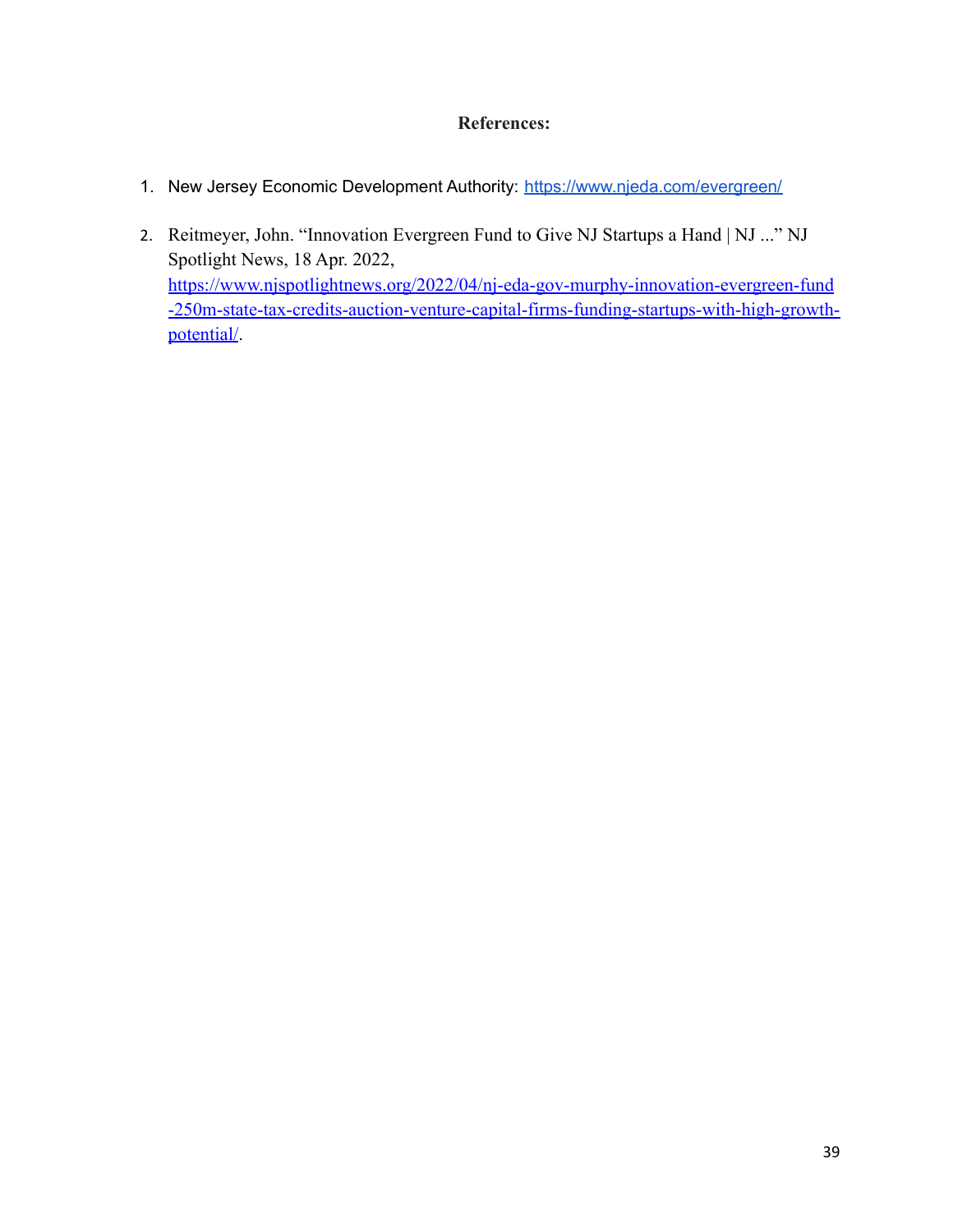**References:**

1. New Jersey Economic Development Authority: [https://www.njeda.com/evergreen/](https://www.njeda.com/evergreen/)

2. Reitmeyer, John. "Innovation Evergreen Fund to Give NJ Startups a Hand | NJ ..." NJ Spotlight News, 18 Apr. 2022, [https://www.njspotlightnews.org/2022/04/nj-eda-gov-murphy-innovation-evergreen-fund-250m-state-tax-credits-auction-venture-capital-firms-funding-startups-with-high-growth-potential/](https://www.njspotlightnews.org/2022/04/nj-eda-gov-murphy-innovation-evergreen-fund-250m-state-tax-credits-auction-venture-capital-firms-funding-startups-with-high-growth-potential/).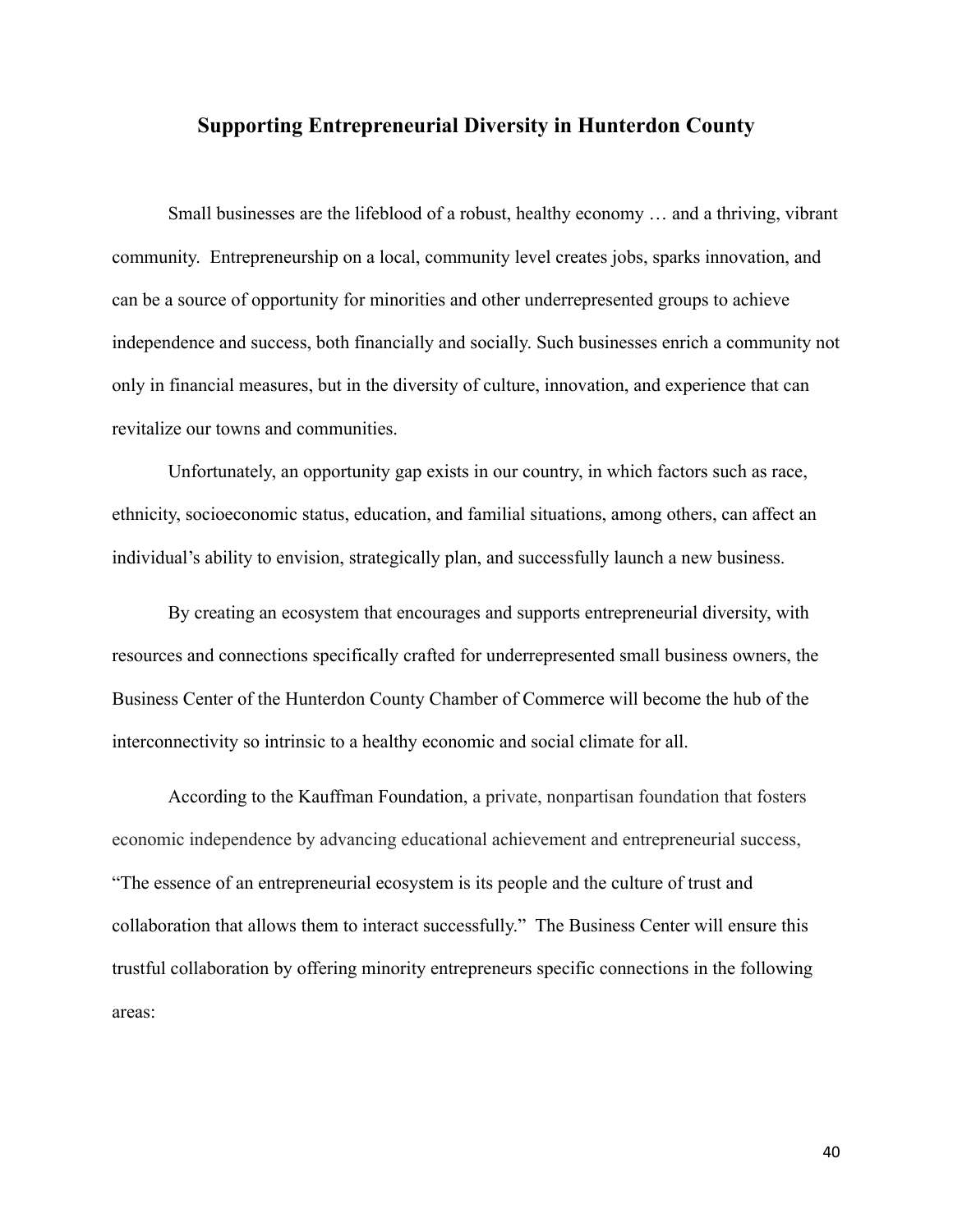# Supporting Entrepreneurial Diversity in Hunterdon County

Small businesses are the lifeblood of a robust, healthy economy … and a thriving, vibrant community. Entrepreneurship on a local, community level creates jobs, sparks innovation, and can be a source of opportunity for minorities and other underrepresented groups to achieve independence and success, both financially and socially. Such businesses enrich a community not only in financial measures, but in the diversity of culture, innovation, and experience that can revitalize our towns and communities.

Unfortunately, an opportunity gap exists in our country, in which factors such as race, ethnicity, socioeconomic status, education, and familial situations, among others, can affect an individual's ability to envision, strategically plan, and successfully launch a new business.

By creating an ecosystem that encourages and supports entrepreneurial diversity, with resources and connections specifically crafted for underrepresented small business owners, the Business Center of the Hunterdon County Chamber of Commerce will become the hub of the interconnectivity so intrinsic to a healthy economic and social climate for all.

According to the Kauffman Foundation, a private, nonpartisan foundation that fosters economic independence by advancing educational achievement and entrepreneurial success, "The essence of an entrepreneurial ecosystem is its people and the culture of trust and collaboration that allows them to interact successfully." The Business Center will ensure this trustful collaboration by offering minority entrepreneurs specific connections in the following areas: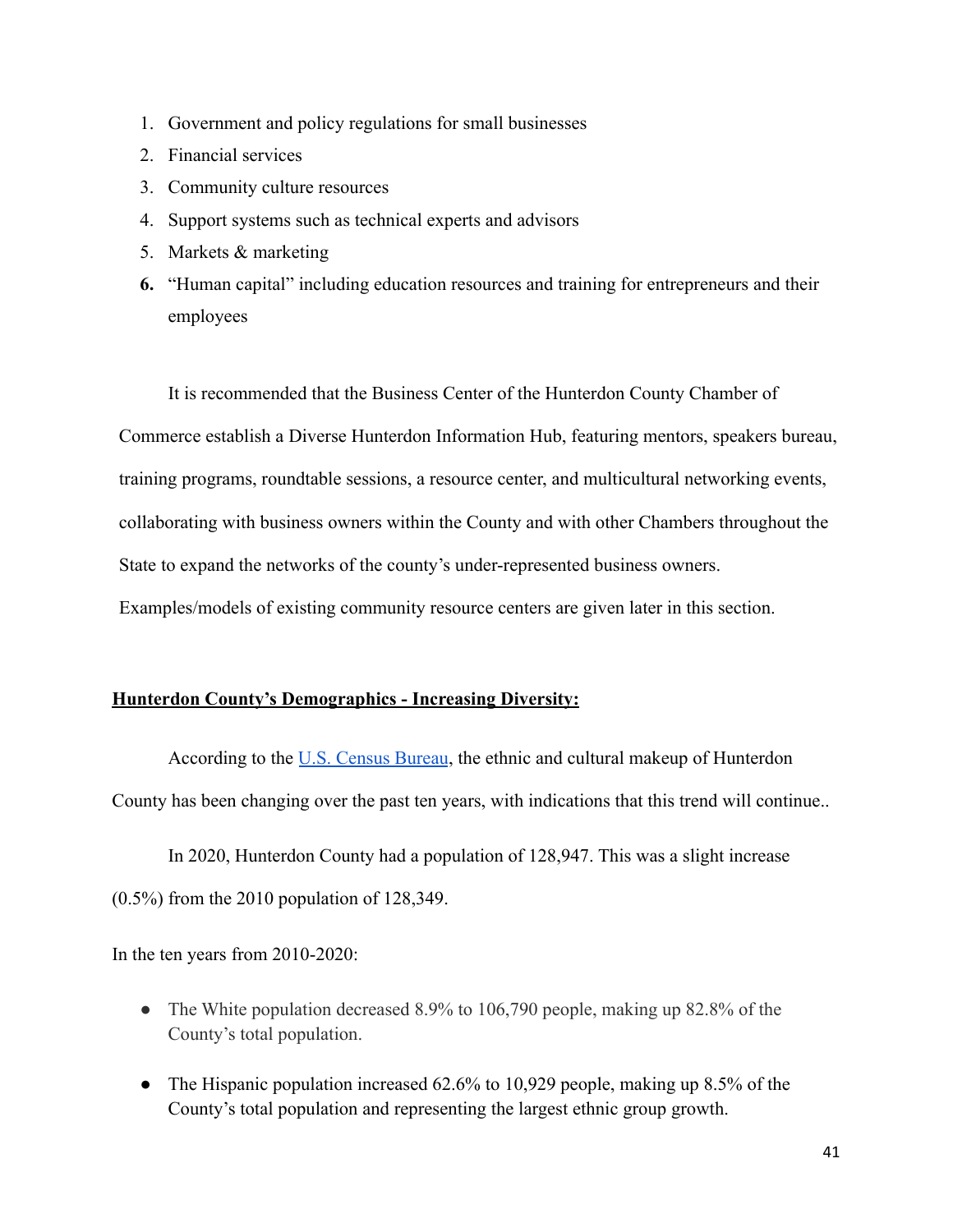1. Government and policy regulations for small businesses
2. Financial services
3. Community culture resources
4. Support systems such as technical experts and advisors
5. Markets & marketing
6. "Human capital" including education resources and training for entrepreneurs and their employees

It is recommended that the Business Center of the Hunterdon County Chamber of Commerce establish a Diverse Hunterdon Information Hub, featuring mentors, speakers bureau, training programs, roundtable sessions, a resource center, and multicultural networking events, collaborating with business owners within the County and with other Chambers throughout the State to expand the networks of the county's under-represented business owners. Examples/models of existing community resource centers are given later in this section.

**Hunterdon County's Demographics - Increasing Diversity:**

According to the [U.S. Census Bureau](), the ethnic and cultural makeup of Hunterdon County has been changing over the past ten years, with indications that this trend will continue..

In 2020, Hunterdon County had a population of 128,947. This was a slight increase (0.5%) from the 2010 population of 128,349.

In the ten years from 2010-2020:

- The White population decreased 8.9% to 106,790 people, making up 82.8% of the County's total population.
- The Hispanic population increased 62.6% to 10,929 people, making up 8.5% of the County's total population and representing the largest ethnic group growth.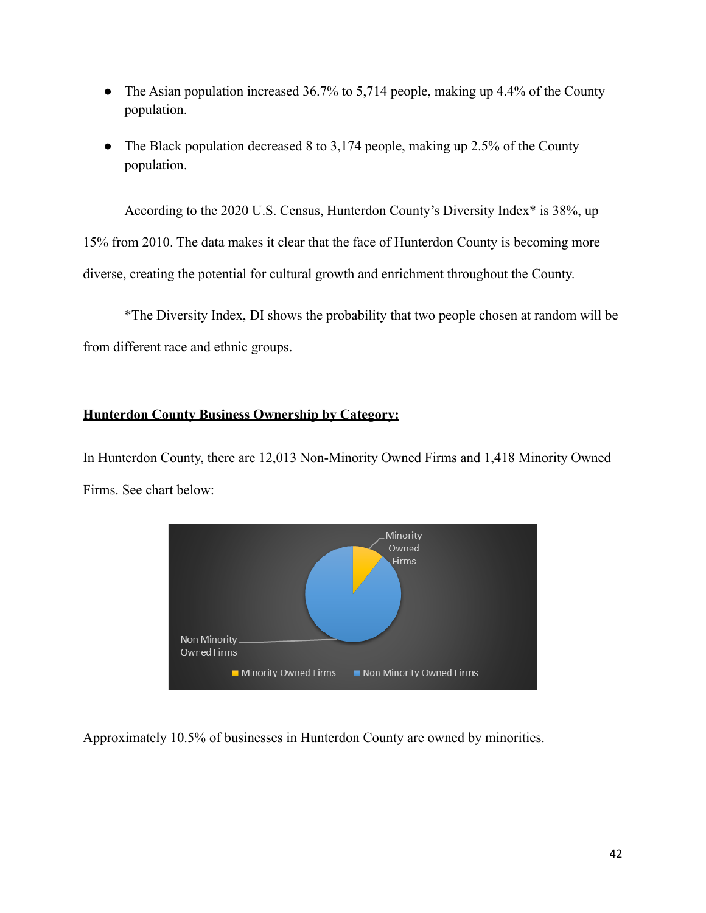- The Asian population increased 36.7% to 5,714 people, making up 4.4% of the County population.
- The Black population decreased 8 to 3,174 people, making up 2.5% of the County population.

According to the 2020 U.S. Census, Hunterdon County's Diversity Index* is 38%, up 15% from 2010. The data makes it clear that the face of Hunterdon County is becoming more diverse, creating the potential for cultural growth and enrichment throughout the County.

*The Diversity Index, DI shows the probability that two people chosen at random will be from different race and ethnic groups.

## **Hunterdon County Business Ownership by Category:**

In Hunterdon County, there are 12,013 Non-Minority Owned Firms and 1,418 Minority Owned Firms. See chart below:

Approximately 10.5% of businesses in Hunterdon County are owned by minorities.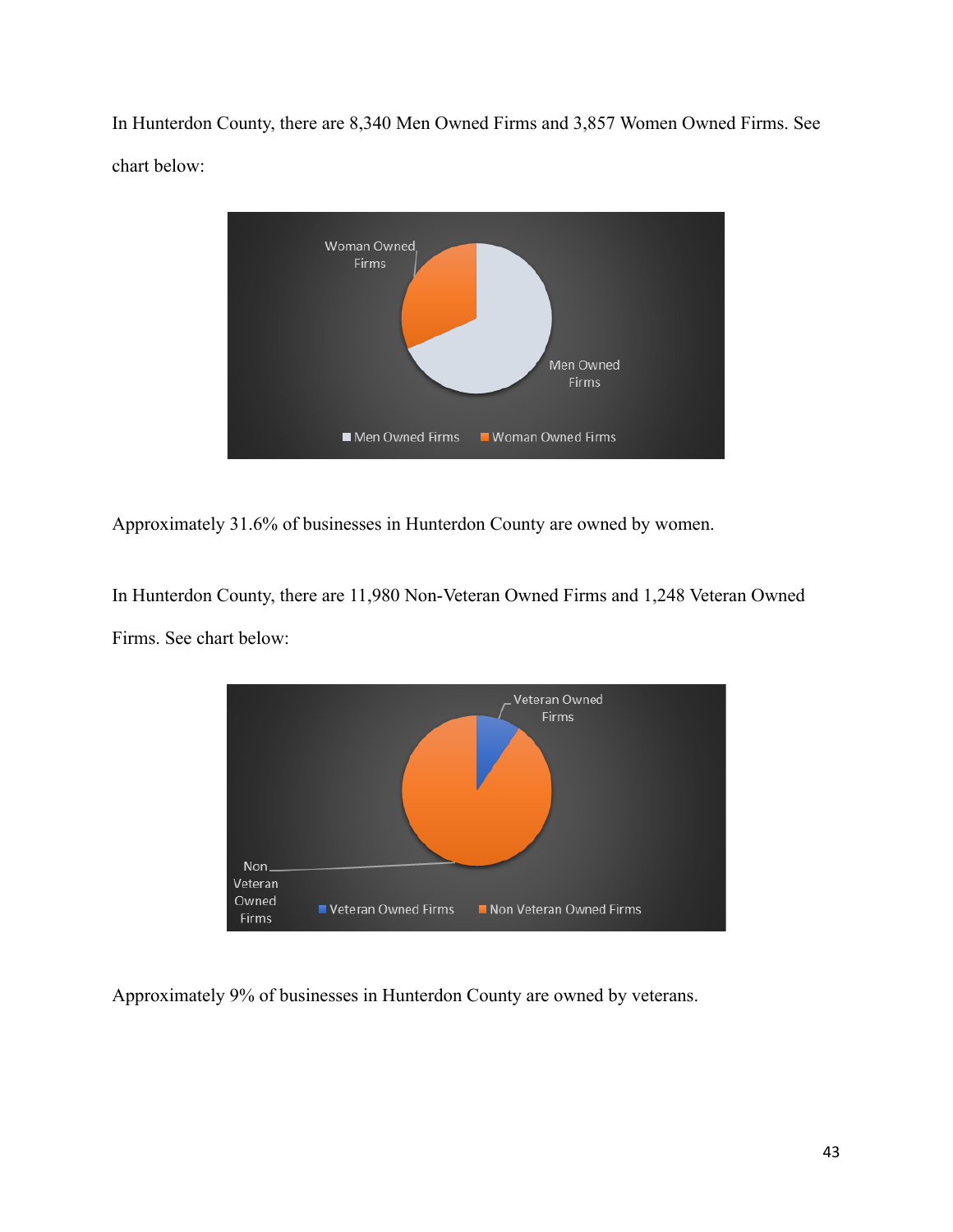In Hunterdon County, there are 8,340 Men Owned Firms and 3,857 Women Owned Firms. See chart below:

Woman Owned Firms

Men Owned Firms

Men Owned Firms   Woman Owned Firms

Approximately 31.6% of businesses in Hunterdon County are owned by women.

In Hunterdon County, there are 11,980 Non-Veteran Owned Firms and 1,248 Veteran Owned Firms. See chart below:

Veteran Owned Firms

Non Veteran Owned Firms

Veteran Owned Firms   Non Veteran Owned Firms

Approximately 9% of businesses in Hunterdon County are owned by veterans.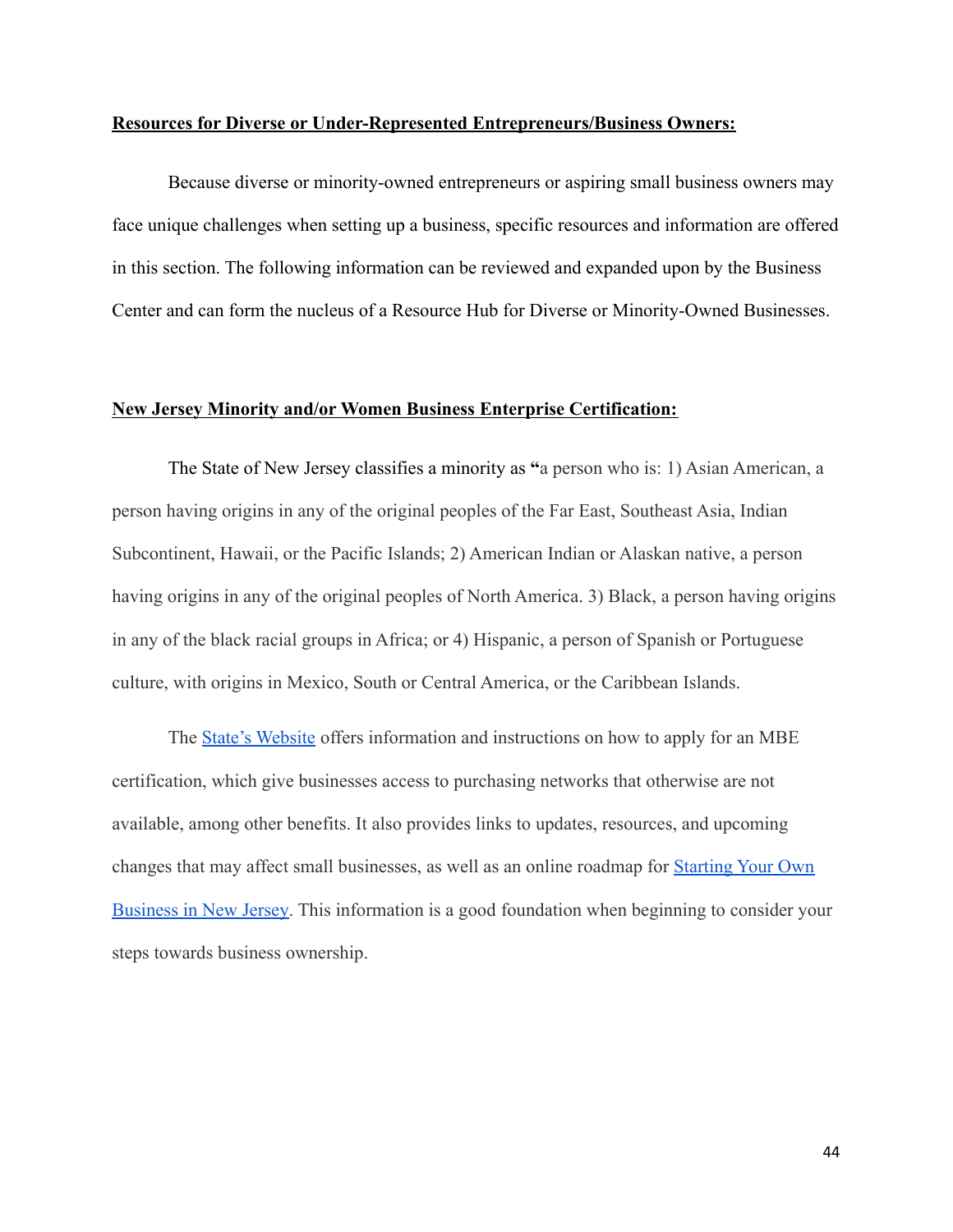**Resources for Diverse or Under-Represented Entrepreneurs/Business Owners:**

Because diverse or minority-owned entrepreneurs or aspiring small business owners may face unique challenges when setting up a business, specific resources and information are offered in this section. The following information can be reviewed and expanded upon by the Business Center and can form the nucleus of a Resource Hub for Diverse or Minority-Owned Businesses.

**New Jersey Minority and/or Women Business Enterprise Certification:**

The State of New Jersey classifies a minority as **"**a person who is: 1) Asian American, a person having origins in any of the original peoples of the Far East, Southeast Asia, Indian Subcontinent, Hawaii, or the Pacific Islands; 2) American Indian or Alaskan native, a person having origins in any of the original peoples of North America. 3) Black, a person having origins in any of the black racial groups in Africa; or 4) Hispanic, a person of Spanish or Portuguese culture, with origins in Mexico, South or Central America, or the Caribbean Islands.

The State's Website offers information and instructions on how to apply for an MBE certification, which give businesses access to purchasing networks that otherwise are not available, among other benefits. It also provides links to updates, resources, and upcoming changes that may affect small businesses, as well as an online roadmap for Starting Your Own Business in New Jersey. This information is a good foundation when beginning to consider your steps towards business ownership.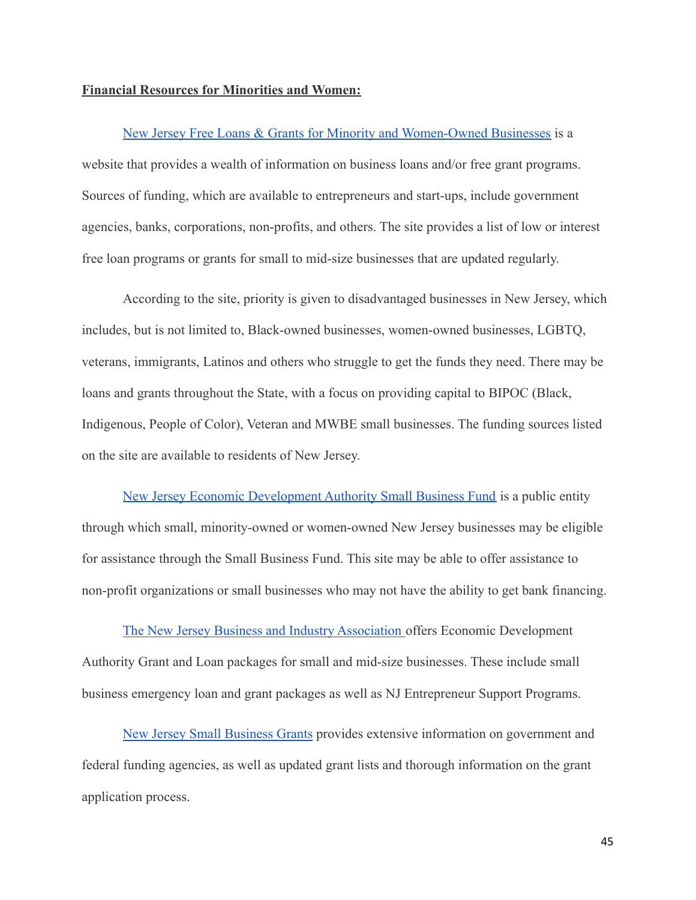**Financial Resources for Minorities and Women:**

New Jersey Free Loans & Grants for Minority and Women-Owned Businesses is a website that provides a wealth of information on business loans and/or free grant programs. Sources of funding, which are available to entrepreneurs and start-ups, include government agencies, banks, corporations, non-profits, and others. The site provides a list of low or interest free loan programs or grants for small to mid-size businesses that are updated regularly.

According to the site, priority is given to disadvantaged businesses in New Jersey, which includes, but is not limited to, Black-owned businesses, women-owned businesses, LGBTQ, veterans, immigrants, Latinos and others who struggle to get the funds they need. There may be loans and grants throughout the State, with a focus on providing capital to BIPOC (Black, Indigenous, People of Color), Veteran and MWBE small businesses. The funding sources listed on the site are available to residents of New Jersey.

New Jersey Economic Development Authority Small Business Fund is a public entity through which small, minority-owned or women-owned New Jersey businesses may be eligible for assistance through the Small Business Fund. This site may be able to offer assistance to non-profit organizations or small businesses who may not have the ability to get bank financing.

The New Jersey Business and Industry Association offers Economic Development Authority Grant and Loan packages for small and mid-size businesses. These include small business emergency loan and grant packages as well as NJ Entrepreneur Support Programs.

New Jersey Small Business Grants provides extensive information on government and federal funding agencies, as well as updated grant lists and thorough information on the grant application process.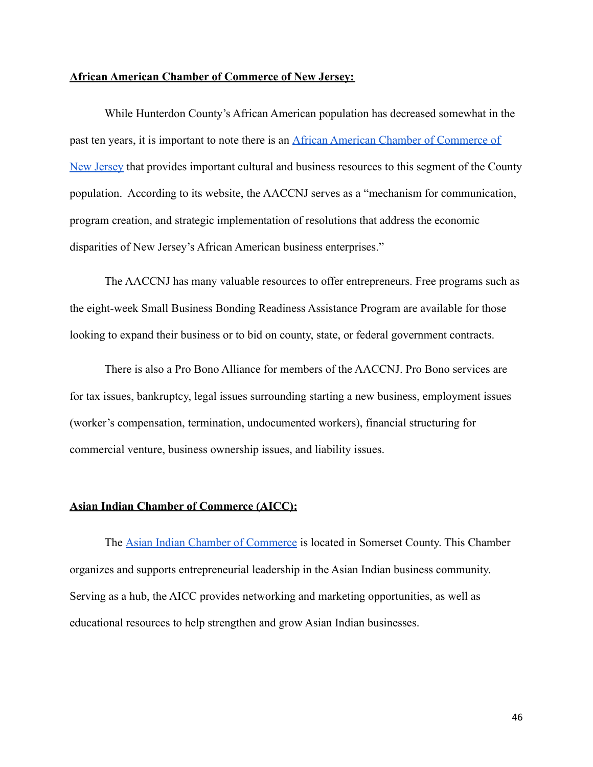**African American Chamber of Commerce of New Jersey:**

While Hunterdon County's African American population has decreased somewhat in the past ten years, it is important to note there is an African American Chamber of Commerce of New Jersey that provides important cultural and business resources to this segment of the County population. According to its website, the AACCNJ serves as a "mechanism for communication, program creation, and strategic implementation of resolutions that address the economic disparities of New Jersey's African American business enterprises."

The AACCNJ has many valuable resources to offer entrepreneurs. Free programs such as the eight-week Small Business Bonding Readiness Assistance Program are available for those looking to expand their business or to bid on county, state, or federal government contracts.

There is also a Pro Bono Alliance for members of the AACCNJ. Pro Bono services are for tax issues, bankruptcy, legal issues surrounding starting a new business, employment issues (worker's compensation, termination, undocumented workers), financial structuring for commercial venture, business ownership issues, and liability issues.

**Asian Indian Chamber of Commerce (AICC):**

The Asian Indian Chamber of Commerce is located in Somerset County. This Chamber organizes and supports entrepreneurial leadership in the Asian Indian business community. Serving as a hub, the AICC provides networking and marketing opportunities, as well as educational resources to help strengthen and grow Asian Indian businesses.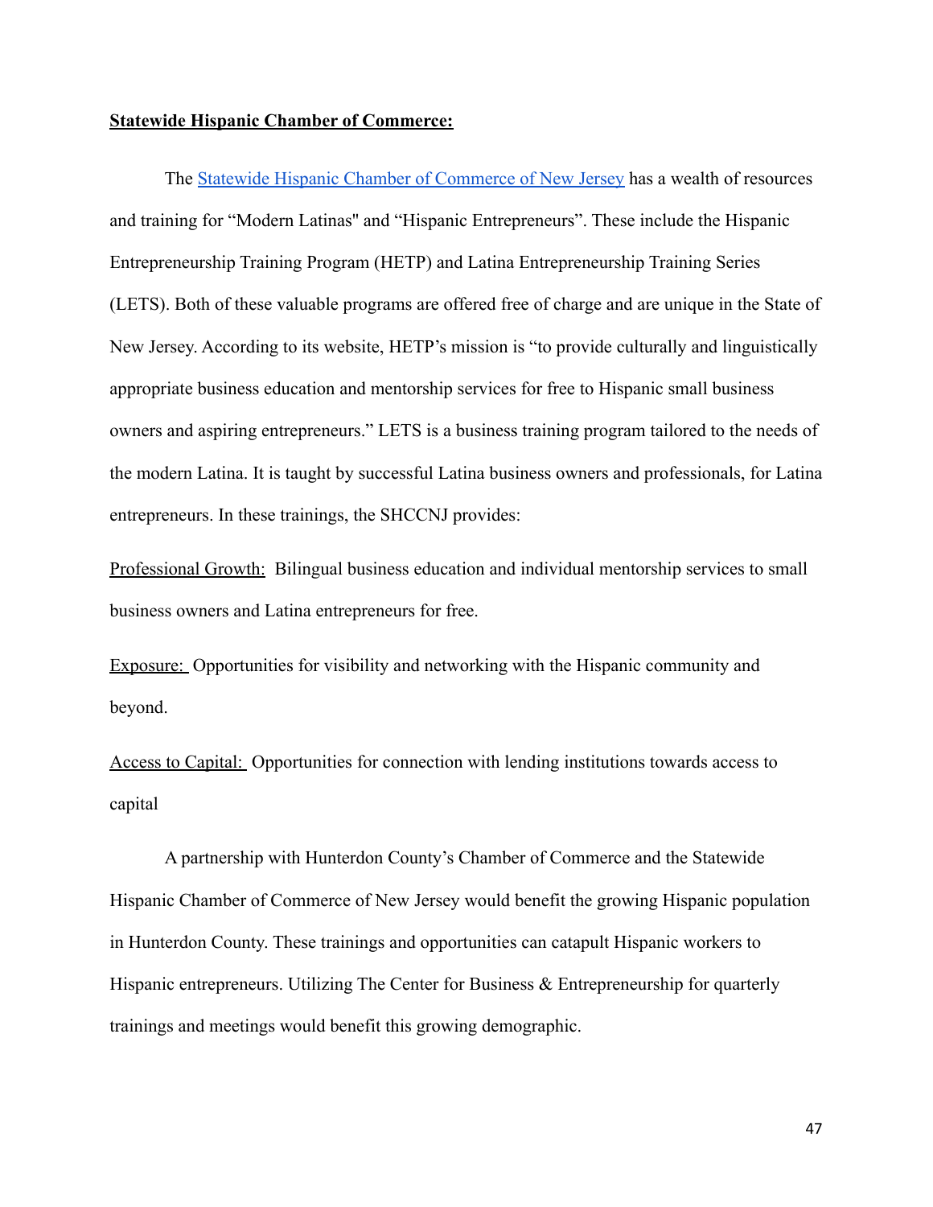**Statewide Hispanic Chamber of Commerce:**

The Statewide Hispanic Chamber of Commerce of New Jersey has a wealth of resources and training for "Modern Latinas" and "Hispanic Entrepreneurs". These include the Hispanic Entrepreneurship Training Program (HETP) and Latina Entrepreneurship Training Series (LETS). Both of these valuable programs are offered free of charge and are unique in the State of New Jersey. According to its website, HETP's mission is "to provide culturally and linguistically appropriate business education and mentorship services for free to Hispanic small business owners and aspiring entrepreneurs." LETS is a business training program tailored to the needs of the modern Latina. It is taught by successful Latina business owners and professionals, for Latina entrepreneurs. In these trainings, the SHCCNJ provides:

Professional Growth: Bilingual business education and individual mentorship services to small business owners and Latina entrepreneurs for free.

Exposure: Opportunities for visibility and networking with the Hispanic community and beyond.

Access to Capital: Opportunities for connection with lending institutions towards access to capital

A partnership with Hunterdon County's Chamber of Commerce and the Statewide Hispanic Chamber of Commerce of New Jersey would benefit the growing Hispanic population in Hunterdon County. These trainings and opportunities can catapult Hispanic workers to Hispanic entrepreneurs. Utilizing The Center for Business & Entrepreneurship for quarterly trainings and meetings would benefit this growing demographic.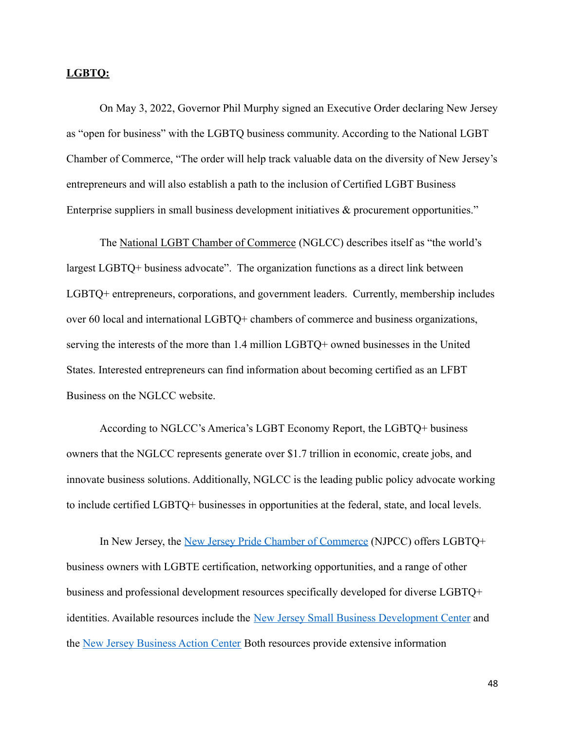**LGBTQ:**

On May 3, 2022, Governor Phil Murphy signed an Executive Order declaring New Jersey as "open for business" with the LGBTQ business community. According to the National LGBT Chamber of Commerce, "The order will help track valuable data on the diversity of New Jersey's entrepreneurs and will also establish a path to the inclusion of Certified LGBT Business Enterprise suppliers in small business development initiatives & procurement opportunities."

The National LGBT Chamber of Commerce (NGLCC) describes itself as "the world's largest LGBTQ+ business advocate". The organization functions as a direct link between LGBTQ+ entrepreneurs, corporations, and government leaders. Currently, membership includes over 60 local and international LGBTQ+ chambers of commerce and business organizations, serving the interests of the more than 1.4 million LGBTQ+ owned businesses in the United States. Interested entrepreneurs can find information about becoming certified as an LFBT Business on the NGLCC website.

According to NGLCC's America's LGBT Economy Report, the LGBTQ+ business owners that the NGLCC represents generate over $1.7 trillion in economic, create jobs, and innovate business solutions. Additionally, NGLCC is the leading public policy advocate working to include certified LGBTQ+ businesses in opportunities at the federal, state, and local levels.

In New Jersey, the New Jersey Pride Chamber of Commerce (NJPCC) offers LGBTQ+ business owners with LGBTE certification, networking opportunities, and a range of other business and professional development resources specifically developed for diverse LGBTQ+ identities. Available resources include the New Jersey Small Business Development Center and the New Jersey Business Action Center Both resources provide extensive information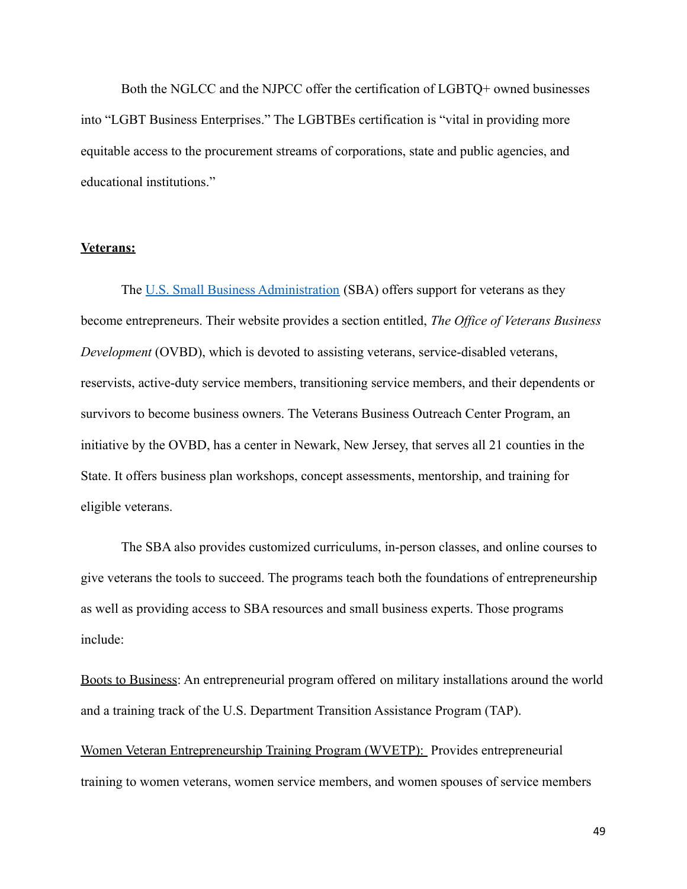Both the NGLCC and the NJPCC offer the certification of LGBTQ+ owned businesses into "LGBT Business Enterprises." The LGBTBEs certification is "vital in providing more equitable access to the procurement streams of corporations, state and public agencies, and educational institutions."

**Veterans:**

The U.S. Small Business Administration (SBA) offers support for veterans as they become entrepreneurs. Their website provides a section entitled, *The Office of Veterans Business Development* (OVBD), which is devoted to assisting veterans, service-disabled veterans, reservists, active-duty service members, transitioning service members, and their dependents or survivors to become business owners. The Veterans Business Outreach Center Program, an initiative by the OVBD, has a center in Newark, New Jersey, that serves all 21 counties in the State. It offers business plan workshops, concept assessments, mentorship, and training for eligible veterans.

The SBA also provides customized curriculums, in-person classes, and online courses to give veterans the tools to succeed. The programs teach both the foundations of entrepreneurship as well as providing access to SBA resources and small business experts. Those programs include:

Boots to Business: An entrepreneurial program offered on military installations around the world and a training track of the U.S. Department Transition Assistance Program (TAP).

Women Veteran Entrepreneurship Training Program (WVETP): Provides entrepreneurial training to women veterans, women service members, and women spouses of service members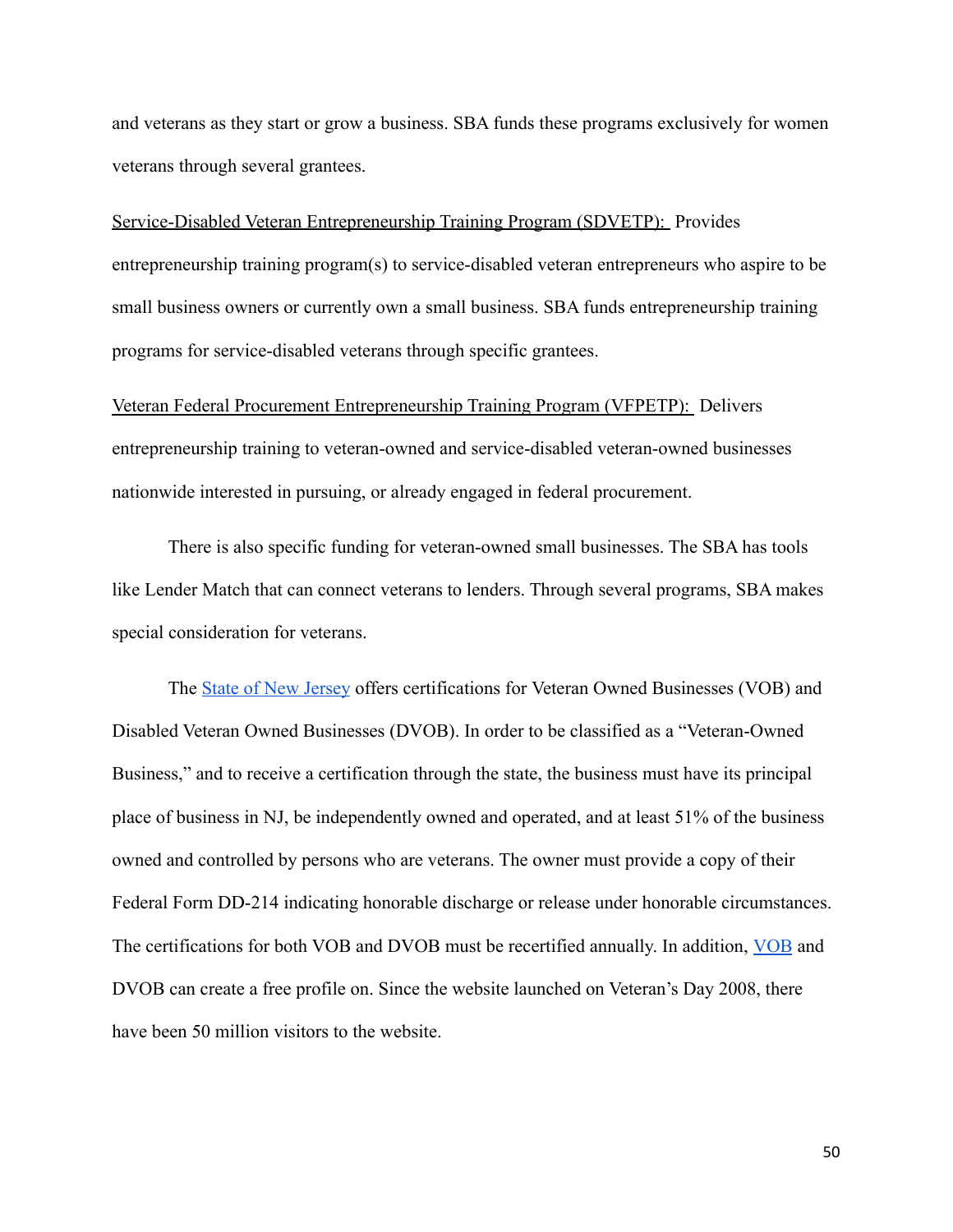and veterans as they start or grow a business. SBA funds these programs exclusively for women veterans through several grantees.

Service-Disabled Veteran Entrepreneurship Training Program (SDVETP): Provides entrepreneurship training program(s) to service-disabled veteran entrepreneurs who aspire to be small business owners or currently own a small business. SBA funds entrepreneurship training programs for service-disabled veterans through specific grantees.

Veteran Federal Procurement Entrepreneurship Training Program (VFPETP): Delivers entrepreneurship training to veteran-owned and service-disabled veteran-owned businesses nationwide interested in pursuing, or already engaged in federal procurement.

There is also specific funding for veteran-owned small businesses. The SBA has tools like Lender Match that can connect veterans to lenders. Through several programs, SBA makes special consideration for veterans.

The State of New Jersey offers certifications for Veteran Owned Businesses (VOB) and Disabled Veteran Owned Businesses (DVOB). In order to be classified as a "Veteran-Owned Business," and to receive a certification through the state, the business must have its principal place of business in NJ, be independently owned and operated, and at least 51% of the business owned and controlled by persons who are veterans. The owner must provide a copy of their Federal Form DD-214 indicating honorable discharge or release under honorable circumstances. The certifications for both VOB and DVOB must be recertified annually. In addition, VOB and DVOB can create a free profile on. Since the website launched on Veteran's Day 2008, there have been 50 million visitors to the website.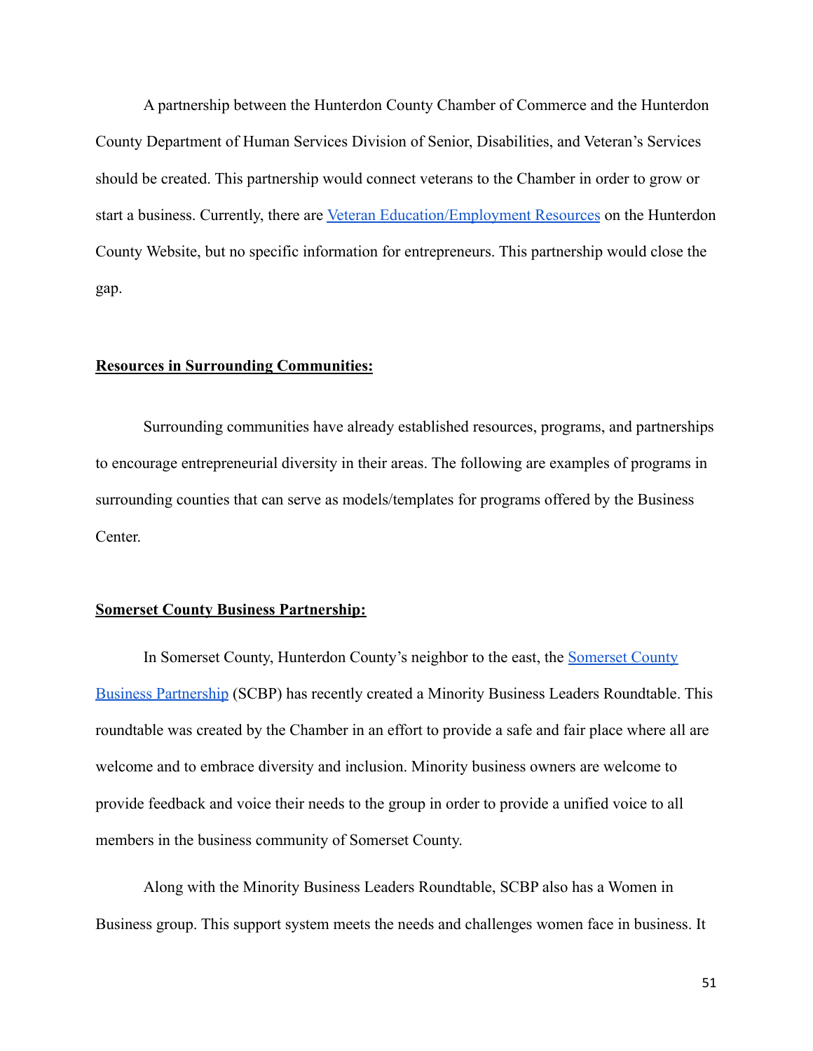A partnership between the Hunterdon County Chamber of Commerce and the Hunterdon County Department of Human Services Division of Senior, Disabilities, and Veteran's Services should be created. This partnership would connect veterans to the Chamber in order to grow or start a business. Currently, there are Veteran Education/Employment Resources on the Hunterdon County Website, but no specific information for entrepreneurs. This partnership would close the gap.

**Resources in Surrounding Communities:**

Surrounding communities have already established resources, programs, and partnerships to encourage entrepreneurial diversity in their areas. The following are examples of programs in surrounding counties that can serve as models/templates for programs offered by the Business Center.

**Somerset County Business Partnership:**

In Somerset County, Hunterdon County's neighbor to the east, the Somerset County Business Partnership (SCBP) has recently created a Minority Business Leaders Roundtable. This roundtable was created by the Chamber in an effort to provide a safe and fair place where all are welcome and to embrace diversity and inclusion. Minority business owners are welcome to provide feedback and voice their needs to the group in order to provide a unified voice to all members in the business community of Somerset County.

Along with the Minority Business Leaders Roundtable, SCBP also has a Women in Business group. This support system meets the needs and challenges women face in business. It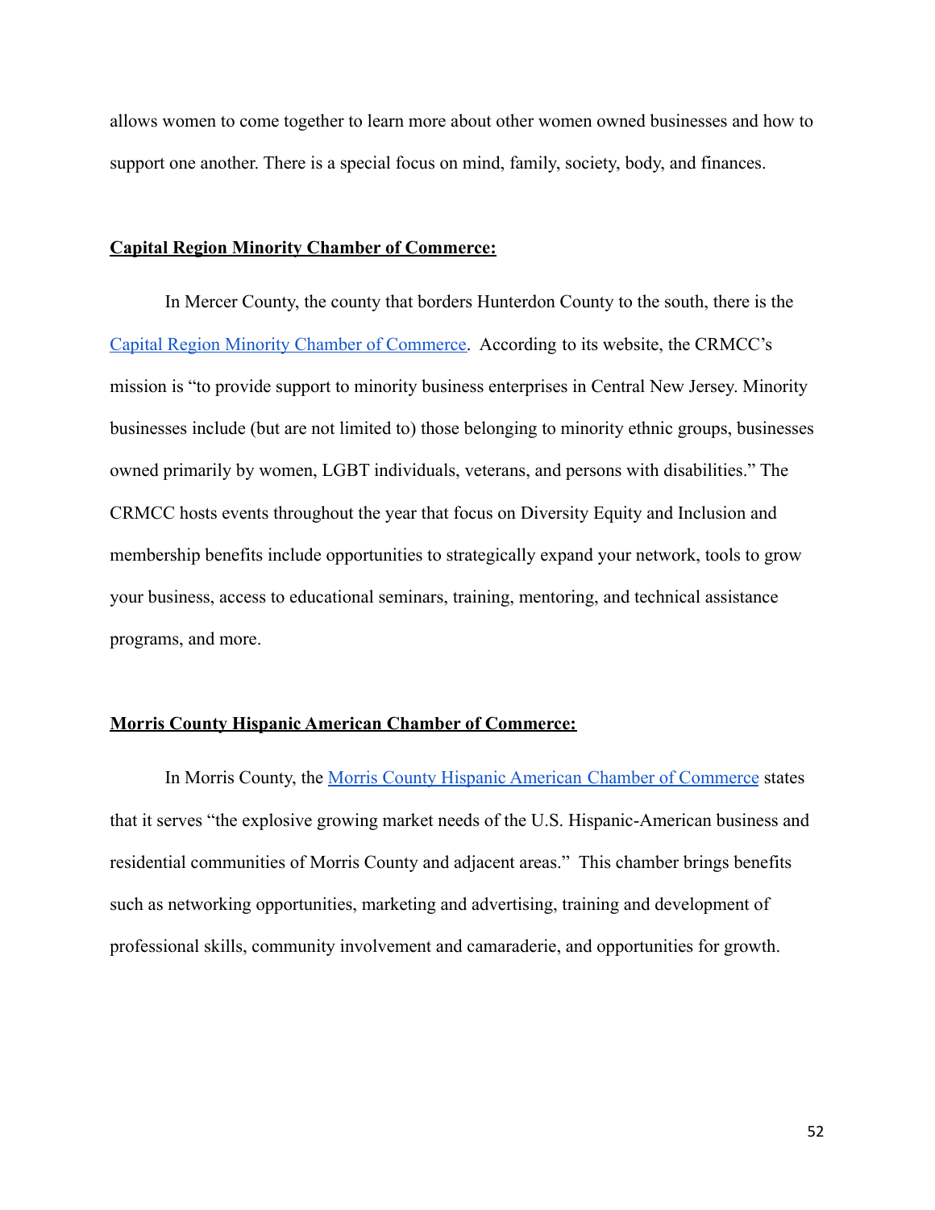allows women to come together to learn more about other women owned businesses and how to support one another. There is a special focus on mind, family, society, body, and finances.

**Capital Region Minority Chamber of Commerce:**

In Mercer County, the county that borders Hunterdon County to the south, there is the Capital Region Minority Chamber of Commerce. According to its website, the CRMCC's mission is "to provide support to minority business enterprises in Central New Jersey. Minority businesses include (but are not limited to) those belonging to minority ethnic groups, businesses owned primarily by women, LGBT individuals, veterans, and persons with disabilities." The CRMCC hosts events throughout the year that focus on Diversity Equity and Inclusion and membership benefits include opportunities to strategically expand your network, tools to grow your business, access to educational seminars, training, mentoring, and technical assistance programs, and more.

**Morris County Hispanic American Chamber of Commerce:**

In Morris County, the Morris County Hispanic American Chamber of Commerce states that it serves "the explosive growing market needs of the U.S. Hispanic-American business and residential communities of Morris County and adjacent areas." This chamber brings benefits such as networking opportunities, marketing and advertising, training and development of professional skills, community involvement and camaraderie, and opportunities for growth.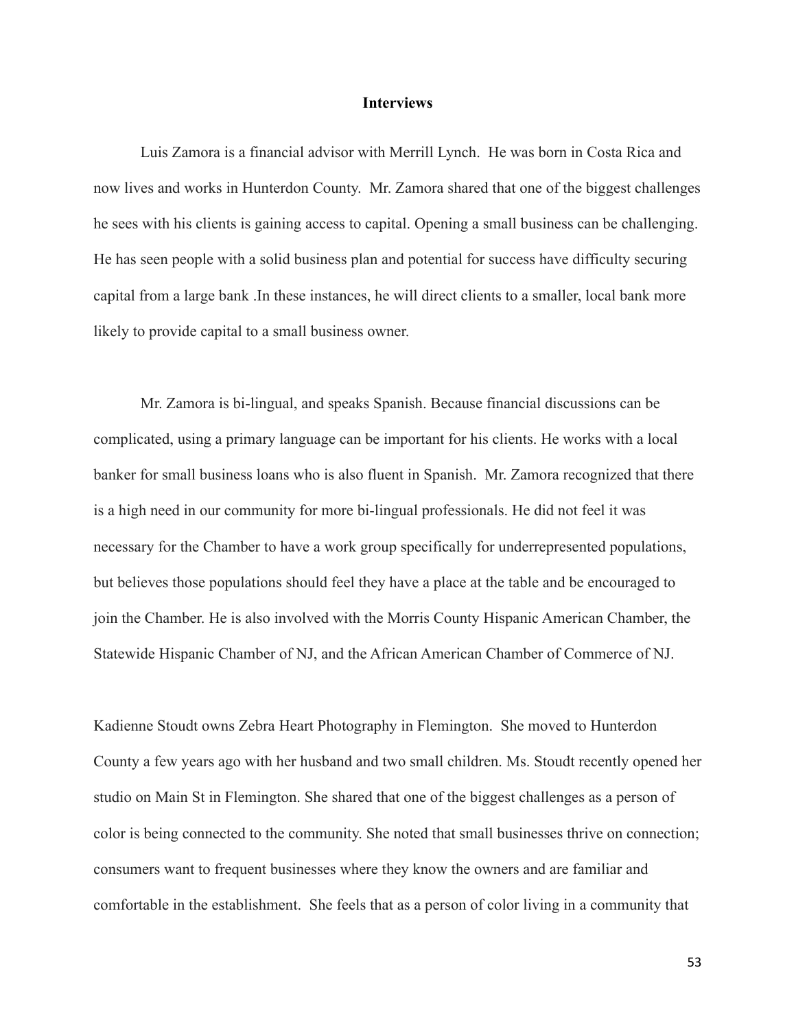# Interviews

Luis Zamora is a financial advisor with Merrill Lynch. He was born in Costa Rica and now lives and works in Hunterdon County. Mr. Zamora shared that one of the biggest challenges he sees with his clients is gaining access to capital. Opening a small business can be challenging. He has seen people with a solid business plan and potential for success have difficulty securing capital from a large bank .In these instances, he will direct clients to a smaller, local bank more likely to provide capital to a small business owner.

Mr. Zamora is bi-lingual, and speaks Spanish. Because financial discussions can be complicated, using a primary language can be important for his clients. He works with a local banker for small business loans who is also fluent in Spanish. Mr. Zamora recognized that there is a high need in our community for more bi-lingual professionals. He did not feel it was necessary for the Chamber to have a work group specifically for underrepresented populations, but believes those populations should feel they have a place at the table and be encouraged to join the Chamber. He is also involved with the Morris County Hispanic American Chamber, the Statewide Hispanic Chamber of NJ, and the African American Chamber of Commerce of NJ.

Kadienne Stoudt owns Zebra Heart Photography in Flemington. She moved to Hunterdon County a few years ago with her husband and two small children. Ms. Stoudt recently opened her studio on Main St in Flemington. She shared that one of the biggest challenges as a person of color is being connected to the community. She noted that small businesses thrive on connection; consumers want to frequent businesses where they know the owners and are familiar and comfortable in the establishment. She feels that as a person of color living in a community that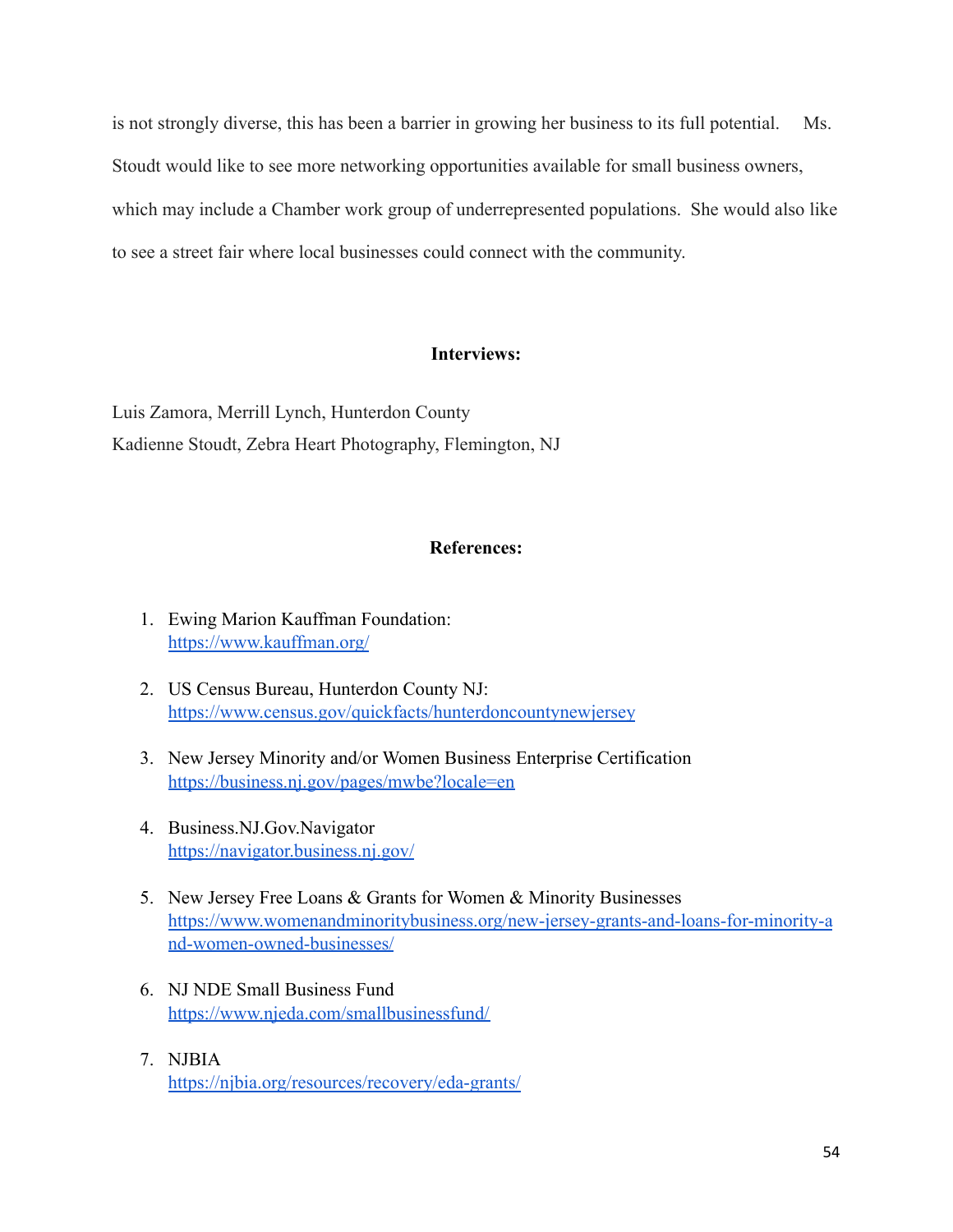is not strongly diverse, this has been a barrier in growing her business to its full potential. Ms. Stoudt would like to see more networking opportunities available for small business owners, which may include a Chamber work group of underrepresented populations. She would also like to see a street fair where local businesses could connect with the community.

**Interviews:**

Luis Zamora, Merrill Lynch, Hunterdon County
Kadienne Stoudt, Zebra Heart Photography, Flemington, NJ

**References:**

1. Ewing Marion Kauffman Foundation:
   https://www.kauffman.org/

2. US Census Bureau, Hunterdon County NJ:
   https://www.census.gov/quickfacts/hunterdoncountynewjersey

3. New Jersey Minority and/or Women Business Enterprise Certification
   https://business.nj.gov/pages/mwbe?locale=en

4. Business.NJ.Gov.Navigator
   https://navigator.business.nj.gov/

5. New Jersey Free Loans & Grants for Women & Minority Businesses
   https://www.womenandminoritybusiness.org/new-jersey-grants-and-loans-for-minority-and-women-owned-businesses/

6. NJ NDE Small Business Fund
   https://www.njeda.com/smallbusinessfund/

7. NJBIA
   https://njbia.org/resources/recovery/eda-grants/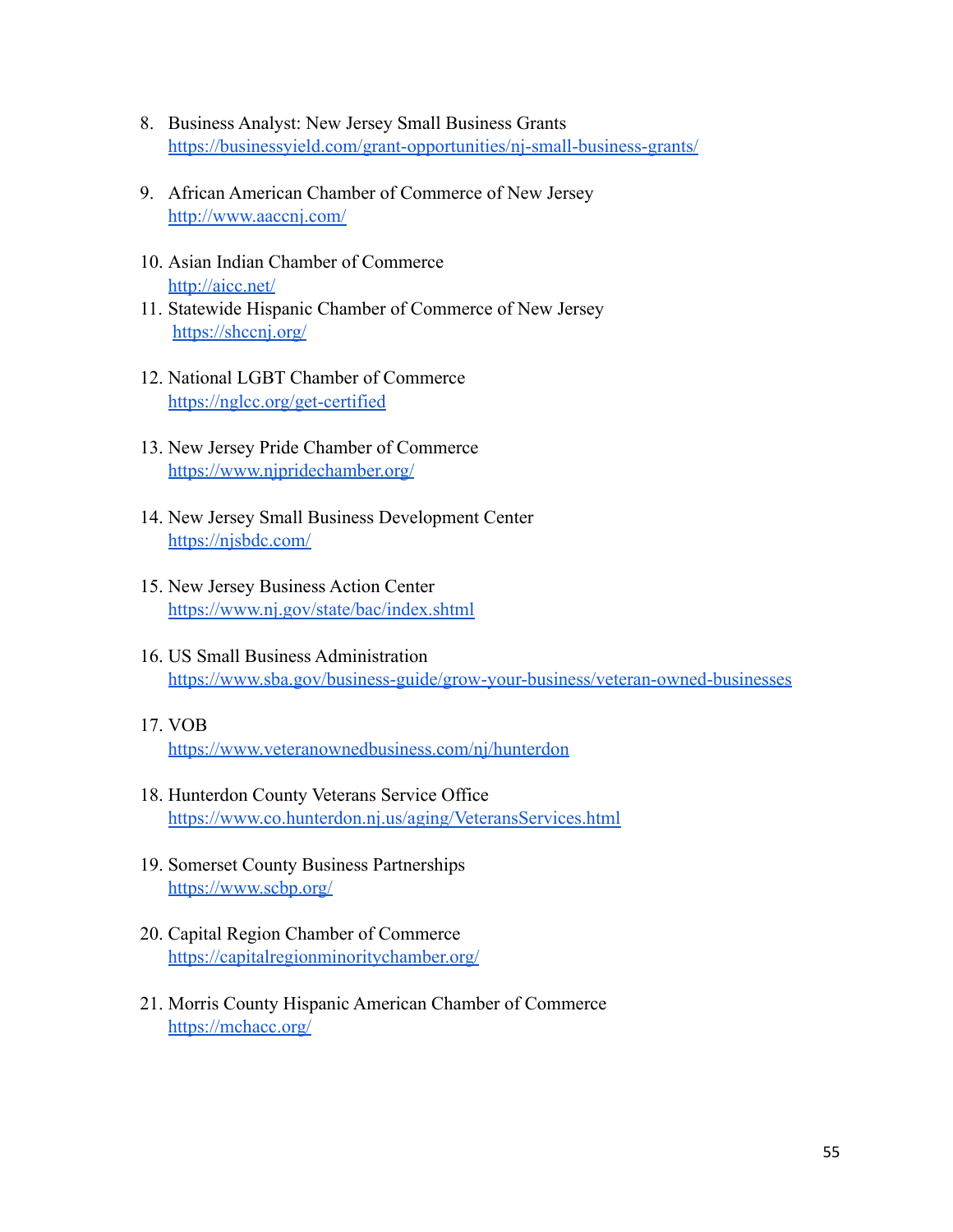8. Business Analyst: New Jersey Small Business Grants
   https://businessyield.com/grant-opportunities/nj-small-business-grants/

9. African American Chamber of Commerce of New Jersey
   http://www.aaccnj.com/

10. Asian Indian Chamber of Commerce
    http://aicc.net/
11. Statewide Hispanic Chamber of Commerce of New Jersey
    https://shccnj.org/

12. National LGBT Chamber of Commerce
    https://nglcc.org/get-certified

13. New Jersey Pride Chamber of Commerce
    https://www.njpridechamber.org/

14. New Jersey Small Business Development Center
    https://njsbdc.com/

15. New Jersey Business Action Center
    https://www.nj.gov/state/bac/index.shtml

16. US Small Business Administration
    https://www.sba.gov/business-guide/grow-your-business/veteran-owned-businesses

17. VOB
    https://www.veteranownedbusiness.com/nj/hunterdon

18. Hunterdon County Veterans Service Office
    https://www.co.hunterdon.nj.us/aging/VeteransServices.html

19. Somerset County Business Partnerships
    https://www.scbp.org/

20. Capital Region Chamber of Commerce
    https://capitalregionminoritychamber.org/

21. Morris County Hispanic American Chamber of Commerce
    https://mchacc.org/